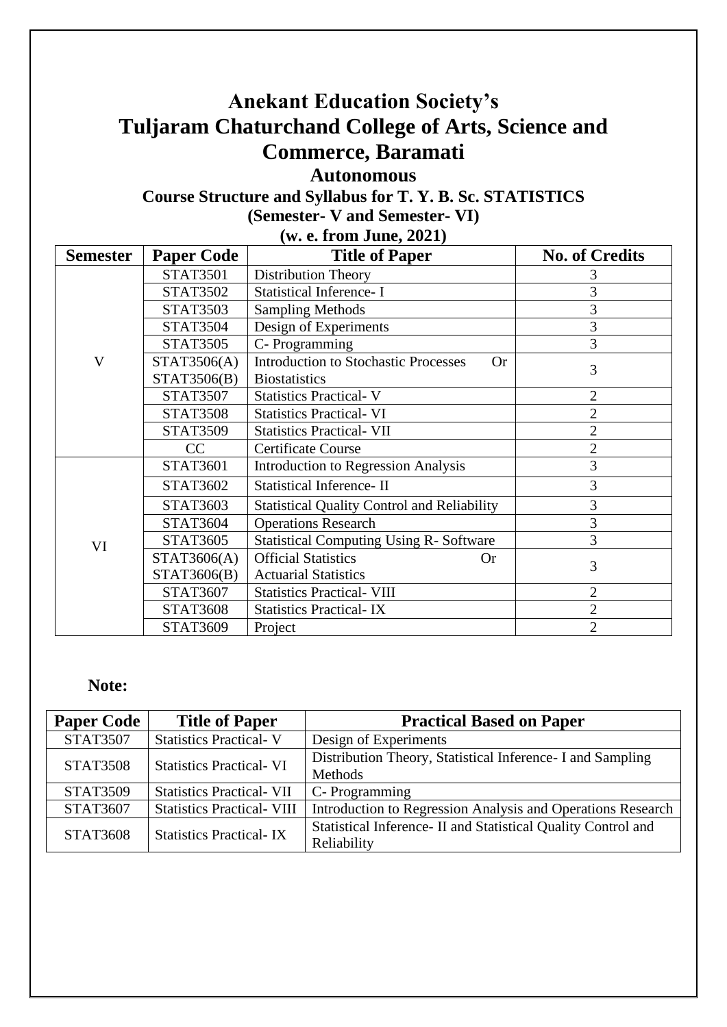# Anekant Education Society's
# Tuljaram Chaturchand College of Arts, Science and Commerce, Baramati

## Autonomous

### Course Structure and Syllabus for T. Y. B. Sc. STATISTICS
### (Semester- V and Semester- VI)
### (w. e. from June, 2021)

| Semester | Paper Code | Title of Paper | No. of Credits |
|---|---|---|---|
| V | STAT3501 | Distribution Theory | 3 |
| | STAT3502 | Statistical Inference- I | 3 |
| | STAT3503 | Sampling Methods | 3 |
| | STAT3504 | Design of Experiments | 3 |
| | STAT3505 | C- Programming | 3 |
| | STAT3506(A) STAT3506(B) | Introduction to Stochastic Processes Or Biostatistics | 3 |
| | STAT3507 | Statistics Practical- V | 2 |
| | STAT3508 | Statistics Practical- VI | 2 |
| | STAT3509 | Statistics Practical- VII | 2 |
| | CC | Certificate Course | 2 |
| VI | STAT3601 | Introduction to Regression Analysis | 3 |
| | STAT3602 | Statistical Inference- II | 3 |
| | STAT3603 | Statistical Quality Control and Reliability | 3 |
| | STAT3604 | Operations Research | 3 |
| | STAT3605 | Statistical Computing Using R- Software | 3 |
| | STAT3606(A) STAT3606(B) | Official Statistics Or Actuarial Statistics | 3 |
| | STAT3607 | Statistics Practical- VIII | 2 |
| | STAT3608 | Statistics Practical- IX | 2 |
| | STAT3609 | Project | 2 |

**Note:**

| Paper Code | Title of Paper | Practical Based on Paper |
|---|---|---|
| STAT3507 | Statistics Practical- V | Design of Experiments |
| STAT3508 | Statistics Practical- VI | Distribution Theory, Statistical Inference- I and Sampling Methods |
| STAT3509 | Statistics Practical- VII | C- Programming |
| STAT3607 | Statistics Practical- VIII | Introduction to Regression Analysis and Operations Research |
| STAT3608 | Statistics Practical- IX | Statistical Inference- II and Statistical Quality Control and Reliability |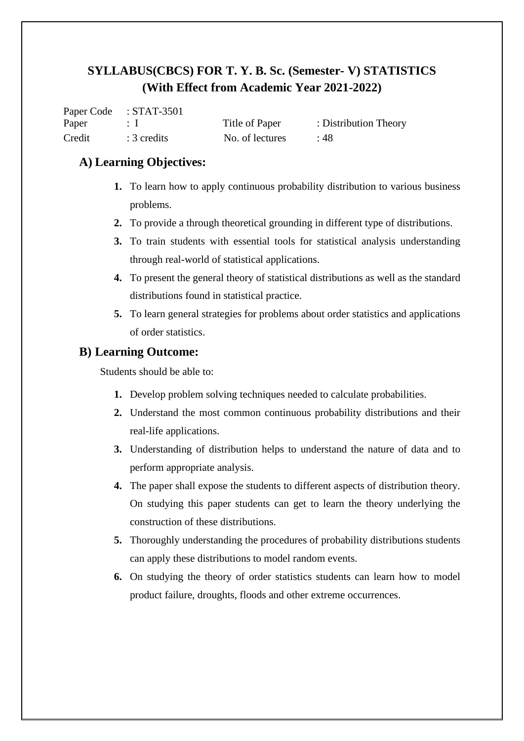## SYLLABUS(CBCS) FOR T. Y. B. Sc. (Semester- V) STATISTICS
## (With Effect from Academic Year 2021-2022)

| | | | |
|---|---|---|---|
| Paper Code | : STAT-3501 | | |
| Paper | : I | Title of Paper | : Distribution Theory |
| Credit | : 3 credits | No. of lectures | : 48 |

### A) Learning Objectives:

1. To learn how to apply continuous probability distribution to various business problems.
2. To provide a through theoretical grounding in different type of distributions.
3. To train students with essential tools for statistical analysis understanding through real-world of statistical applications.
4. To present the general theory of statistical distributions as well as the standard distributions found in statistical practice.
5. To learn general strategies for problems about order statistics and applications of order statistics.

### B) Learning Outcome:

Students should be able to:

1. Develop problem solving techniques needed to calculate probabilities.
2. Understand the most common continuous probability distributions and their real-life applications.
3. Understanding of distribution helps to understand the nature of data and to perform appropriate analysis.
4. The paper shall expose the students to different aspects of distribution theory. On studying this paper students can get to learn the theory underlying the construction of these distributions.
5. Thoroughly understanding the procedures of probability distributions students can apply these distributions to model random events.
6. On studying the theory of order statistics students can learn how to model product failure, droughts, floods and other extreme occurrences.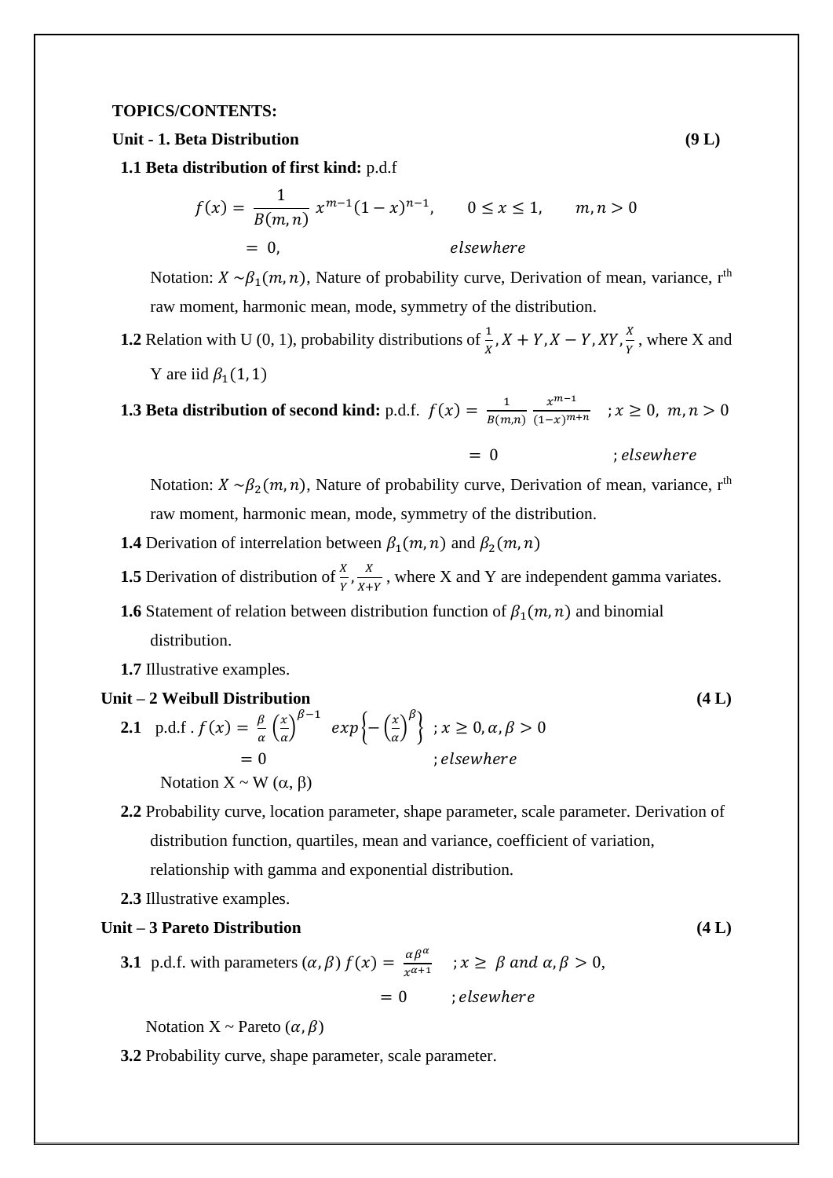**TOPICS/CONTENTS:**

**Unit - 1. Beta Distribution** **(9 L)**

**1.1 Beta distribution of first kind:** p.d.f

$$f(x) = \frac{1}{B(m,n)}\, x^{m-1}(1-x)^{n-1}, \qquad 0 \le x \le 1, \qquad m,n > 0$$
$$= 0, \qquad\qquad elsewhere$$

Notation: $X \sim \beta_1(m,n)$, Nature of probability curve, Derivation of mean, variance, r[th] raw moment, harmonic mean, mode, symmetry of the distribution.

**1.2** Relation with U (0, 1), probability distributions of $\frac{1}{X}, X+Y, X-Y, XY, \frac{X}{Y}$, where X and Y are iid $\beta_1(1,1)$

**1.3 Beta distribution of second kind:** p.d.f. $f(x) = \frac{1}{B(m,n)} \frac{x^{m-1}}{(1-x)^{m+n}} \quad ; x \ge 0,\ m,n > 0$

$$= 0 \qquad ; elsewhere$$

Notation: $X \sim \beta_2(m,n)$, Nature of probability curve, Derivation of mean, variance, r[th] raw moment, harmonic mean, mode, symmetry of the distribution.

**1.4** Derivation of interrelation between $\beta_1(m,n)$ and $\beta_2(m,n)$

**1.5** Derivation of distribution of $\frac{X}{Y}, \frac{X}{X+Y}$, where X and Y are independent gamma variates.

**1.6** Statement of relation between distribution function of $\beta_1(m,n)$ and binomial distribution.

**1.7** Illustrative examples.

**Unit – 2 Weibull Distribution** **(4 L)**

**2.1** p.d.f . $f(x) = \frac{\beta}{\alpha}\left(\frac{x}{\alpha}\right)^{\beta-1} \ exp\left\{-\left(\frac{x}{\alpha}\right)^{\beta}\right\} \ ; x \ge 0, \alpha, \beta > 0$

$$= 0 \qquad ; elsewhere$$

Notation X ~ W ($\alpha$, $\beta$)

**2.2** Probability curve, location parameter, shape parameter, scale parameter. Derivation of distribution function, quartiles, mean and variance, coefficient of variation, relationship with gamma and exponential distribution.

**2.3** Illustrative examples.

**Unit – 3 Pareto Distribution** **(4 L)**

**3.1** p.d.f. with parameters $(\alpha, \beta)$ $f(x) = \frac{\alpha\beta^{\alpha}}{x^{\alpha+1}} \quad ; x \ge \beta \ and \ \alpha, \beta > 0,$

$$= 0 \qquad ; elsewhere$$

Notation X ~ Pareto $(\alpha, \beta)$

**3.2** Probability curve, shape parameter, scale parameter.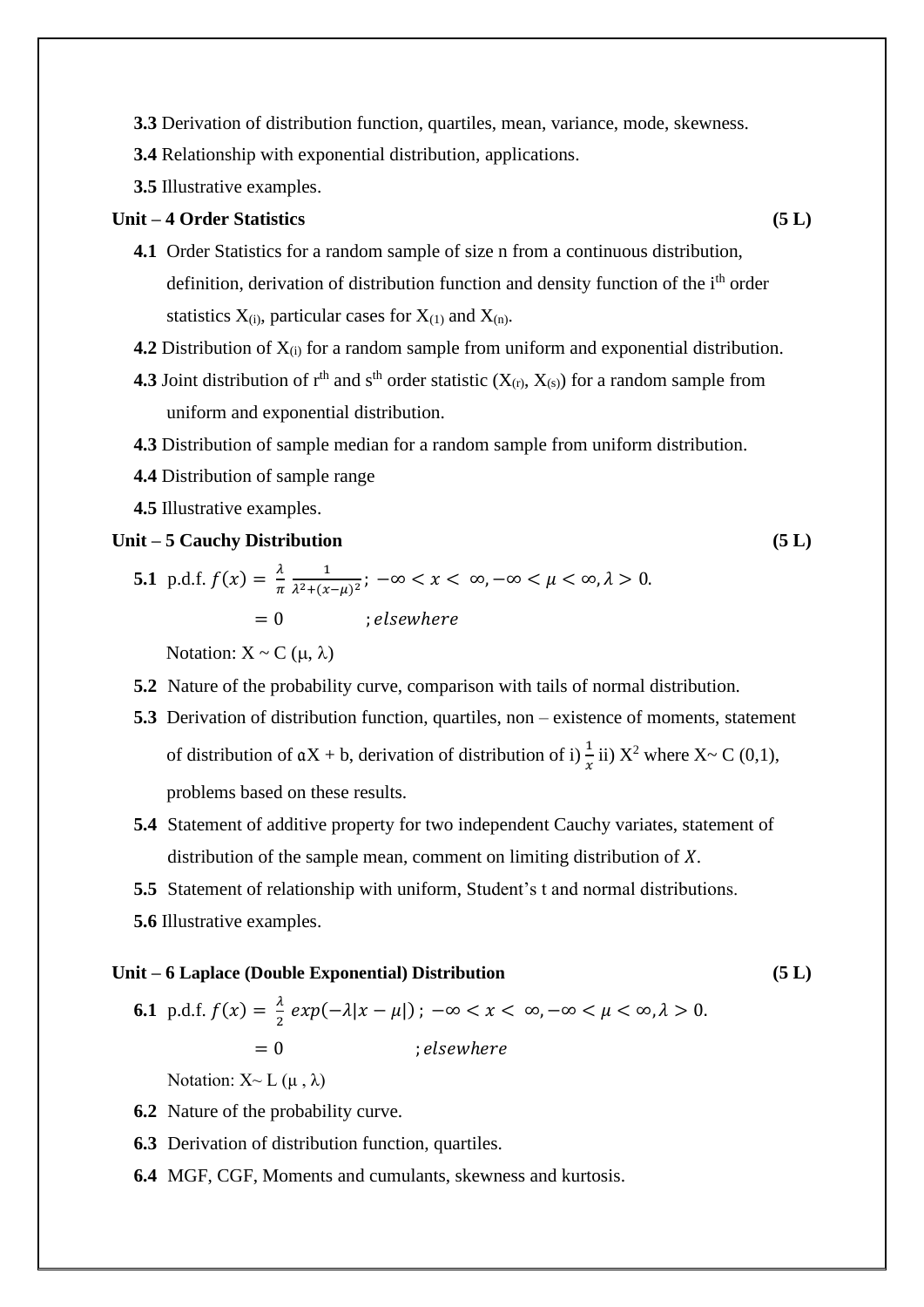**3.3** Derivation of distribution function, quartiles, mean, variance, mode, skewness.

**3.4** Relationship with exponential distribution, applications.

**3.5** Illustrative examples.

**Unit – 4 Order Statistics** **(5 L)**

**4.1** Order Statistics for a random sample of size n from a continuous distribution, definition, derivation of distribution function and density function of the $i^{th}$ order statistics $X_{(i)}$, particular cases for $X_{(1)}$ and $X_{(n)}$.

**4.2** Distribution of $X_{(i)}$ for a random sample from uniform and exponential distribution.

**4.3** Joint distribution of $r^{th}$ and $s^{th}$ order statistic ($X_{(r)}$, $X_{(s)}$) for a random sample from uniform and exponential distribution.

**4.3** Distribution of sample median for a random sample from uniform distribution.

**4.4** Distribution of sample range

**4.5** Illustrative examples.

**Unit – 5 Cauchy Distribution** **(5 L)**

**5.1** p.d.f. $f(x) = \frac{\lambda}{\pi} \frac{1}{\lambda^2 + (x-\mu)^2}$; $-\infty < x < \infty, -\infty < \mu < \infty, \lambda > 0.$

$= 0$ ; $elsewhere$

Notation: X ~ C (μ, λ)

**5.2** Nature of the probability curve, comparison with tails of normal distribution.

**5.3** Derivation of distribution function, quartiles, non – existence of moments, statement of distribution of aX + b, derivation of distribution of i) $\frac{1}{x}$ ii) $X^2$ where X~ C (0,1), problems based on these results.

**5.4** Statement of additive property for two independent Cauchy variates, statement of distribution of the sample mean, comment on limiting distribution of $X$.

**5.5** Statement of relationship with uniform, Student's t and normal distributions.

**5.6** Illustrative examples.

**Unit – 6 Laplace (Double Exponential) Distribution** **(5 L)**

**6.1** p.d.f. $f(x) = \frac{\lambda}{2} exp(-\lambda|x-\mu|)$ ; $-\infty < x < \infty, -\infty < \mu < \infty, \lambda > 0.$

$= 0$ ; $elsewhere$

Notation: X~ L (μ , λ)

**6.2** Nature of the probability curve.

**6.3** Derivation of distribution function, quartiles.

**6.4** MGF, CGF, Moments and cumulants, skewness and kurtosis.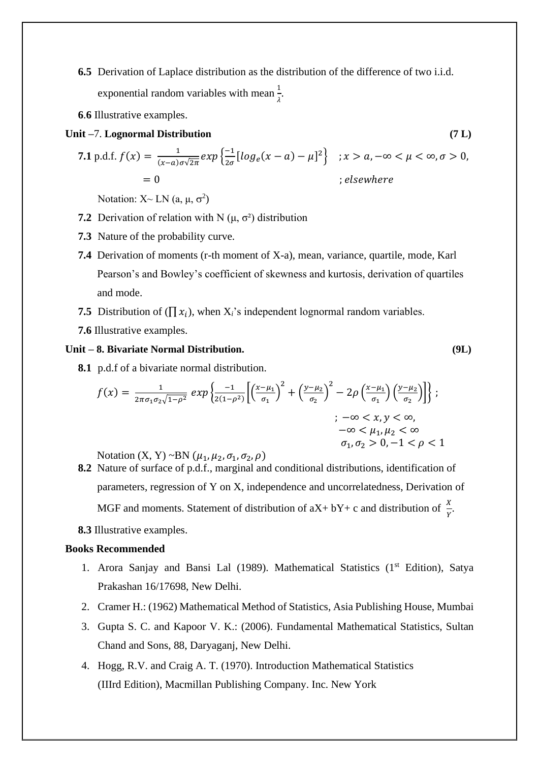**6.5** Derivation of Laplace distribution as the distribution of the difference of two i.i.d. exponential random variables with mean $\frac{1}{\lambda}$.

**6**.**6** Illustrative examples.

**Unit** –7. **Lognormal Distribution** **(7 L)**

**7.1** p.d.f. $f(x) = \frac{1}{(x-a)\sigma\sqrt{2\pi}} exp\left\{\frac{-1}{2\sigma}[log_e(x-a)-\mu]^2\right\}$ $; x > a, -\infty < \mu < \infty, \sigma > 0,$

$= 0$ $; elsewhere$

Notation: X~ LN (a, μ, $\sigma^2$)

**7.2** Derivation of relation with N (μ, $\sigma^2$) distribution

**7.3** Nature of the probability curve.

**7.4** Derivation of moments (r-th moment of X-a), mean, variance, quartile, mode, Karl Pearson's and Bowley's coefficient of skewness and kurtosis, derivation of quartiles and mode.

**7.5** Distribution of ($\prod x_i$), when $X_i$'s independent lognormal random variables.

**7.6** Illustrative examples.

**Unit – 8. Bivariate Normal Distribution.** **(9L)**

**8.1** p.d.f of a bivariate normal distribution.

$$f(x) = \frac{1}{2\pi\sigma_1\sigma_2\sqrt{1-\rho^2}} \; exp\left\{\frac{-1}{2(1-\rho^2)}\left[\left(\frac{x-\mu_1}{\sigma_1}\right)^2 + \left(\frac{y-\mu_2}{\sigma_2}\right)^2 - 2\rho\left(\frac{x-\mu_1}{\sigma_1}\right)\left(\frac{y-\mu_2}{\sigma_2}\right)\right]\right\};$$

$$; -\infty < x, y < \infty,$$
$$-\infty < \mu_1, \mu_2 < \infty$$
$$\sigma_1, \sigma_2 > 0, -1 < \rho < 1$$

Notation (X, Y) ~BN $(\mu_1, \mu_2, \sigma_1, \sigma_2, \rho)$

**8.2** Nature of surface of p.d.f., marginal and conditional distributions, identification of parameters, regression of Y on X, independence and uncorrelatedness, Derivation of MGF and moments. Statement of distribution of aX+ bY+ c and distribution of $\frac{X}{Y}$.

**8.3** Illustrative examples.

**Books Recommended**

1. Arora Sanjay and Bansi Lal (1989). Mathematical Statistics (1st Edition), Satya Prakashan 16/17698, New Delhi.
2. Cramer H.: (1962) Mathematical Method of Statistics, Asia Publishing House, Mumbai
3. Gupta S. C. and Kapoor V. K.: (2006). Fundamental Mathematical Statistics, Sultan Chand and Sons, 88, Daryaganj, New Delhi.
4. Hogg, R.V. and Craig A. T. (1970). Introduction Mathematical Statistics (IIIrd Edition), Macmillan Publishing Company. Inc. New York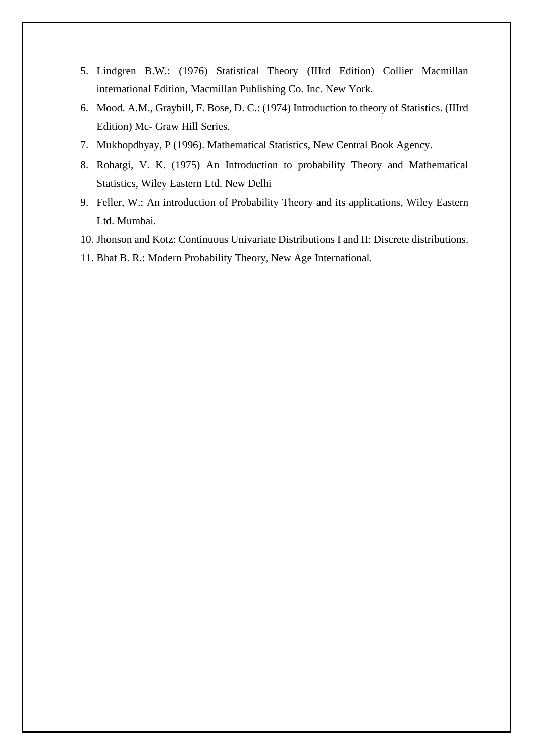5. Lindgren B.W.: (1976) Statistical Theory (IIIrd Edition) Collier Macmillan international Edition, Macmillan Publishing Co. Inc. New York.
6. Mood. A.M., Graybill, F. Bose, D. C.: (1974) Introduction to theory of Statistics. (IIIrd Edition) Mc- Graw Hill Series.
7. Mukhopdhyay, P (1996). Mathematical Statistics, New Central Book Agency.
8. Rohatgi, V. K. (1975) An Introduction to probability Theory and Mathematical Statistics, Wiley Eastern Ltd. New Delhi
9. Feller, W.: An introduction of Probability Theory and its applications, Wiley Eastern Ltd. Mumbai.
10. Jhonson and Kotz: Continuous Univariate Distributions I and II: Discrete distributions.
11. Bhat B. R.: Modern Probability Theory, New Age International.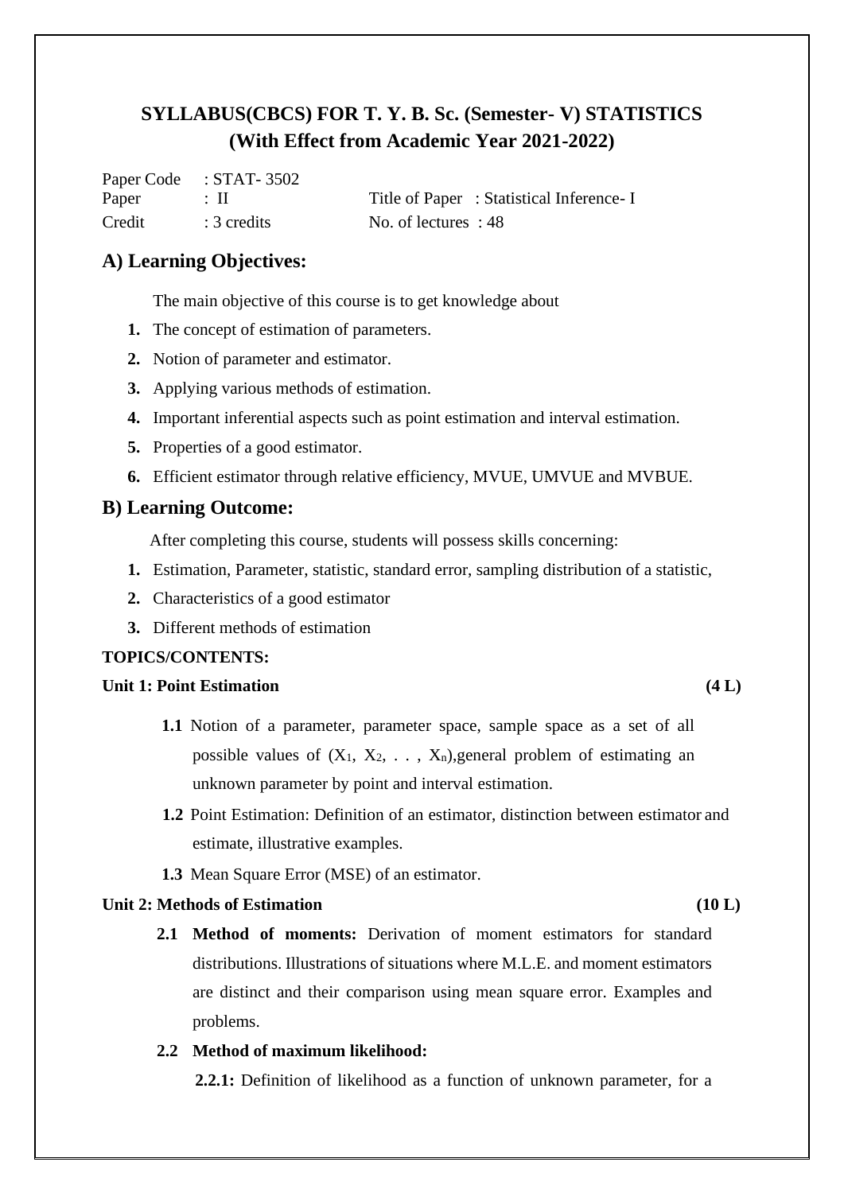# SYLLABUS(CBCS) FOR T. Y. B. Sc. (Semester- V) STATISTICS
## (With Effect from Academic Year 2021-2022)

Paper Code : STAT- 3502
Paper : II    Title of Paper : Statistical Inference- I
Credit : 3 credits    No. of lectures : 48

## A) Learning Objectives:

The main objective of this course is to get knowledge about

1. The concept of estimation of parameters.
2. Notion of parameter and estimator.
3. Applying various methods of estimation.
4. Important inferential aspects such as point estimation and interval estimation.
5. Properties of a good estimator.
6. Efficient estimator through relative efficiency, MVUE, UMVUE and MVBUE.

## B) Learning Outcome:

After completing this course, students will possess skills concerning:

1. Estimation, Parameter, statistic, standard error, sampling distribution of a statistic,
2. Characteristics of a good estimator
3. Different methods of estimation

**TOPICS/CONTENTS:**

**Unit 1: Point Estimation (4 L)**

**1.1** Notion of a parameter, parameter space, sample space as a set of all possible values of $(X_1, X_2, \ldots, X_n)$,general problem of estimating an unknown parameter by point and interval estimation.

**1.2** Point Estimation: Definition of an estimator, distinction between estimator and estimate, illustrative examples.

**1.3** Mean Square Error (MSE) of an estimator.

**Unit 2: Methods of Estimation (10 L)**

**2.1 Method of moments:** Derivation of moment estimators for standard distributions. Illustrations of situations where M.L.E. and moment estimators are distinct and their comparison using mean square error. Examples and problems.

**2.2 Method of maximum likelihood:**

**2.2.1:** Definition of likelihood as a function of unknown parameter, for a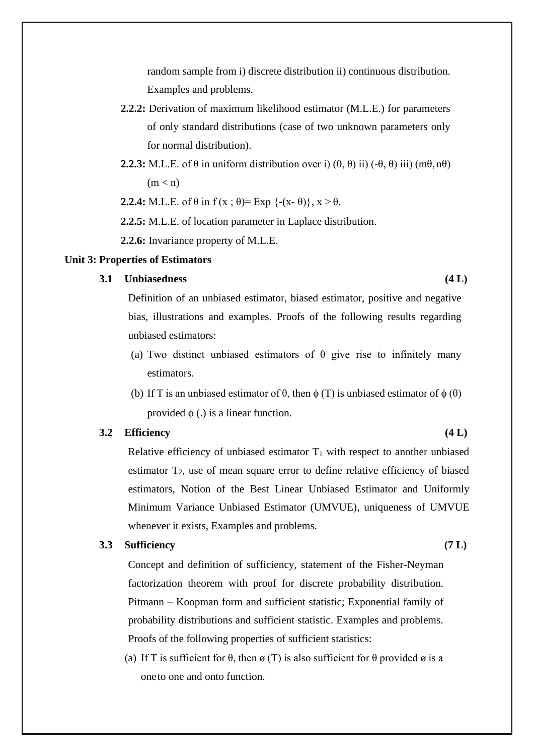random sample from i) discrete distribution ii) continuous distribution. Examples and problems.

**2.2.2:** Derivation of maximum likelihood estimator (M.L.E.) for parameters of only standard distributions (case of two unknown parameters only for normal distribution).

**2.2.3:** M.L.E. of $\theta$ in uniform distribution over i) $(0, \theta)$ ii) $(-\theta, \theta)$ iii) $(m\theta, n\theta)$ $(m < n)$

**2.2.4:** M.L.E. of $\theta$ in $f(x ; \theta) = \text{Exp}\{-(x - \theta)\}, x > \theta$.

**2.2.5:** M.L.E. of location parameter in Laplace distribution.

**2.2.6:** Invariance property of M.L.E.

**Unit 3: Properties of Estimators**

**3.1 Unbiasedness (4 L)**

Definition of an unbiased estimator, biased estimator, positive and negative bias, illustrations and examples. Proofs of the following results regarding unbiased estimators:

(a) Two distinct unbiased estimators of $\theta$ give rise to infinitely many estimators.

(b) If T is an unbiased estimator of $\theta$, then $\phi(T)$ is unbiased estimator of $\phi(\theta)$ provided $\phi(.)$ is a linear function.

**3.2 Efficiency (4 L)**

Relative efficiency of unbiased estimator $T_1$ with respect to another unbiased estimator $T_2$, use of mean square error to define relative efficiency of biased estimators, Notion of the Best Linear Unbiased Estimator and Uniformly Minimum Variance Unbiased Estimator (UMVUE), uniqueness of UMVUE whenever it exists, Examples and problems.

**3.3 Sufficiency (7 L)**

Concept and definition of sufficiency, statement of the Fisher-Neyman factorization theorem with proof for discrete probability distribution. Pitmann – Koopman form and sufficient statistic; Exponential family of probability distributions and sufficient statistic. Examples and problems. Proofs of the following properties of sufficient statistics:

(a) If T is sufficient for $\theta$, then $\phi(T)$ is also sufficient for $\theta$ provided $\phi$ is a oneto one and onto function.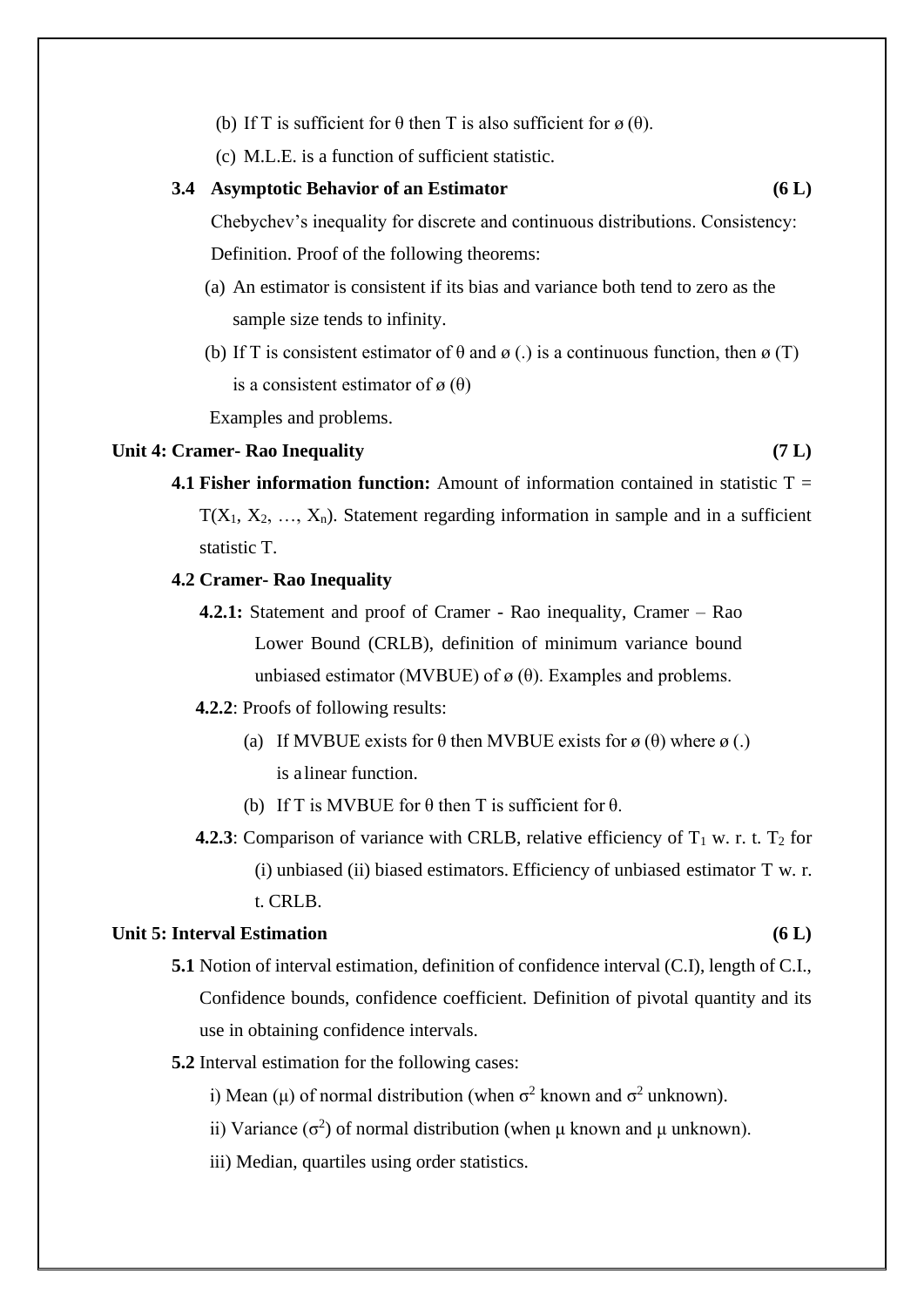(b) If T is sufficient for $\theta$ then T is also sufficient for $\phi(\theta)$.

(c) M.L.E. is a function of sufficient statistic.

**3.4 Asymptotic Behavior of an Estimator** **(6 L)**

Chebychev's inequality for discrete and continuous distributions. Consistency: Definition. Proof of the following theorems:

(a) An estimator is consistent if its bias and variance both tend to zero as the sample size tends to infinity.

(b) If T is consistent estimator of $\theta$ and $\phi(.)$ is a continuous function, then $\phi(T)$ is a consistent estimator of $\phi(\theta)$

Examples and problems.

## Unit 4: Cramer- Rao Inequality (7 L)

**4.1 Fisher information function:** Amount of information contained in statistic $T = T(X_1, X_2, \ldots, X_n)$. Statement regarding information in sample and in a sufficient statistic T.

**4.2 Cramer- Rao Inequality**

**4.2.1:** Statement and proof of Cramer - Rao inequality, Cramer – Rao Lower Bound (CRLB), definition of minimum variance bound unbiased estimator (MVBUE) of $\phi(\theta)$. Examples and problems.

**4.2.2**: Proofs of following results:

(a) If MVBUE exists for $\theta$ then MVBUE exists for $\phi(\theta)$ where $\phi(.)$ is a linear function.

(b) If T is MVBUE for $\theta$ then T is sufficient for $\theta$.

**4.2.3**: Comparison of variance with CRLB, relative efficiency of $T_1$ w. r. t. $T_2$ for (i) unbiased (ii) biased estimators. Efficiency of unbiased estimator T w. r. t. CRLB.

## Unit 5: Interval Estimation (6 L)

**5.1** Notion of interval estimation, definition of confidence interval (C.I), length of C.I., Confidence bounds, confidence coefficient. Definition of pivotal quantity and its use in obtaining confidence intervals.

**5.2** Interval estimation for the following cases:

i) Mean ($\mu$) of normal distribution (when $\sigma^2$ known and $\sigma^2$ unknown).

ii) Variance ($\sigma^2$) of normal distribution (when $\mu$ known and $\mu$ unknown).

iii) Median, quartiles using order statistics.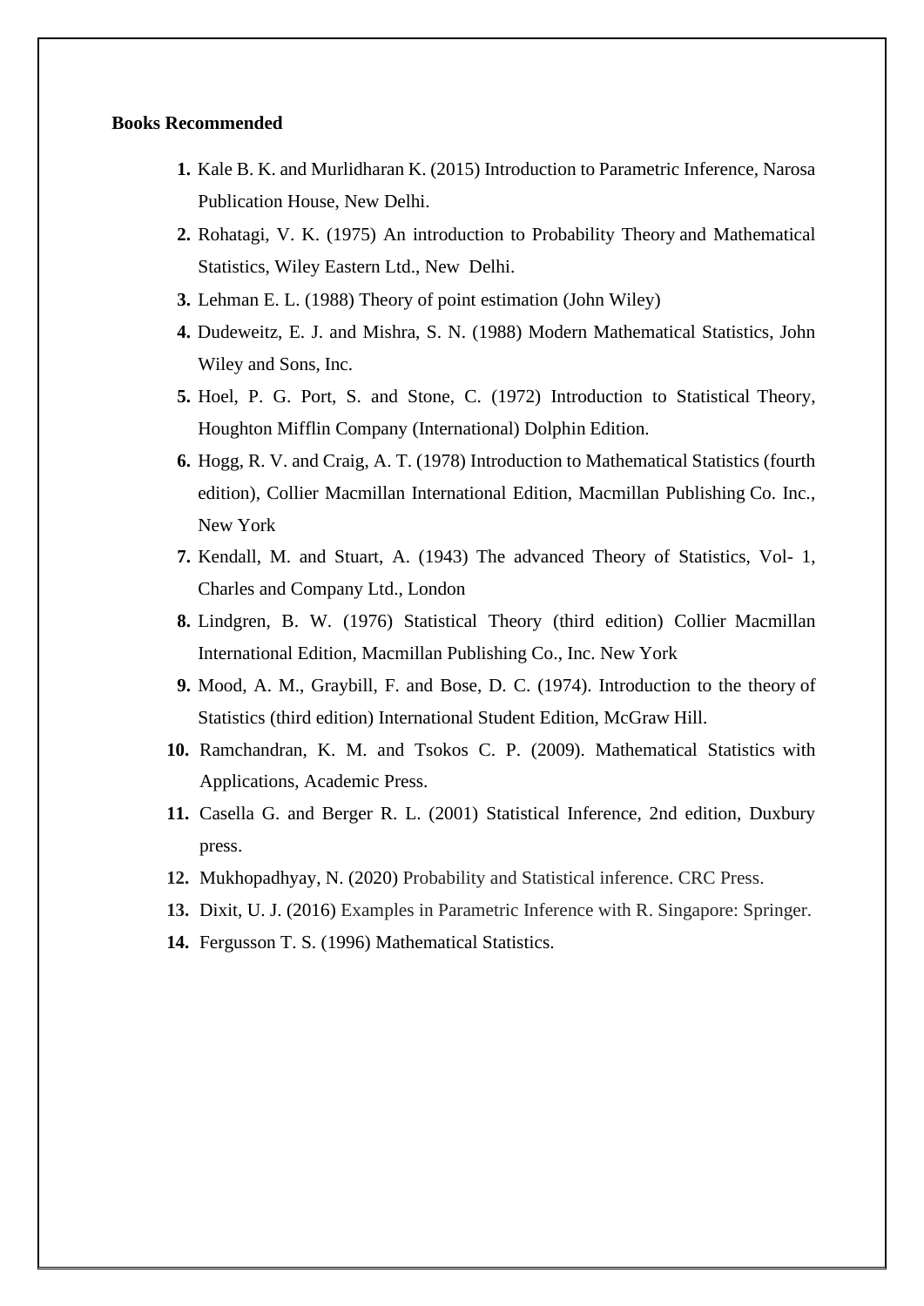**Books Recommended**

1. Kale B. K. and Murlidharan K. (2015) Introduction to Parametric Inference, Narosa Publication House, New Delhi.
2. Rohatagi, V. K. (1975) An introduction to Probability Theory and Mathematical Statistics, Wiley Eastern Ltd., New Delhi.
3. Lehman E. L. (1988) Theory of point estimation (John Wiley)
4. Dudeweitz, E. J. and Mishra, S. N. (1988) Modern Mathematical Statistics, John Wiley and Sons, Inc.
5. Hoel, P. G. Port, S. and Stone, C. (1972) Introduction to Statistical Theory, Houghton Mifflin Company (International) Dolphin Edition.
6. Hogg, R. V. and Craig, A. T. (1978) Introduction to Mathematical Statistics (fourth edition), Collier Macmillan International Edition, Macmillan Publishing Co. Inc., New York
7. Kendall, M. and Stuart, A. (1943) The advanced Theory of Statistics, Vol- 1, Charles and Company Ltd., London
8. Lindgren, B. W. (1976) Statistical Theory (third edition) Collier Macmillan International Edition, Macmillan Publishing Co., Inc. New York
9. Mood, A. M., Graybill, F. and Bose, D. C. (1974). Introduction to the theory of Statistics (third edition) International Student Edition, McGraw Hill.
10. Ramchandran, K. M. and Tsokos C. P. (2009). Mathematical Statistics with Applications, Academic Press.
11. Casella G. and Berger R. L. (2001) Statistical Inference, 2nd edition, Duxbury press.
12. Mukhopadhyay, N. (2020) Probability and Statistical inference. CRC Press.
13. Dixit, U. J. (2016) Examples in Parametric Inference with R. Singapore: Springer.
14. Fergusson T. S. (1996) Mathematical Statistics.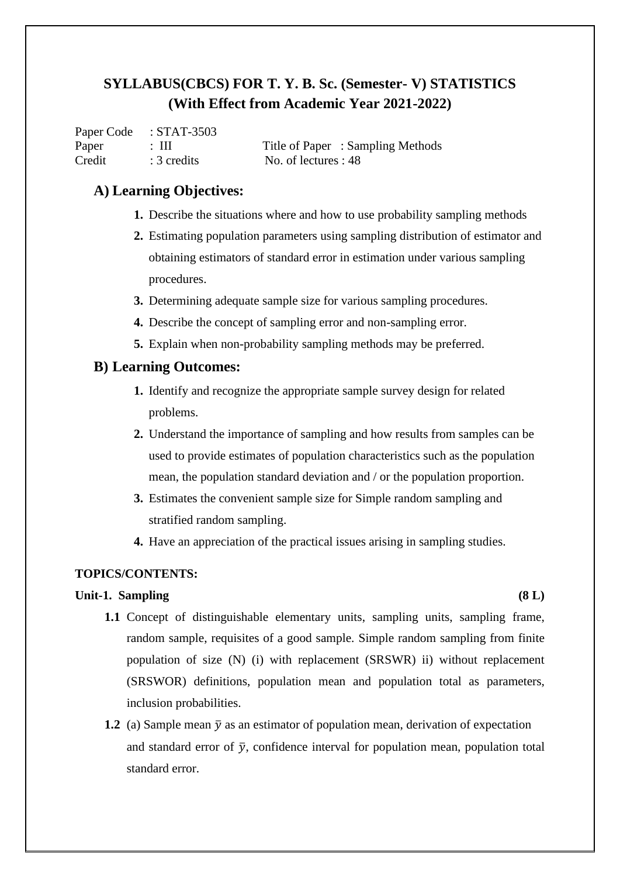# SYLLABUS(CBCS) FOR T. Y. B. Sc. (Semester- V) STATISTICS
## (With Effect from Academic Year 2021-2022)

Paper Code : STAT-3503
Paper : III Title of Paper : Sampling Methods
Credit : 3 credits No. of lectures : 48

### A) Learning Objectives:

1. Describe the situations where and how to use probability sampling methods
2. Estimating population parameters using sampling distribution of estimator and obtaining estimators of standard error in estimation under various sampling procedures.
3. Determining adequate sample size for various sampling procedures.
4. Describe the concept of sampling error and non-sampling error.
5. Explain when non-probability sampling methods may be preferred.

### B) Learning Outcomes:

1. Identify and recognize the appropriate sample survey design for related problems.
2. Understand the importance of sampling and how results from samples can be used to provide estimates of population characteristics such as the population mean, the population standard deviation and / or the population proportion.
3. Estimates the convenient sample size for Simple random sampling and stratified random sampling.
4. Have an appreciation of the practical issues arising in sampling studies.

**TOPICS/CONTENTS:**

**Unit-1. Sampling (8 L)**

**1.1** Concept of distinguishable elementary units, sampling units, sampling frame, random sample, requisites of a good sample. Simple random sampling from finite population of size (N) (i) with replacement (SRSWR) ii) without replacement (SRSWOR) definitions, population mean and population total as parameters, inclusion probabilities.

**1.2** (a) Sample mean $\bar{y}$ as an estimator of population mean, derivation of expectation and standard error of $\bar{y}$, confidence interval for population mean, population total standard error.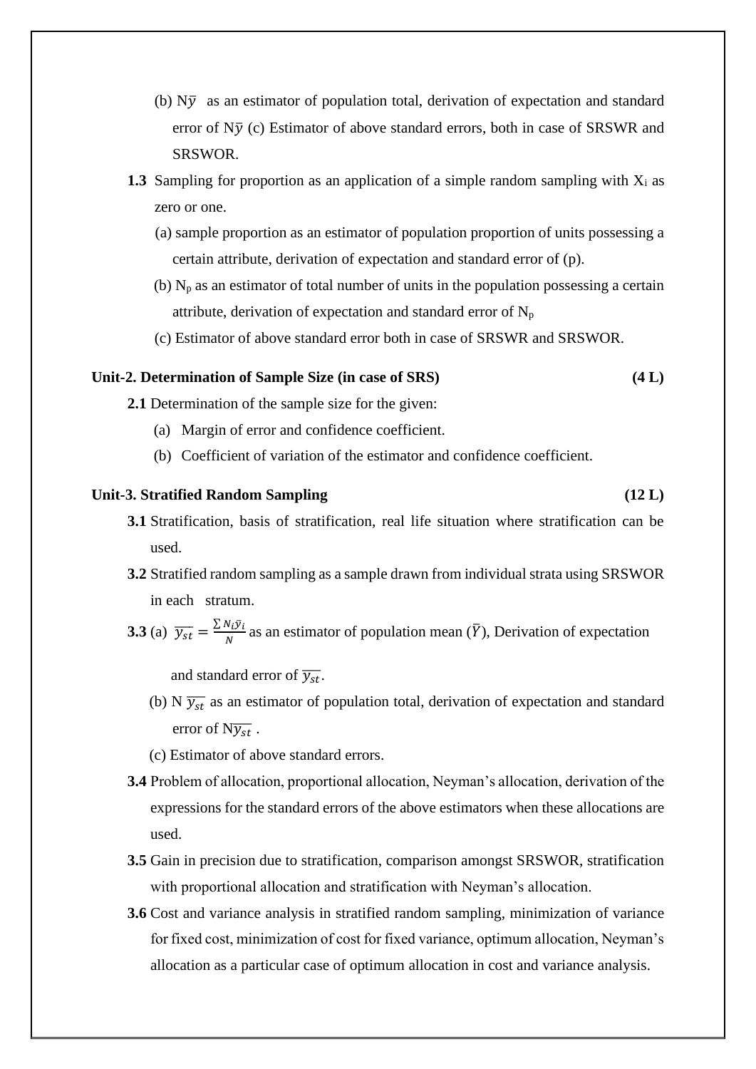(b) $N\bar{y}$ as an estimator of population total, derivation of expectation and standard error of $N\bar{y}$ (c) Estimator of above standard errors, both in case of SRSWR and SRSWOR.

**1.3** Sampling for proportion as an application of a simple random sampling with $X_i$ as zero or one.

(a) sample proportion as an estimator of population proportion of units possessing a certain attribute, derivation of expectation and standard error of (p).

(b) $N_p$ as an estimator of total number of units in the population possessing a certain attribute, derivation of expectation and standard error of $N_p$

(c) Estimator of above standard error both in case of SRSWR and SRSWOR.

**Unit-2. Determination of Sample Size (in case of SRS) (4 L)**

**2.1** Determination of the sample size for the given:

(a) Margin of error and confidence coefficient.

(b) Coefficient of variation of the estimator and confidence coefficient.

**Unit-3. Stratified Random Sampling (12 L)**

**3.1** Stratification, basis of stratification, real life situation where stratification can be used.

**3.2** Stratified random sampling as a sample drawn from individual strata using SRSWOR in each stratum.

**3.3** (a) $\overline{y_{st}} = \frac{\sum N_i \bar{y}_i}{N}$ as an estimator of population mean ($\bar{Y}$), Derivation of expectation and standard error of $\overline{y_{st}}$.

(b) $N\overline{y_{st}}$ as an estimator of population total, derivation of expectation and standard error of $N\overline{y_{st}}$ .

(c) Estimator of above standard errors.

**3.4** Problem of allocation, proportional allocation, Neyman's allocation, derivation of the expressions for the standard errors of the above estimators when these allocations are used.

**3.5** Gain in precision due to stratification, comparison amongst SRSWOR, stratification with proportional allocation and stratification with Neyman's allocation.

**3.6** Cost and variance analysis in stratified random sampling, minimization of variance for fixed cost, minimization of cost for fixed variance, optimum allocation, Neyman's allocation as a particular case of optimum allocation in cost and variance analysis.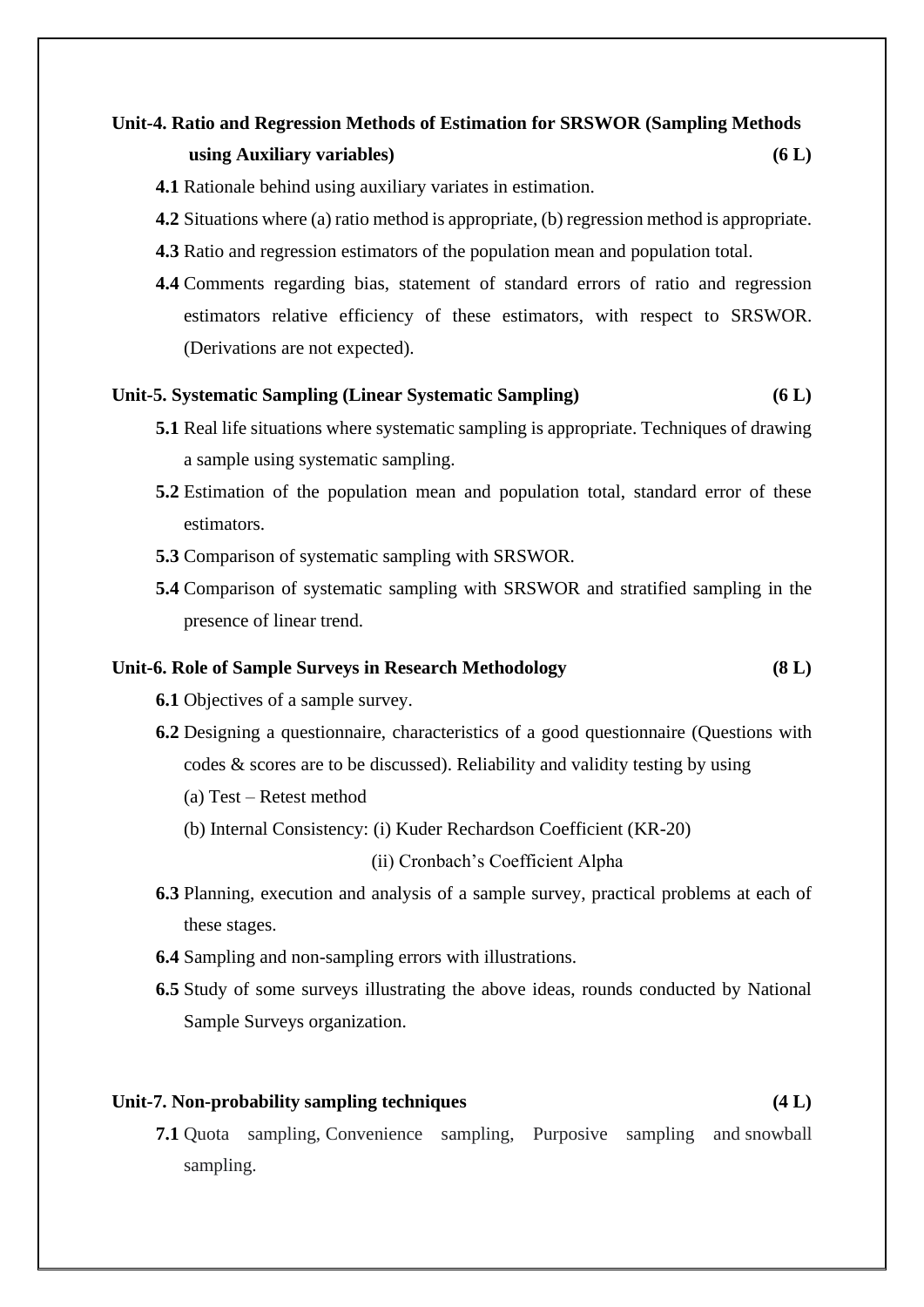**Unit-4. Ratio and Regression Methods of Estimation for SRSWOR (Sampling Methods using Auxiliary variables) (6 L)**

**4.1** Rationale behind using auxiliary variates in estimation.

**4.2** Situations where (a) ratio method is appropriate, (b) regression method is appropriate.

**4.3** Ratio and regression estimators of the population mean and population total.

**4.4** Comments regarding bias, statement of standard errors of ratio and regression estimators relative efficiency of these estimators, with respect to SRSWOR. (Derivations are not expected).

**Unit-5. Systematic Sampling (Linear Systematic Sampling) (6 L)**

**5.1** Real life situations where systematic sampling is appropriate. Techniques of drawing a sample using systematic sampling.

**5.2** Estimation of the population mean and population total, standard error of these estimators.

**5.3** Comparison of systematic sampling with SRSWOR.

**5.4** Comparison of systematic sampling with SRSWOR and stratified sampling in the presence of linear trend.

**Unit-6. Role of Sample Surveys in Research Methodology (8 L)**

**6.1** Objectives of a sample survey.

**6.2** Designing a questionnaire, characteristics of a good questionnaire (Questions with codes & scores are to be discussed). Reliability and validity testing by using

(a) Test – Retest method

(b) Internal Consistency: (i) Kuder Rechardson Coefficient (KR-20)

(ii) Cronbach's Coefficient Alpha

**6.3** Planning, execution and analysis of a sample survey, practical problems at each of these stages.

**6.4** Sampling and non-sampling errors with illustrations.

**6.5** Study of some surveys illustrating the above ideas, rounds conducted by National Sample Surveys organization.

**Unit-7. Non-probability sampling techniques (4 L)**

**7.1** Quota sampling, Convenience sampling, Purposive sampling and snowball sampling.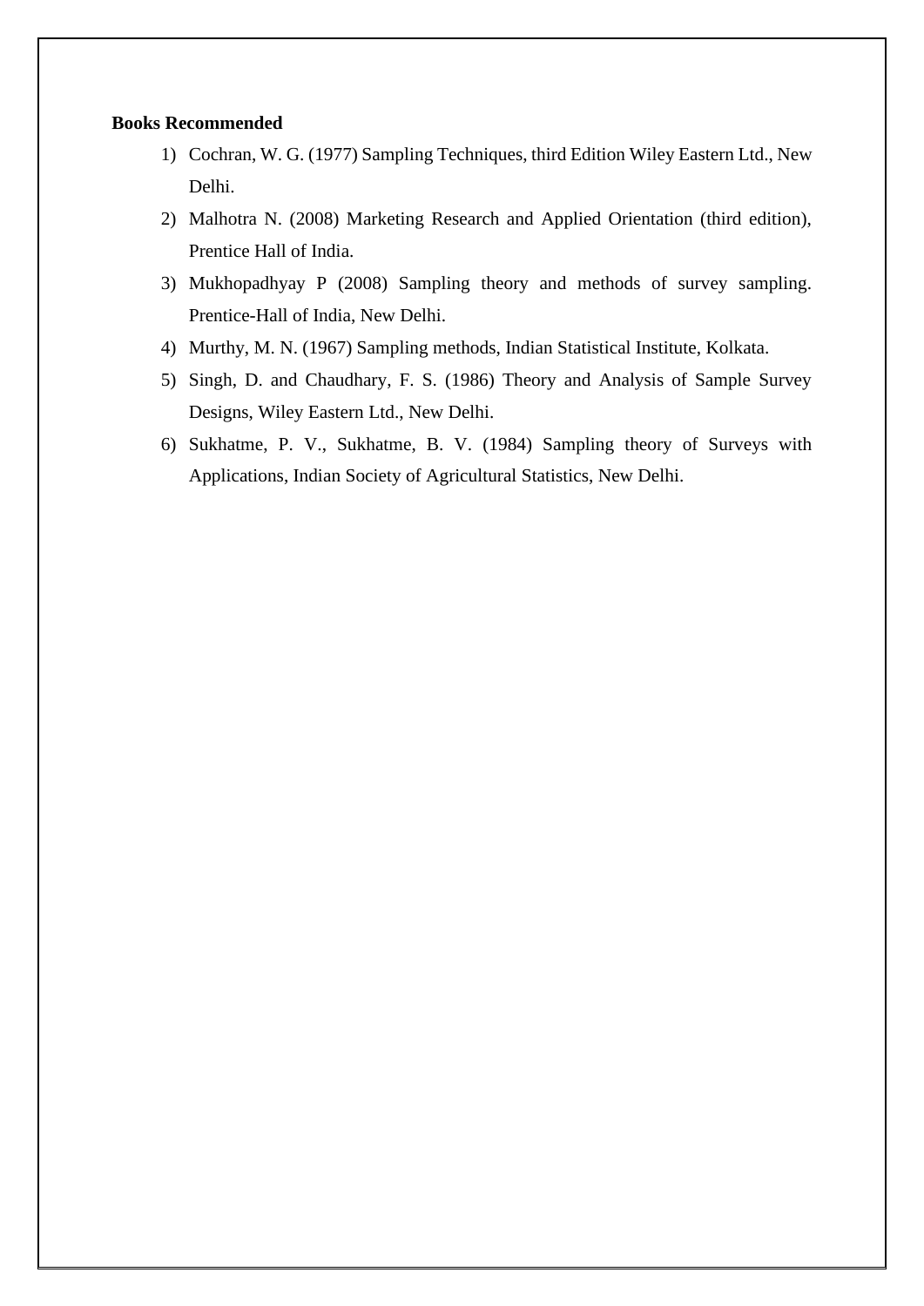**Books Recommended**

1) Cochran, W. G. (1977) Sampling Techniques, third Edition Wiley Eastern Ltd., New Delhi.
2) Malhotra N. (2008) Marketing Research and Applied Orientation (third edition), Prentice Hall of India.
3) Mukhopadhyay P (2008) Sampling theory and methods of survey sampling. Prentice-Hall of India, New Delhi.
4) Murthy, M. N. (1967) Sampling methods, Indian Statistical Institute, Kolkata.
5) Singh, D. and Chaudhary, F. S. (1986) Theory and Analysis of Sample Survey Designs, Wiley Eastern Ltd., New Delhi.
6) Sukhatme, P. V., Sukhatme, B. V. (1984) Sampling theory of Surveys with Applications, Indian Society of Agricultural Statistics, New Delhi.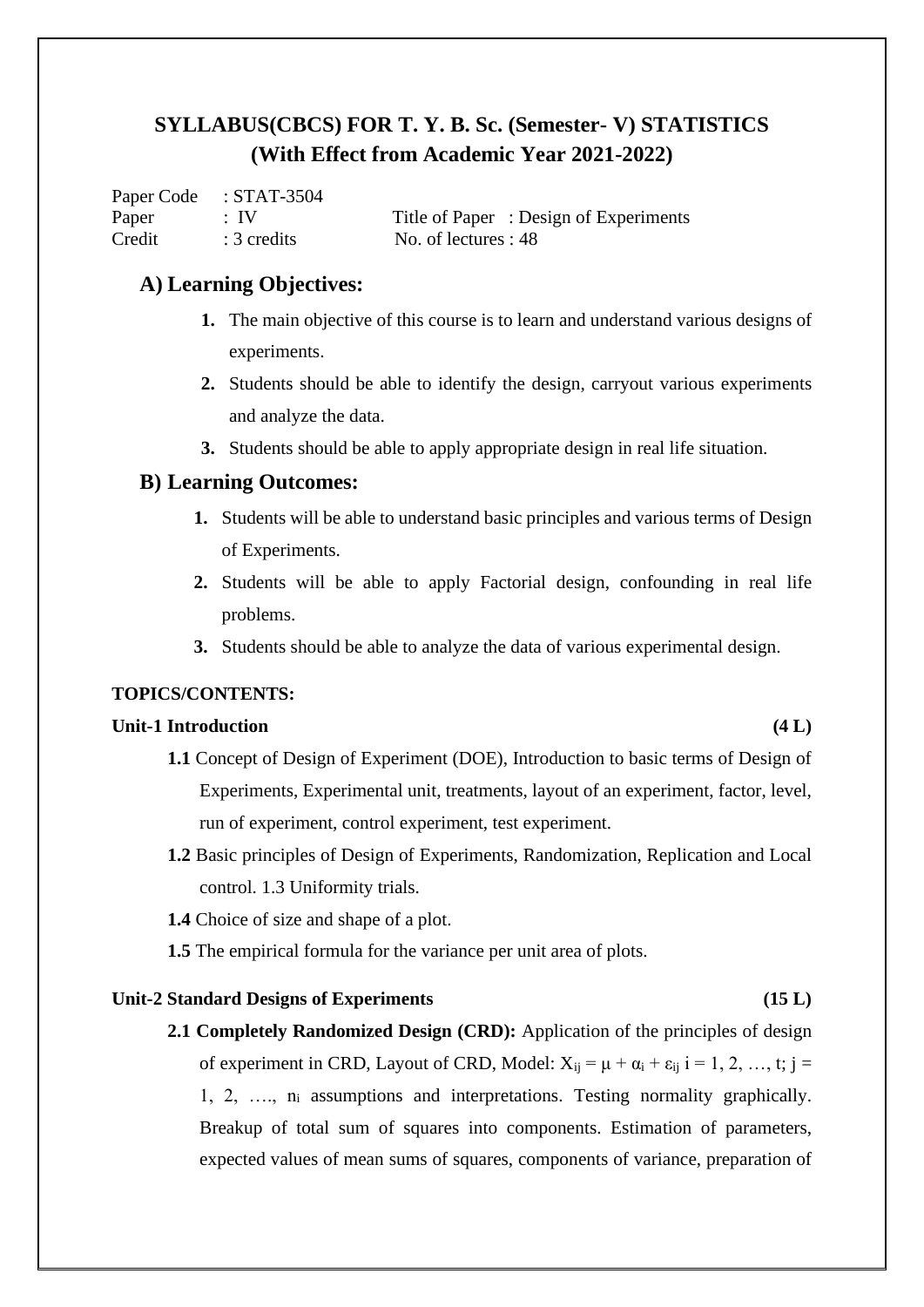## SYLLABUS(CBCS) FOR T. Y. B. Sc. (Semester- V) STATISTICS
## (With Effect from Academic Year 2021-2022)

Paper Code : STAT-3504
Paper : IV Title of Paper : Design of Experiments
Credit : 3 credits No. of lectures : 48

### A) Learning Objectives:

1. The main objective of this course is to learn and understand various designs of experiments.
2. Students should be able to identify the design, carryout various experiments and analyze the data.
3. Students should be able to apply appropriate design in real life situation.

### B) Learning Outcomes:

1. Students will be able to understand basic principles and various terms of Design of Experiments.
2. Students will be able to apply Factorial design, confounding in real life problems.
3. Students should be able to analyze the data of various experimental design.

**TOPICS/CONTENTS:**

**Unit-1 Introduction (4 L)**

**1.1** Concept of Design of Experiment (DOE), Introduction to basic terms of Design of Experiments, Experimental unit, treatments, layout of an experiment, factor, level, run of experiment, control experiment, test experiment.

**1.2** Basic principles of Design of Experiments, Randomization, Replication and Local control. 1.3 Uniformity trials.

**1.4** Choice of size and shape of a plot.

**1.5** The empirical formula for the variance per unit area of plots.

**Unit-2 Standard Designs of Experiments (15 L)**

**2.1 Completely Randomized Design (CRD):** Application of the principles of design of experiment in CRD, Layout of CRD, Model: $X_{ij} = \mu + \alpha_i + \varepsilon_{ij}$ $i = 1, 2, \ldots, t$; $j = 1, 2, \ldots, n_i$ assumptions and interpretations. Testing normality graphically. Breakup of total sum of squares into components. Estimation of parameters, expected values of mean sums of squares, components of variance, preparation of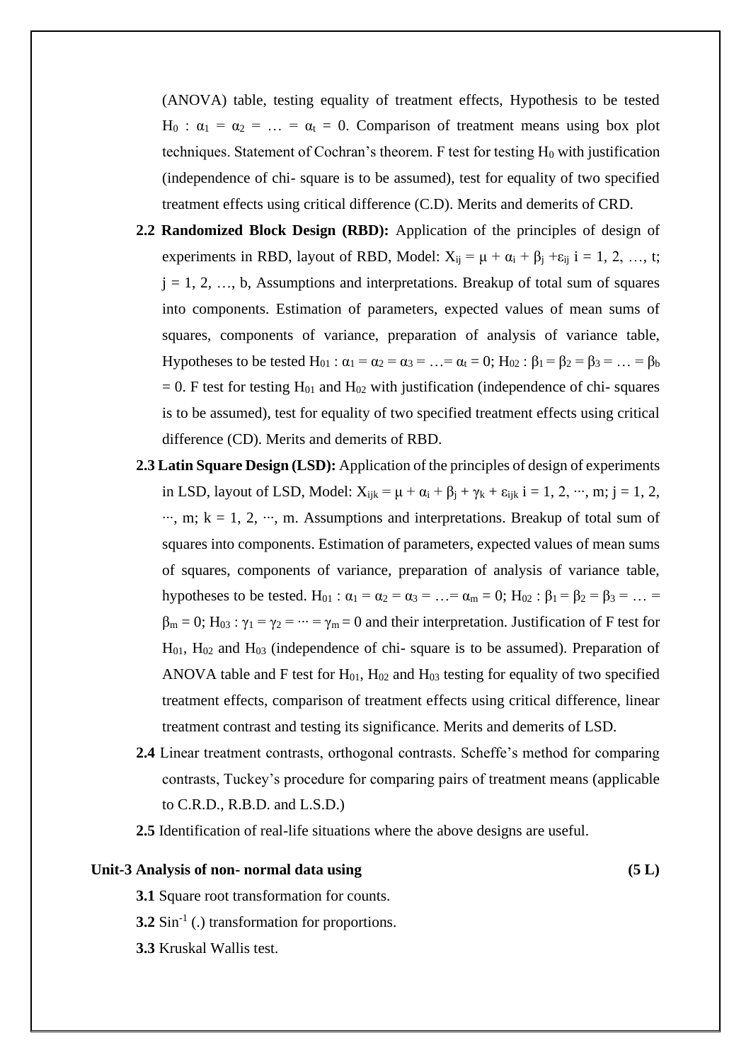(ANOVA) table, testing equality of treatment effects, Hypothesis to be tested $H_0 : \alpha_1 = \alpha_2 = \ldots = \alpha_t = 0$. Comparison of treatment means using box plot techniques. Statement of Cochran's theorem. F test for testing $H_0$ with justification (independence of chi- square is to be assumed), test for equality of two specified treatment effects using critical difference (C.D). Merits and demerits of CRD.

**2.2 Randomized Block Design (RBD):** Application of the principles of design of experiments in RBD, layout of RBD, Model: $X_{ij} = \mu + \alpha_i + \beta_j + \varepsilon_{ij}$ $i = 1, 2, \ldots, t$; $j = 1, 2, \ldots, b$, Assumptions and interpretations. Breakup of total sum of squares into components. Estimation of parameters, expected values of mean sums of squares, components of variance, preparation of analysis of variance table, Hypotheses to be tested $H_{01} : \alpha_1 = \alpha_2 = \alpha_3 = \ldots = \alpha_t = 0$; $H_{02} : \beta_1 = \beta_2 = \beta_3 = \ldots = \beta_b = 0$. F test for testing $H_{01}$ and $H_{02}$ with justification (independence of chi- squares is to be assumed), test for equality of two specified treatment effects using critical difference (CD). Merits and demerits of RBD.

**2.3 Latin Square Design (LSD):** Application of the principles of design of experiments in LSD, layout of LSD, Model: $X_{ijk} = \mu + \alpha_i + \beta_j + \gamma_k + \varepsilon_{ijk}$ $i = 1, 2, \cdots, m$; $j = 1, 2, \cdots, m$; $k = 1, 2, \cdots, m$. Assumptions and interpretations. Breakup of total sum of squares into components. Estimation of parameters, expected values of mean sums of squares, components of variance, preparation of analysis of variance table, hypotheses to be tested. $H_{01} : \alpha_1 = \alpha_2 = \alpha_3 = \ldots = \alpha_m = 0$; $H_{02} : \beta_1 = \beta_2 = \beta_3 = \ldots = \beta_m = 0$; $H_{03} : \gamma_1 = \gamma_2 = \cdots = \gamma_m = 0$ and their interpretation. Justification of F test for $H_{01}$, $H_{02}$ and $H_{03}$ (independence of chi- square is to be assumed). Preparation of ANOVA table and F test for $H_{01}$, $H_{02}$ and $H_{03}$ testing for equality of two specified treatment effects, comparison of treatment effects using critical difference, linear treatment contrast and testing its significance. Merits and demerits of LSD.

**2.4** Linear treatment contrasts, orthogonal contrasts. Scheffe's method for comparing contrasts, Tuckey's procedure for comparing pairs of treatment means (applicable to C.R.D., R.B.D. and L.S.D.)

**2.5** Identification of real-life situations where the above designs are useful.

**Unit-3 Analysis of non- normal data using** **(5 L)**

**3.1** Square root transformation for counts.

**3.2** $\text{Sin}^{-1}$ (.) transformation for proportions.

**3.3** Kruskal Wallis test.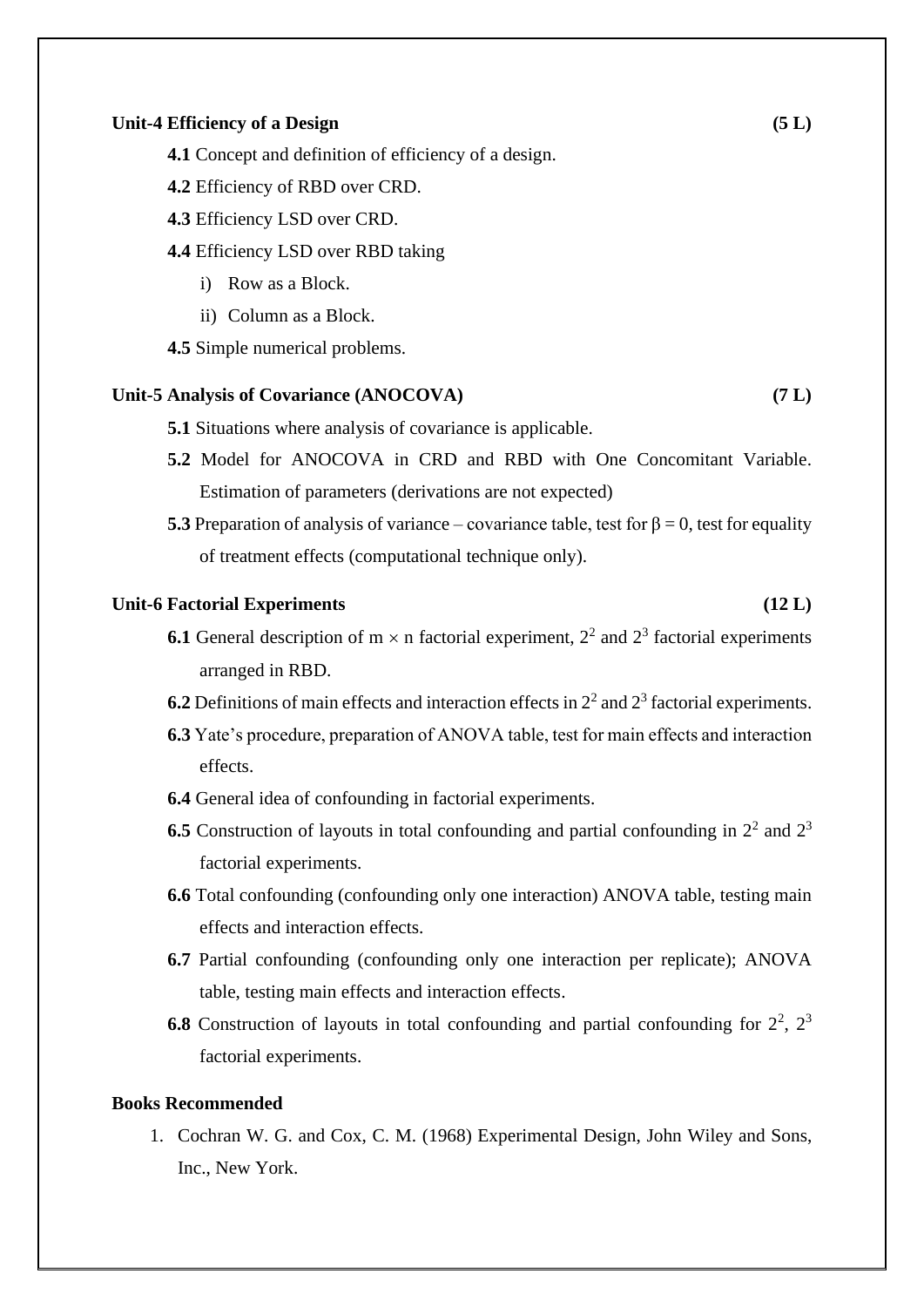**Unit-4 Efficiency of a Design** **(5 L)**

**4.1** Concept and definition of efficiency of a design.

**4.2** Efficiency of RBD over CRD.

**4.3** Efficiency LSD over CRD.

**4.4** Efficiency LSD over RBD taking

i) Row as a Block.

ii) Column as a Block.

**4.5** Simple numerical problems.

**Unit-5 Analysis of Covariance (ANOCOVA)** **(7 L)**

**5.1** Situations where analysis of covariance is applicable.

**5.2** Model for ANOCOVA in CRD and RBD with One Concomitant Variable. Estimation of parameters (derivations are not expected)

**5.3** Preparation of analysis of variance – covariance table, test for $\beta = 0$, test for equality of treatment effects (computational technique only).

**Unit-6 Factorial Experiments** **(12 L)**

**6.1** General description of $m \times n$ factorial experiment, $2^2$ and $2^3$ factorial experiments arranged in RBD.

**6.2** Definitions of main effects and interaction effects in $2^2$ and $2^3$ factorial experiments.

**6.3** Yate's procedure, preparation of ANOVA table, test for main effects and interaction effects.

**6.4** General idea of confounding in factorial experiments.

**6.5** Construction of layouts in total confounding and partial confounding in $2^2$ and $2^3$ factorial experiments.

**6.6** Total confounding (confounding only one interaction) ANOVA table, testing main effects and interaction effects.

**6.7** Partial confounding (confounding only one interaction per replicate); ANOVA table, testing main effects and interaction effects.

**6.8** Construction of layouts in total confounding and partial confounding for $2^2$, $2^3$ factorial experiments.

**Books Recommended**

1. Cochran W. G. and Cox, C. M. (1968) Experimental Design, John Wiley and Sons, Inc., New York.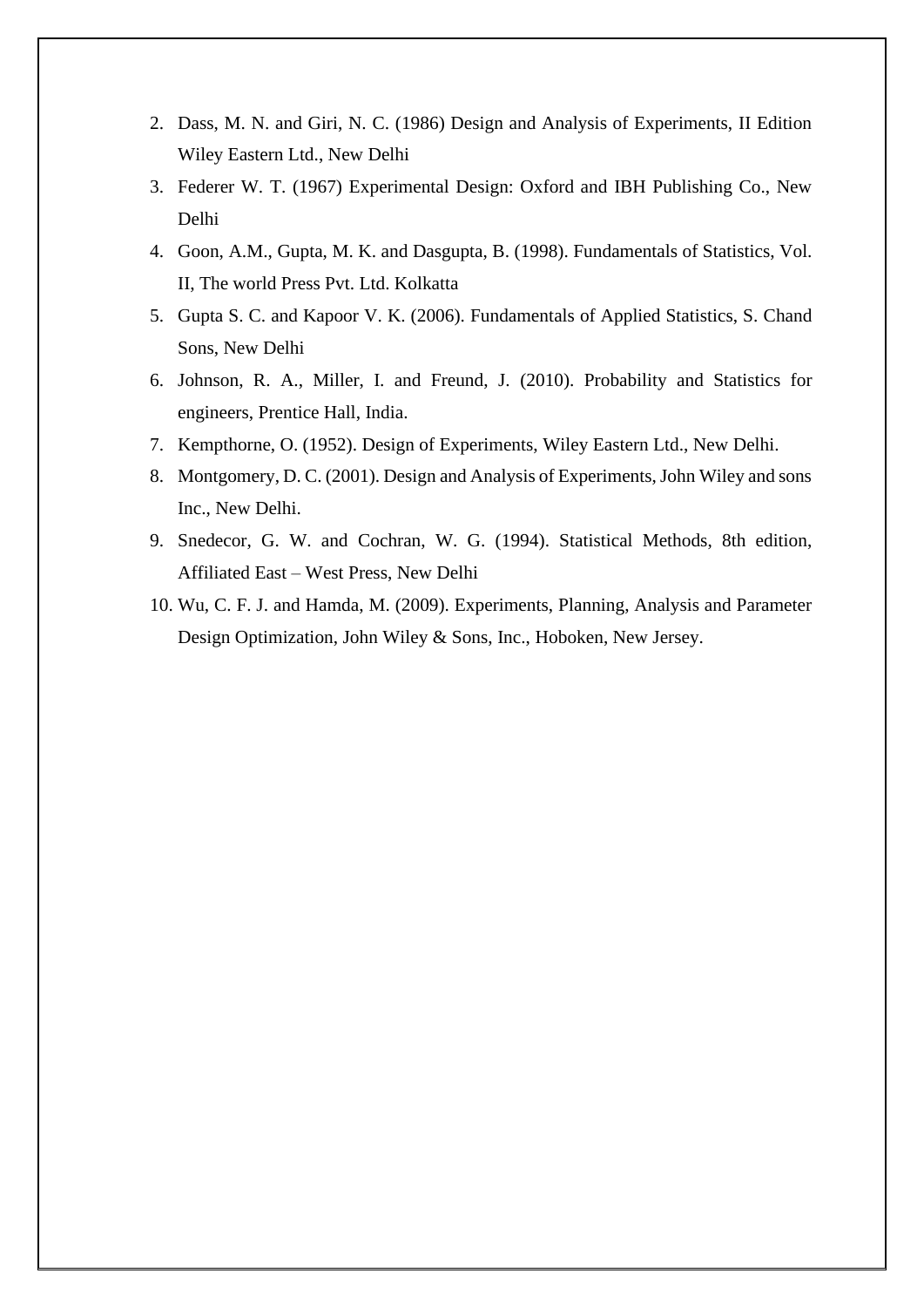2. Dass, M. N. and Giri, N. C. (1986) Design and Analysis of Experiments, II Edition Wiley Eastern Ltd., New Delhi
3. Federer W. T. (1967) Experimental Design: Oxford and IBH Publishing Co., New Delhi
4. Goon, A.M., Gupta, M. K. and Dasgupta, B. (1998). Fundamentals of Statistics, Vol. II, The world Press Pvt. Ltd. Kolkatta
5. Gupta S. C. and Kapoor V. K. (2006). Fundamentals of Applied Statistics, S. Chand Sons, New Delhi
6. Johnson, R. A., Miller, I. and Freund, J. (2010). Probability and Statistics for engineers, Prentice Hall, India.
7. Kempthorne, O. (1952). Design of Experiments, Wiley Eastern Ltd., New Delhi.
8. Montgomery, D. C. (2001). Design and Analysis of Experiments, John Wiley and sons Inc., New Delhi.
9. Snedecor, G. W. and Cochran, W. G. (1994). Statistical Methods, 8th edition, Affiliated East – West Press, New Delhi
10. Wu, C. F. J. and Hamda, M. (2009). Experiments, Planning, Analysis and Parameter Design Optimization, John Wiley & Sons, Inc., Hoboken, New Jersey.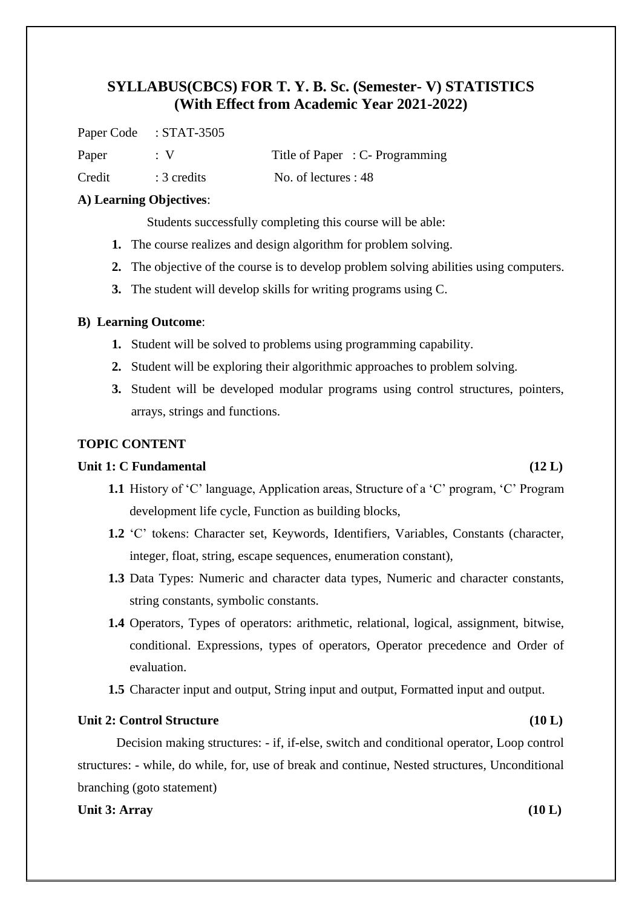## SYLLABUS(CBCS) FOR T. Y. B. Sc. (Semester- V) STATISTICS
## (With Effect from Academic Year 2021-2022)

Paper Code : STAT-3505

Paper : V Title of Paper : C- Programming

Credit : 3 credits No. of lectures : 48

**A) Learning Objectives**:

Students successfully completing this course will be able:

1. The course realizes and design algorithm for problem solving.
2. The objective of the course is to develop problem solving abilities using computers.
3. The student will develop skills for writing programs using C.

**B) Learning Outcome**:

1. Student will be solved to problems using programming capability.
2. Student will be exploring their algorithmic approaches to problem solving.
3. Student will be developed modular programs using control structures, pointers, arrays, strings and functions.

**TOPIC CONTENT**

**Unit 1: C Fundamental (12 L)**

**1.1** History of 'C' language, Application areas, Structure of a 'C' program, 'C' Program development life cycle, Function as building blocks,

**1.2** 'C' tokens: Character set, Keywords, Identifiers, Variables, Constants (character, integer, float, string, escape sequences, enumeration constant),

**1.3** Data Types: Numeric and character data types, Numeric and character constants, string constants, symbolic constants.

**1.4** Operators, Types of operators: arithmetic, relational, logical, assignment, bitwise, conditional. Expressions, types of operators, Operator precedence and Order of evaluation.

**1.5** Character input and output, String input and output, Formatted input and output.

**Unit 2: Control Structure (10 L)**

Decision making structures: - if, if-else, switch and conditional operator, Loop control structures: - while, do while, for, use of break and continue, Nested structures, Unconditional branching (goto statement)

**Unit 3: Array (10 L)**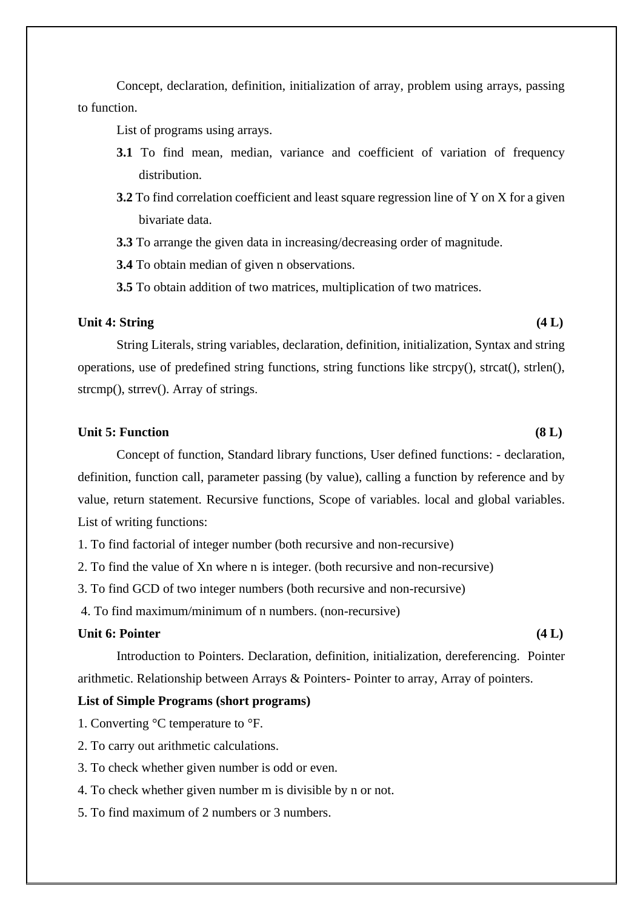Concept, declaration, definition, initialization of array, problem using arrays, passing to function.

List of programs using arrays.

- **3.1** To find mean, median, variance and coefficient of variation of frequency distribution.
- **3.2** To find correlation coefficient and least square regression line of Y on X for a given bivariate data.
- **3.3** To arrange the given data in increasing/decreasing order of magnitude.
- **3.4** To obtain median of given n observations.
- **3.5** To obtain addition of two matrices, multiplication of two matrices.

**Unit 4: String (4 L)**

String Literals, string variables, declaration, definition, initialization, Syntax and string operations, use of predefined string functions, string functions like strcpy(), strcat(), strlen(), strcmp(), strrev(). Array of strings.

**Unit 5: Function (8 L)**

Concept of function, Standard library functions, User defined functions: - declaration, definition, function call, parameter passing (by value), calling a function by reference and by value, return statement. Recursive functions, Scope of variables. local and global variables. List of writing functions:

1. To find factorial of integer number (both recursive and non-recursive)
2. To find the value of Xn where n is integer. (both recursive and non-recursive)
3. To find GCD of two integer numbers (both recursive and non-recursive)
4. To find maximum/minimum of n numbers. (non-recursive)

**Unit 6: Pointer (4 L)**

Introduction to Pointers. Declaration, definition, initialization, dereferencing. Pointer arithmetic. Relationship between Arrays & Pointers- Pointer to array, Array of pointers.

**List of Simple Programs (short programs)**

1. Converting °C temperature to °F.
2. To carry out arithmetic calculations.
3. To check whether given number is odd or even.
4. To check whether given number m is divisible by n or not.
5. To find maximum of 2 numbers or 3 numbers.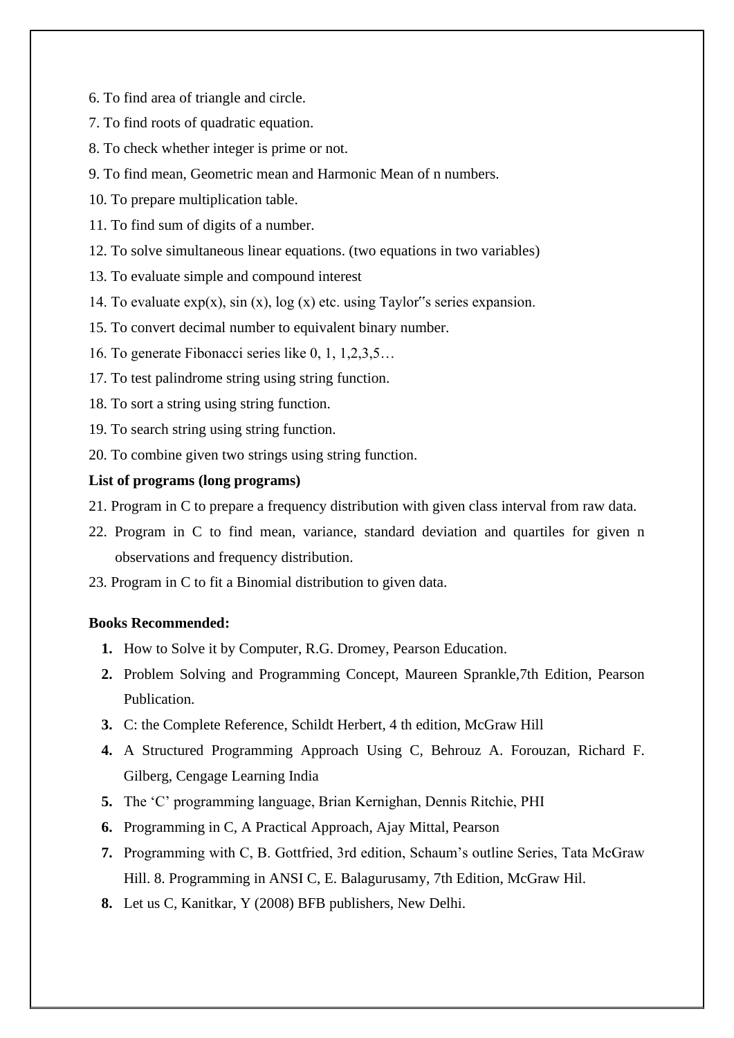6. To find area of triangle and circle.

7. To find roots of quadratic equation.

8. To check whether integer is prime or not.

9. To find mean, Geometric mean and Harmonic Mean of n numbers.

10. To prepare multiplication table.

11. To find sum of digits of a number.

12. To solve simultaneous linear equations. (two equations in two variables)

13. To evaluate simple and compound interest

14. To evaluate exp(x), sin (x), log (x) etc. using Taylor"s series expansion.

15. To convert decimal number to equivalent binary number.

16. To generate Fibonacci series like 0, 1, 1,2,3,5…

17. To test palindrome string using string function.

18. To sort a string using string function.

19. To search string using string function.

20. To combine given two strings using string function.

**List of programs (long programs)**

21. Program in C to prepare a frequency distribution with given class interval from raw data.

22. Program in C to find mean, variance, standard deviation and quartiles for given n observations and frequency distribution.

23. Program in C to fit a Binomial distribution to given data.

**Books Recommended:**

1. How to Solve it by Computer, R.G. Dromey, Pearson Education.
2. Problem Solving and Programming Concept, Maureen Sprankle,7th Edition, Pearson Publication.
3. C: the Complete Reference, Schildt Herbert, 4 th edition, McGraw Hill
4. A Structured Programming Approach Using C, Behrouz A. Forouzan, Richard F. Gilberg, Cengage Learning India
5. The 'C' programming language, Brian Kernighan, Dennis Ritchie, PHI
6. Programming in C, A Practical Approach, Ajay Mittal, Pearson
7. Programming with C, B. Gottfried, 3rd edition, Schaum's outline Series, Tata McGraw Hill. 8. Programming in ANSI C, E. Balagurusamy, 7th Edition, McGraw Hil.
8. Let us C, Kanitkar, Y (2008) BFB publishers, New Delhi.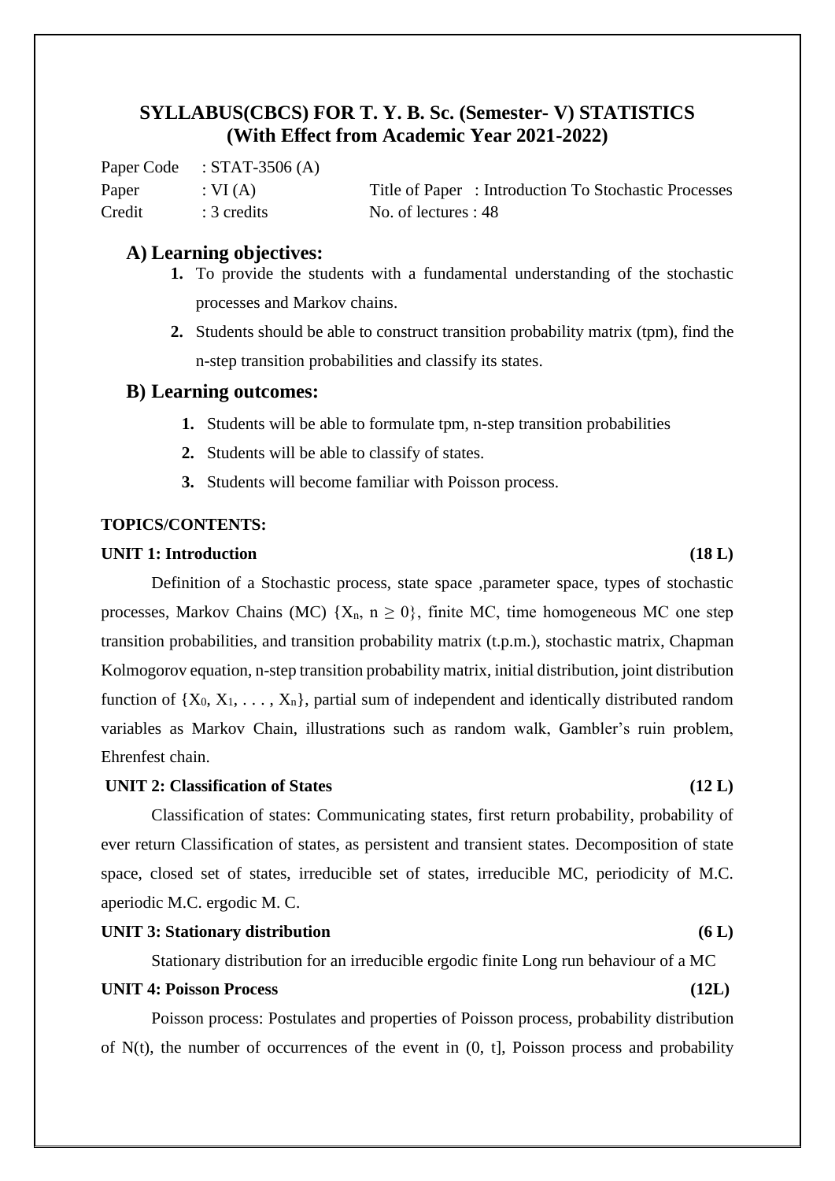## SYLLABUS(CBCS) FOR T. Y. B. Sc. (Semester- V) STATISTICS
## (With Effect from Academic Year 2021-2022)

Paper Code : STAT-3506 (A)
Paper : VI (A) Title of Paper : Introduction To Stochastic Processes
Credit : 3 credits No. of lectures : 48

### A) Learning objectives:

1. To provide the students with a fundamental understanding of the stochastic processes and Markov chains.
2. Students should be able to construct transition probability matrix (tpm), find the n-step transition probabilities and classify its states.

### B) Learning outcomes:

1. Students will be able to formulate tpm, n-step transition probabilities
2. Students will be able to classify of states.
3. Students will become familiar with Poisson process.

**TOPICS/CONTENTS:**

**UNIT 1: Introduction (18 L)**

Definition of a Stochastic process, state space ,parameter space, types of stochastic processes, Markov Chains (MC) $\{X_n, n \geq 0\}$, finite MC, time homogeneous MC one step transition probabilities, and transition probability matrix (t.p.m.), stochastic matrix, Chapman Kolmogorov equation, n-step transition probability matrix, initial distribution, joint distribution function of $\{X_0, X_1, \ldots, X_n\}$, partial sum of independent and identically distributed random variables as Markov Chain, illustrations such as random walk, Gambler's ruin problem, Ehrenfest chain.

**UNIT 2: Classification of States (12 L)**

Classification of states: Communicating states, first return probability, probability of ever return Classification of states, as persistent and transient states. Decomposition of state space, closed set of states, irreducible set of states, irreducible MC, periodicity of M.C. aperiodic M.C. ergodic M. C.

**UNIT 3: Stationary distribution (6 L)**

Stationary distribution for an irreducible ergodic finite Long run behaviour of a MC

**UNIT 4: Poisson Process (12L)**

Poisson process: Postulates and properties of Poisson process, probability distribution of N(t), the number of occurrences of the event in (0, t], Poisson process and probability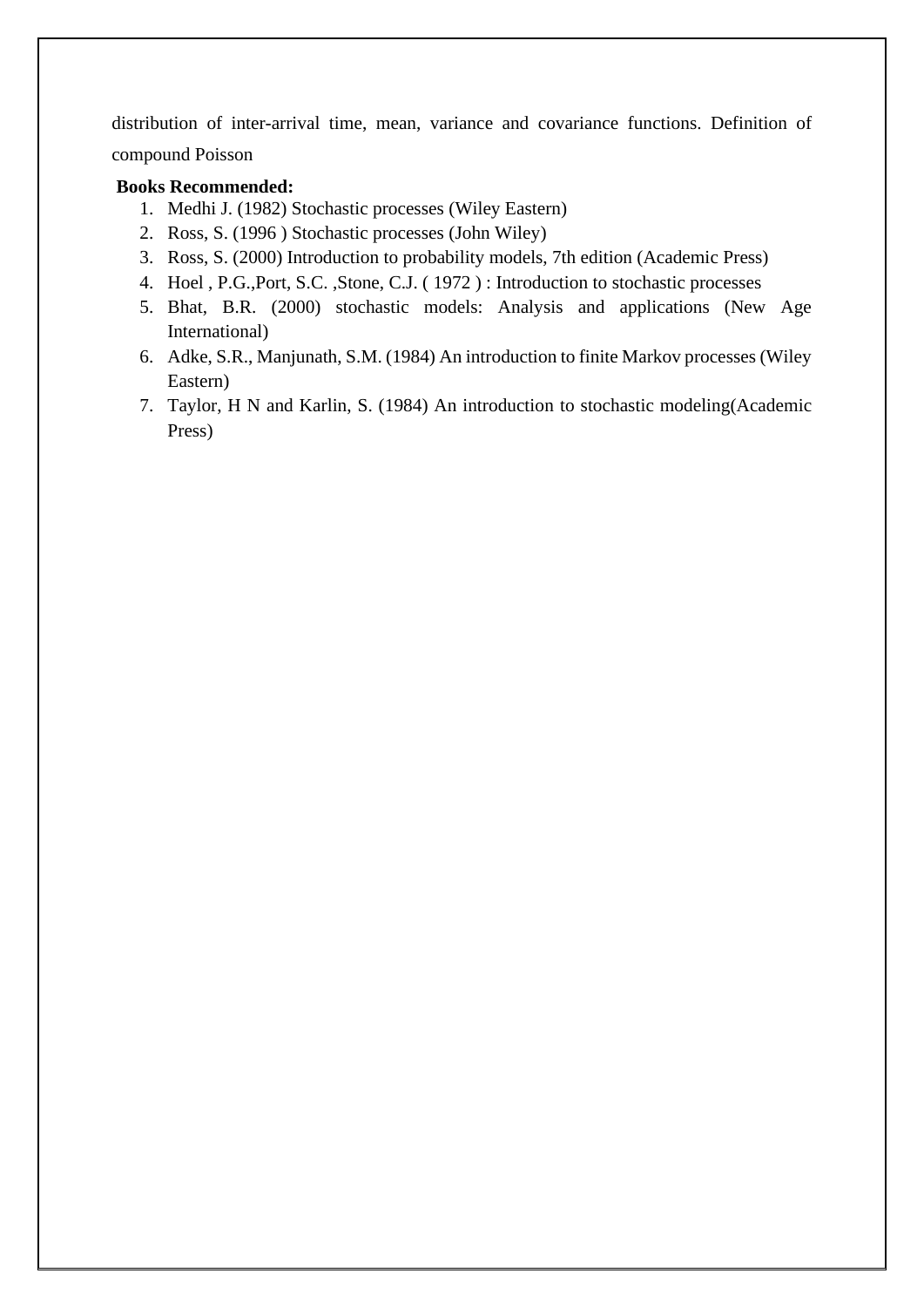distribution of inter-arrival time, mean, variance and covariance functions. Definition of compound Poisson

**Books Recommended:**

1. Medhi J. (1982) Stochastic processes (Wiley Eastern)
2. Ross, S. (1996 ) Stochastic processes (John Wiley)
3. Ross, S. (2000) Introduction to probability models, 7th edition (Academic Press)
4. Hoel , P.G.,Port, S.C. ,Stone, C.J. ( 1972 ) : Introduction to stochastic processes
5. Bhat, B.R. (2000) stochastic models: Analysis and applications (New Age International)
6. Adke, S.R., Manjunath, S.M. (1984) An introduction to finite Markov processes (Wiley Eastern)
7. Taylor, H N and Karlin, S. (1984) An introduction to stochastic modeling(Academic Press)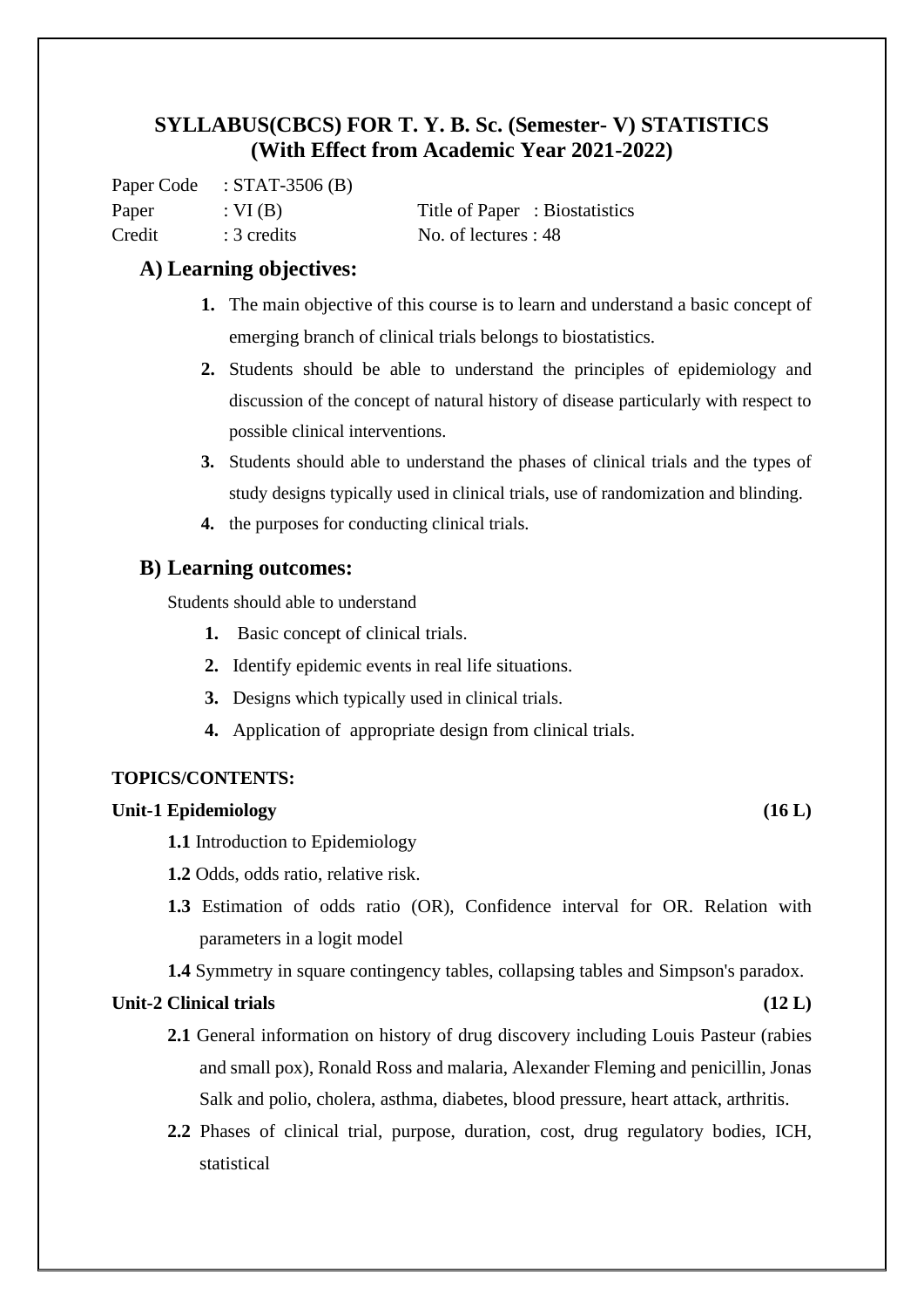## SYLLABUS(CBCS) FOR T. Y. B. Sc. (Semester- V) STATISTICS (With Effect from Academic Year 2021-2022)

Paper Code : STAT-3506 (B)
Paper : VI (B) Title of Paper : Biostatistics
Credit : 3 credits No. of lectures : 48

### A) Learning objectives:

1. The main objective of this course is to learn and understand a basic concept of emerging branch of clinical trials belongs to biostatistics.
2. Students should be able to understand the principles of epidemiology and discussion of the concept of natural history of disease particularly with respect to possible clinical interventions.
3. Students should able to understand the phases of clinical trials and the types of study designs typically used in clinical trials, use of randomization and blinding.
4. the purposes for conducting clinical trials.

### B) Learning outcomes:

Students should able to understand

1. Basic concept of clinical trials.
2. Identify epidemic events in real life situations.
3. Designs which typically used in clinical trials.
4. Application of appropriate design from clinical trials.

**TOPICS/CONTENTS:**

**Unit-1 Epidemiology (16 L)**

**1.1** Introduction to Epidemiology

**1.2** Odds, odds ratio, relative risk.

**1.3** Estimation of odds ratio (OR), Confidence interval for OR. Relation with parameters in a logit model

**1.4** Symmetry in square contingency tables, collapsing tables and Simpson's paradox.

**Unit-2 Clinical trials (12 L)**

**2.1** General information on history of drug discovery including Louis Pasteur (rabies and small pox), Ronald Ross and malaria, Alexander Fleming and penicillin, Jonas Salk and polio, cholera, asthma, diabetes, blood pressure, heart attack, arthritis.

**2.2** Phases of clinical trial, purpose, duration, cost, drug regulatory bodies, ICH, statistical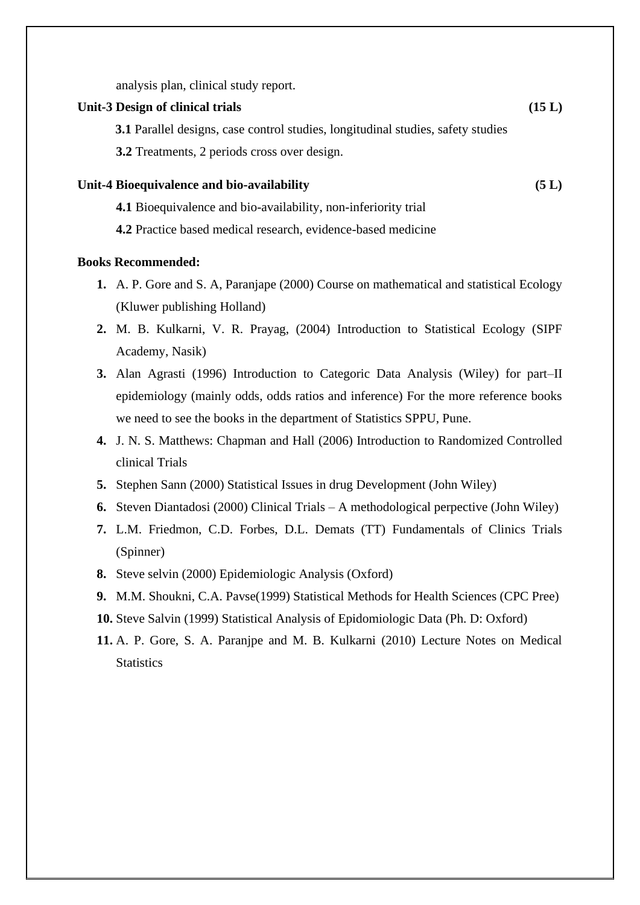analysis plan, clinical study report.

**Unit-3 Design of clinical trials** **(15 L)**

**3.1** Parallel designs, case control studies, longitudinal studies, safety studies

**3.2** Treatments, 2 periods cross over design.

**Unit-4 Bioequivalence and bio-availability** **(5 L)**

**4.1** Bioequivalence and bio-availability, non-inferiority trial

**4.2** Practice based medical research, evidence-based medicine

**Books Recommended:**

1. A. P. Gore and S. A, Paranjape (2000) Course on mathematical and statistical Ecology (Kluwer publishing Holland)
2. M. B. Kulkarni, V. R. Prayag, (2004) Introduction to Statistical Ecology (SIPF Academy, Nasik)
3. Alan Agrasti (1996) Introduction to Categoric Data Analysis (Wiley) for part–II epidemiology (mainly odds, odds ratios and inference) For the more reference books we need to see the books in the department of Statistics SPPU, Pune.
4. J. N. S. Matthews: Chapman and Hall (2006) Introduction to Randomized Controlled clinical Trials
5. Stephen Sann (2000) Statistical Issues in drug Development (John Wiley)
6. Steven Diantadosi (2000) Clinical Trials – A methodological perpective (John Wiley)
7. L.M. Friedmon, C.D. Forbes, D.L. Demats (TT) Fundamentals of Clinics Trials (Spinner)
8. Steve selvin (2000) Epidemiologic Analysis (Oxford)
9. M.M. Shoukni, C.A. Pavse(1999) Statistical Methods for Health Sciences (CPC Pree)
10. Steve Salvin (1999) Statistical Analysis of Epidomiologic Data (Ph. D: Oxford)
11. A. P. Gore, S. A. Paranjpe and M. B. Kulkarni (2010) Lecture Notes on Medical Statistics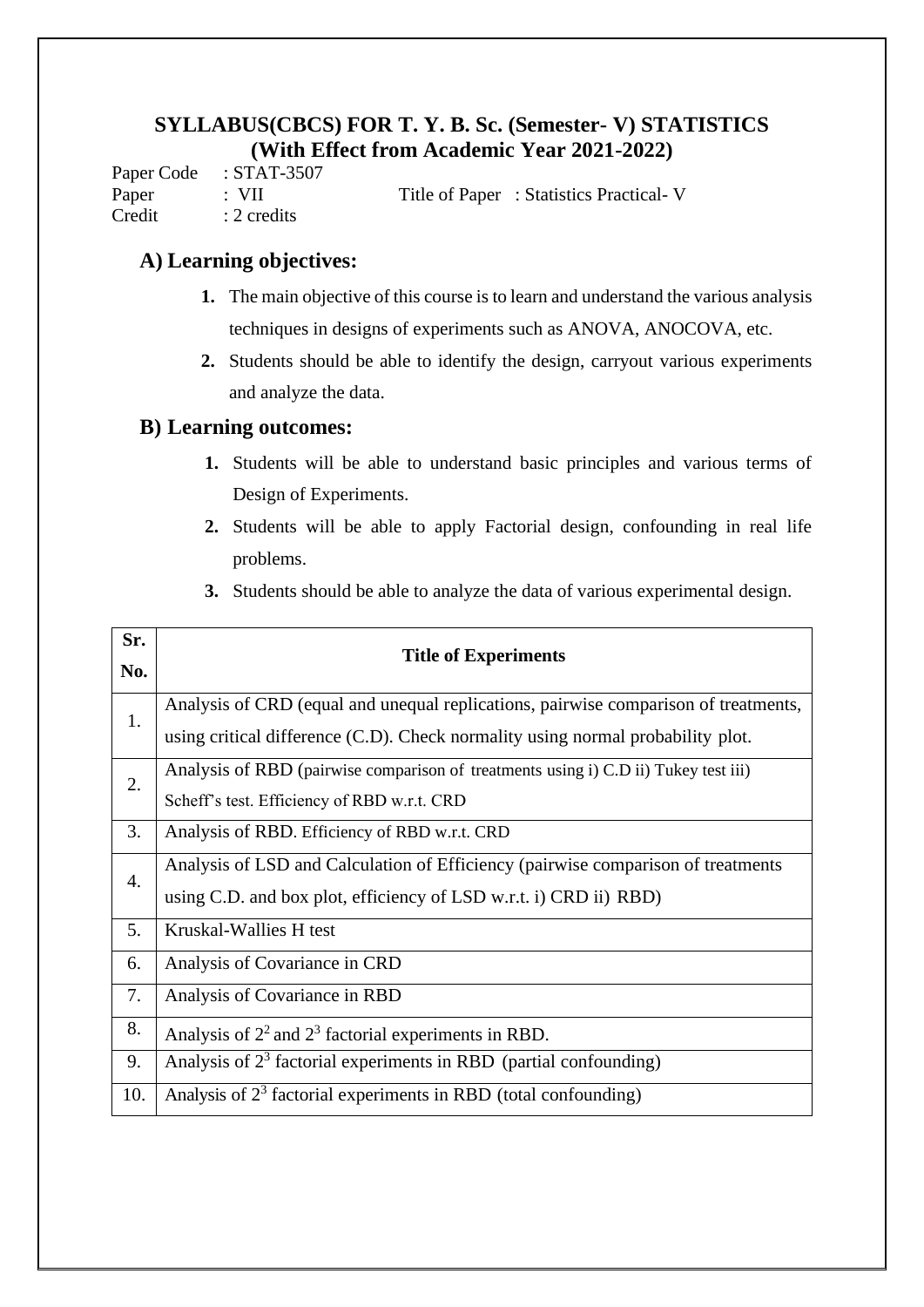## SYLLABUS(CBCS) FOR T. Y. B. Sc. (Semester- V) STATISTICS (With Effect from Academic Year 2021-2022)

Paper Code : STAT-3507

Paper : VII Title of Paper : Statistics Practical- V

Credit : 2 credits

### A) Learning objectives:

1. The main objective of this course is to learn and understand the various analysis techniques in designs of experiments such as ANOVA, ANOCOVA, etc.
2. Students should be able to identify the design, carryout various experiments and analyze the data.

### B) Learning outcomes:

1. Students will be able to understand basic principles and various terms of Design of Experiments.
2. Students will be able to apply Factorial design, confounding in real life problems.
3. Students should be able to analyze the data of various experimental design.

| Sr. No. | Title of Experiments |
|---|---|
| 1. | Analysis of CRD (equal and unequal replications, pairwise comparison of treatments, using critical difference (C.D). Check normality using normal probability plot. |
| 2. | Analysis of RBD (pairwise comparison of treatments using i) C.D ii) Tukey test iii) Scheff's test. Efficiency of RBD w.r.t. CRD |
| 3. | Analysis of RBD. Efficiency of RBD w.r.t. CRD |
| 4. | Analysis of LSD and Calculation of Efficiency (pairwise comparison of treatments using C.D. and box plot, efficiency of LSD w.r.t. i) CRD ii) RBD) |
| 5. | Kruskal-Wallies H test |
| 6. | Analysis of Covariance in CRD |
| 7. | Analysis of Covariance in RBD |
| 8. | Analysis of $2^2$ and $2^3$ factorial experiments in RBD. |
| 9. | Analysis of $2^3$ factorial experiments in RBD (partial confounding) |
| 10. | Analysis of $2^3$ factorial experiments in RBD (total confounding) |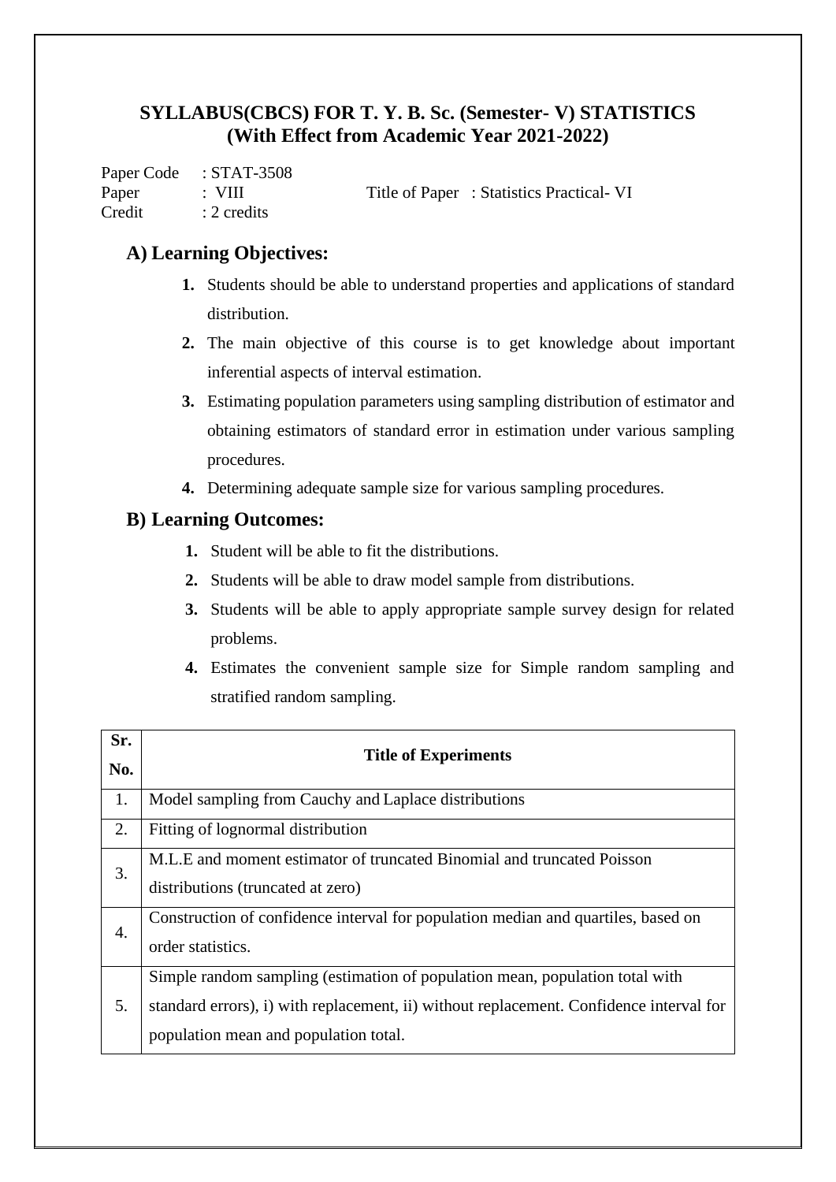## SYLLABUS(CBCS) FOR T. Y. B. Sc. (Semester- V) STATISTICS
## (With Effect from Academic Year 2021-2022)

Paper Code : STAT-3508
Paper : VIII Title of Paper : Statistics Practical- VI
Credit : 2 credits

### A) Learning Objectives:

1. Students should be able to understand properties and applications of standard distribution.
2. The main objective of this course is to get knowledge about important inferential aspects of interval estimation.
3. Estimating population parameters using sampling distribution of estimator and obtaining estimators of standard error in estimation under various sampling procedures.
4. Determining adequate sample size for various sampling procedures.

### B) Learning Outcomes:

1. Student will be able to fit the distributions.
2. Students will be able to draw model sample from distributions.
3. Students will be able to apply appropriate sample survey design for related problems.
4. Estimates the convenient sample size for Simple random sampling and stratified random sampling.

| Sr. No. | Title of Experiments |
|---|---|
| 1. | Model sampling from Cauchy and Laplace distributions |
| 2. | Fitting of lognormal distribution |
| 3. | M.L.E and moment estimator of truncated Binomial and truncated Poisson distributions (truncated at zero) |
| 4. | Construction of confidence interval for population median and quartiles, based on order statistics. |
| 5. | Simple random sampling (estimation of population mean, population total with standard errors), i) with replacement, ii) without replacement. Confidence interval for population mean and population total. |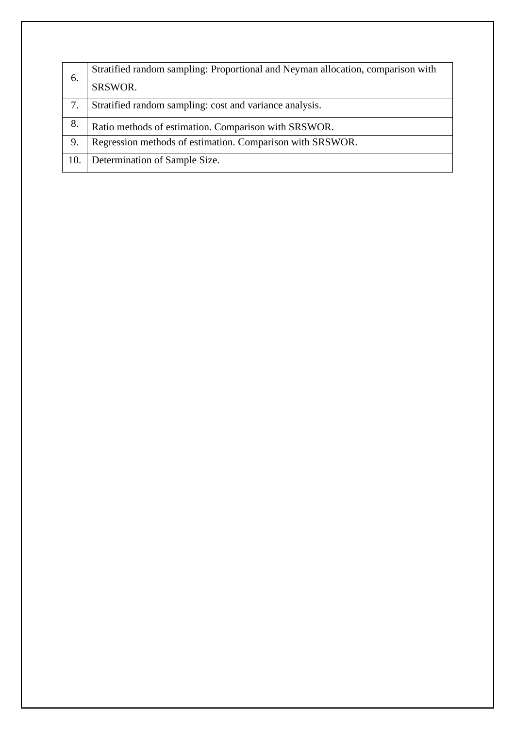| | |
|---|---|
| 6. | Stratified random sampling: Proportional and Neyman allocation, comparison with SRSWOR. |
| 7. | Stratified random sampling: cost and variance analysis. |
| 8. | Ratio methods of estimation. Comparison with SRSWOR. |
| 9. | Regression methods of estimation. Comparison with SRSWOR. |
| 10. | Determination of Sample Size. |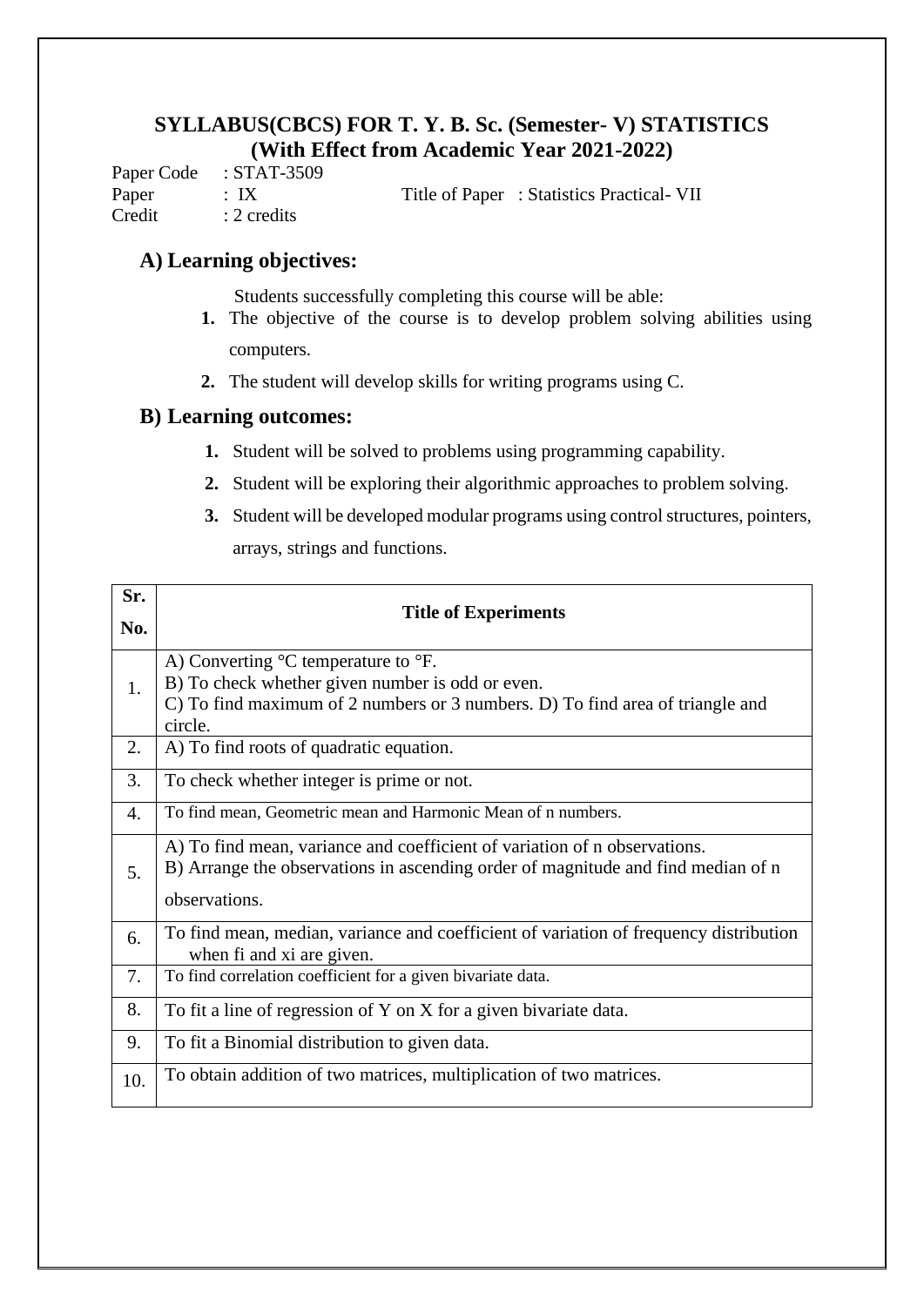## SYLLABUS(CBCS) FOR T. Y. B. Sc. (Semester- V) STATISTICS (With Effect from Academic Year 2021-2022)

Paper Code : STAT-3509

Paper : IX Title of Paper : Statistics Practical- VII

Credit : 2 credits

### A) Learning objectives:

Students successfully completing this course will be able:

1. The objective of the course is to develop problem solving abilities using computers.
2. The student will develop skills for writing programs using C.

### B) Learning outcomes:

1. Student will be solved to problems using programming capability.
2. Student will be exploring their algorithmic approaches to problem solving.
3. Student will be developed modular programs using control structures, pointers, arrays, strings and functions.

| Sr. No. | Title of Experiments |
|---|---|
| 1. | A) Converting °C temperature to °F.<br>B) To check whether given number is odd or even.<br>C) To find maximum of 2 numbers or 3 numbers. D) To find area of triangle and circle. |
| 2. | A) To find roots of quadratic equation. |
| 3. | To check whether integer is prime or not. |
| 4. | To find mean, Geometric mean and Harmonic Mean of n numbers. |
| 5. | A) To find mean, variance and coefficient of variation of n observations.<br>B) Arrange the observations in ascending order of magnitude and find median of n observations. |
| 6. | To find mean, median, variance and coefficient of variation of frequency distribution when fi and xi are given. |
| 7. | To find correlation coefficient for a given bivariate data. |
| 8. | To fit a line of regression of Y on X for a given bivariate data. |
| 9. | To fit a Binomial distribution to given data. |
| 10. | To obtain addition of two matrices, multiplication of two matrices. |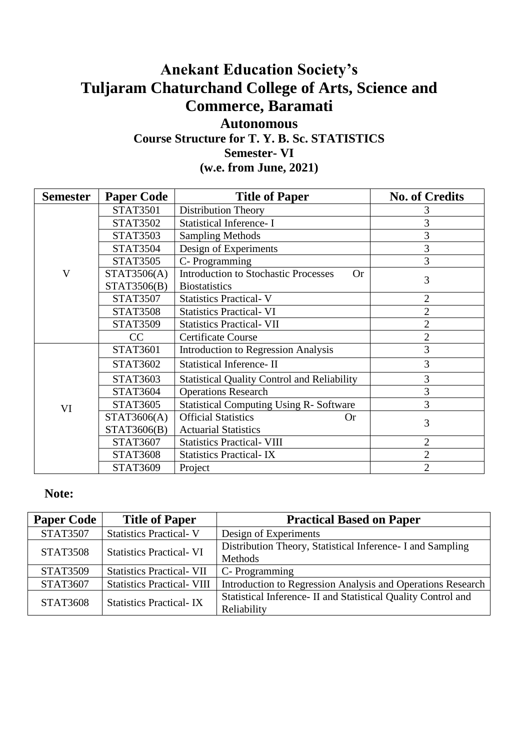# Anekant Education Society's
# Tuljaram Chaturchand College of Arts, Science and Commerce, Baramati

## Autonomous

### Course Structure for T. Y. B. Sc. STATISTICS

### Semester- VI

### (w.e. from June, 2021)

| Semester | Paper Code | Title of Paper | No. of Credits |
|---|---|---|---|
| V | STAT3501 | Distribution Theory | 3 |
| | STAT3502 | Statistical Inference- I | 3 |
| | STAT3503 | Sampling Methods | 3 |
| | STAT3504 | Design of Experiments | 3 |
| | STAT3505 | C- Programming | 3 |
| | STAT3506(A) STAT3506(B) | Introduction to Stochastic Processes Or Biostatistics | 3 |
| | STAT3507 | Statistics Practical- V | 2 |
| | STAT3508 | Statistics Practical- VI | 2 |
| | STAT3509 | Statistics Practical- VII | 2 |
| | CC | Certificate Course | 2 |
| VI | STAT3601 | Introduction to Regression Analysis | 3 |
| | STAT3602 | Statistical Inference- II | 3 |
| | STAT3603 | Statistical Quality Control and Reliability | 3 |
| | STAT3604 | Operations Research | 3 |
| | STAT3605 | Statistical Computing Using R- Software | 3 |
| | STAT3606(A) STAT3606(B) | Official Statistics Or Actuarial Statistics | 3 |
| | STAT3607 | Statistics Practical- VIII | 2 |
| | STAT3608 | Statistics Practical- IX | 2 |
| | STAT3609 | Project | 2 |

**Note:**

| Paper Code | Title of Paper | Practical Based on Paper |
|---|---|---|
| STAT3507 | Statistics Practical- V | Design of Experiments |
| STAT3508 | Statistics Practical- VI | Distribution Theory, Statistical Inference- I and Sampling Methods |
| STAT3509 | Statistics Practical- VII | C- Programming |
| STAT3607 | Statistics Practical- VIII | Introduction to Regression Analysis and Operations Research |
| STAT3608 | Statistics Practical- IX | Statistical Inference- II and Statistical Quality Control and Reliability |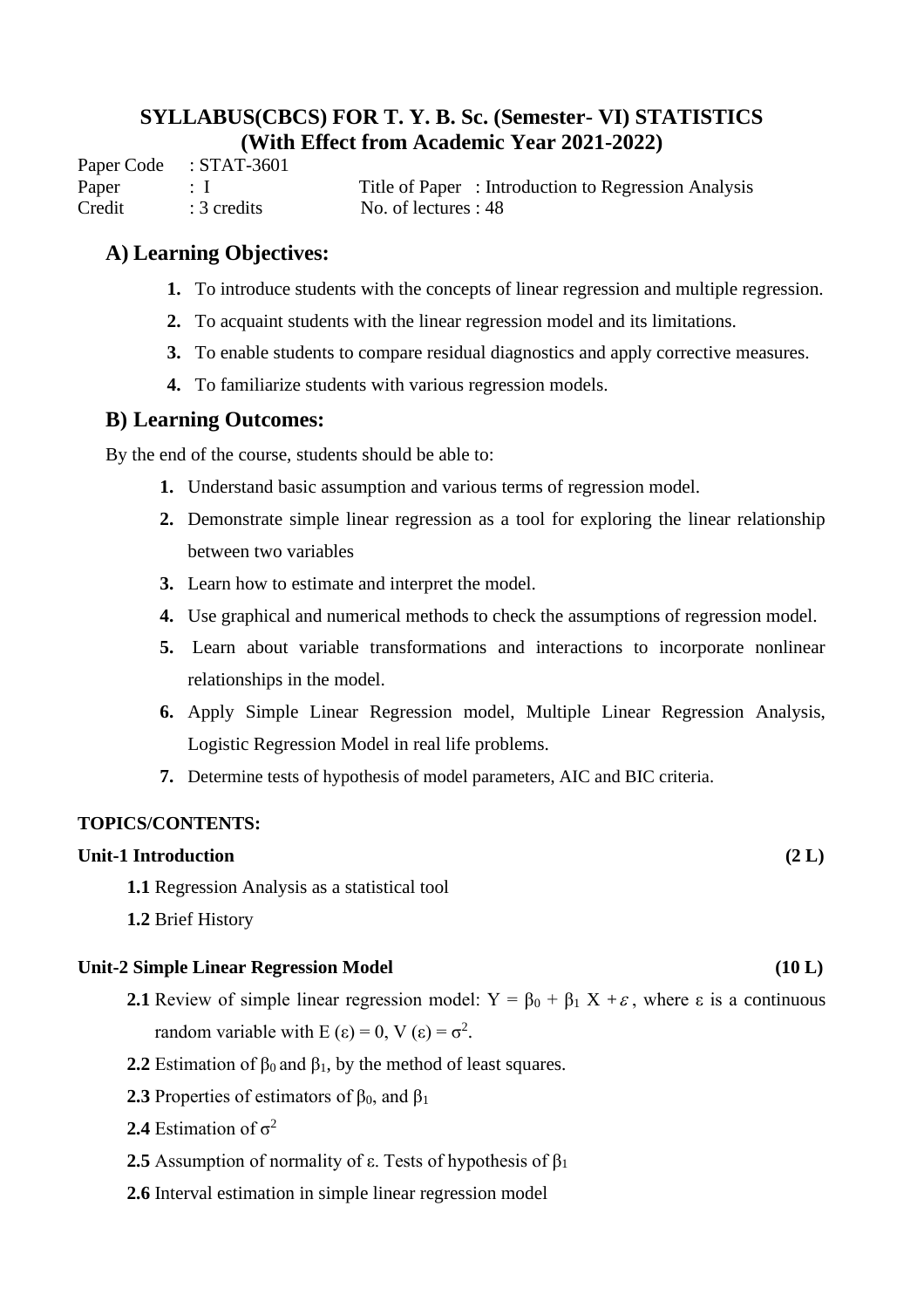# SYLLABUS(CBCS) FOR T. Y. B. Sc. (Semester- VI) STATISTICS
## (With Effect from Academic Year 2021-2022)

Paper Code : STAT-3601

Paper : I Title of Paper : Introduction to Regression Analysis

Credit : 3 credits No. of lectures : 48

## A) Learning Objectives:

1. To introduce students with the concepts of linear regression and multiple regression.
2. To acquaint students with the linear regression model and its limitations.
3. To enable students to compare residual diagnostics and apply corrective measures.
4. To familiarize students with various regression models.

## B) Learning Outcomes:

By the end of the course, students should be able to:

1. Understand basic assumption and various terms of regression model.
2. Demonstrate simple linear regression as a tool for exploring the linear relationship between two variables
3. Learn how to estimate and interpret the model.
4. Use graphical and numerical methods to check the assumptions of regression model.
5. Learn about variable transformations and interactions to incorporate nonlinear relationships in the model.
6. Apply Simple Linear Regression model, Multiple Linear Regression Analysis, Logistic Regression Model in real life problems.
7. Determine tests of hypothesis of model parameters, AIC and BIC criteria.

**TOPICS/CONTENTS:**

**Unit-1 Introduction (2 L)**

**1.1** Regression Analysis as a statistical tool

**1.2** Brief History

**Unit-2 Simple Linear Regression Model (10 L)**

**2.1** Review of simple linear regression model: $Y = \beta_0 + \beta_1 X + \varepsilon$, where $\varepsilon$ is a continuous random variable with $E(\varepsilon) = 0$, $V(\varepsilon) = \sigma^2$.

**2.2** Estimation of $\beta_0$ and $\beta_1$, by the method of least squares.

**2.3** Properties of estimators of $\beta_0$, and $\beta_1$

**2.4** Estimation of $\sigma^2$

**2.5** Assumption of normality of $\varepsilon$. Tests of hypothesis of $\beta_1$

**2.6** Interval estimation in simple linear regression model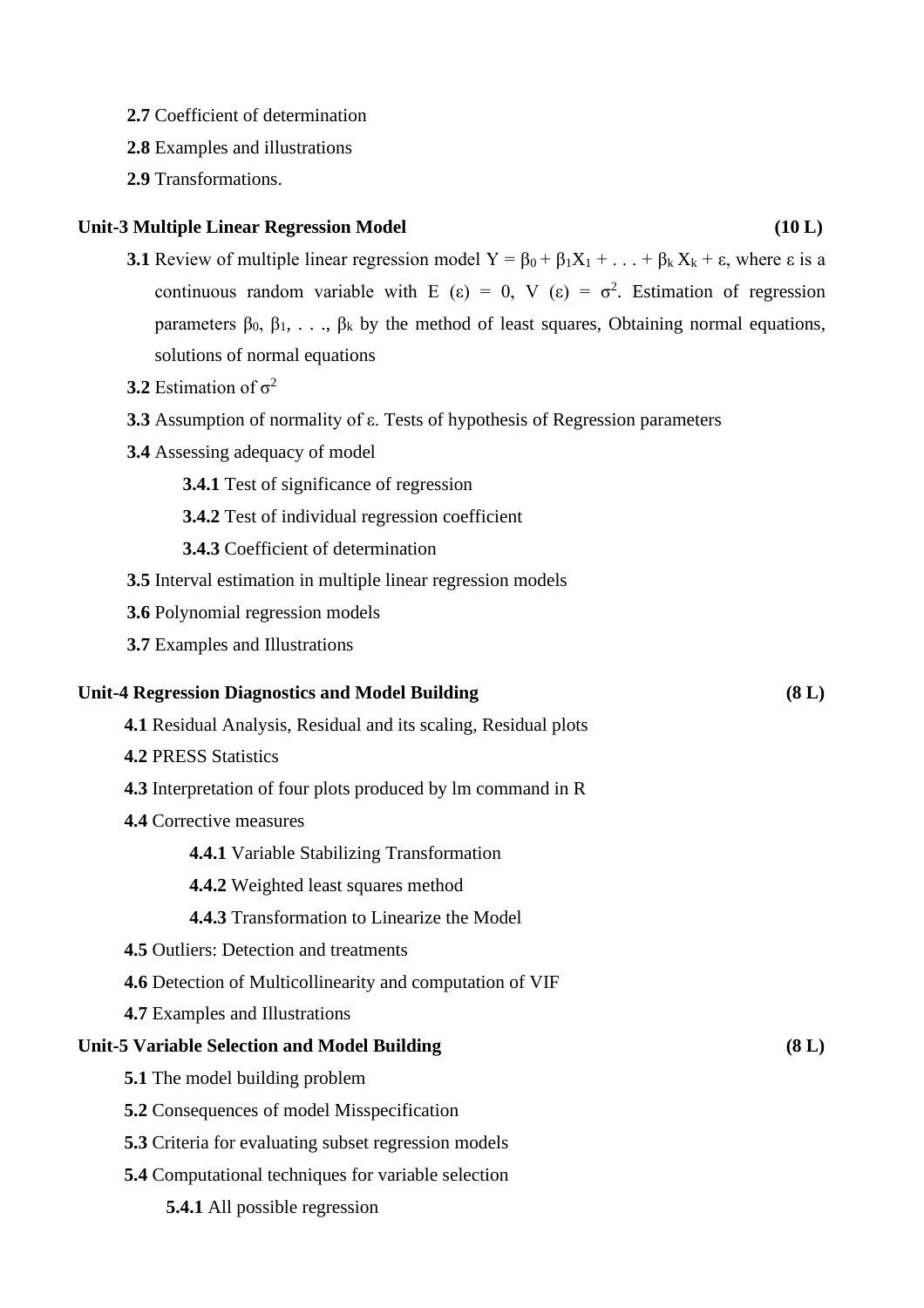**2.7** Coefficient of determination

**2.8** Examples and illustrations

**2.9** Transformations.

**Unit-3 Multiple Linear Regression Model** **(10 L)**

**3.1** Review of multiple linear regression model $Y = \beta_0 + \beta_1 X_1 + \ldots + \beta_k X_k + \varepsilon$, where $\varepsilon$ is a continuous random variable with $E(\varepsilon) = 0$, $V(\varepsilon) = \sigma^2$. Estimation of regression parameters $\beta_0, \beta_1, \ldots, \beta_k$ by the method of least squares, Obtaining normal equations, solutions of normal equations

**3.2** Estimation of $\sigma^2$

**3.3** Assumption of normality of $\varepsilon$. Tests of hypothesis of Regression parameters

**3.4** Assessing adequacy of model

- **3.4.1** Test of significance of regression
- **3.4.2** Test of individual regression coefficient
- **3.4.3** Coefficient of determination

**3.5** Interval estimation in multiple linear regression models

**3.6** Polynomial regression models

**3.7** Examples and Illustrations

**Unit-4 Regression Diagnostics and Model Building** **(8 L)**

**4.1** Residual Analysis, Residual and its scaling, Residual plots

**4.2** PRESS Statistics

**4.3** Interpretation of four plots produced by lm command in R

**4.4** Corrective measures

- **4.4.1** Variable Stabilizing Transformation
- **4.4.2** Weighted least squares method
- **4.4.3** Transformation to Linearize the Model

**4.5** Outliers: Detection and treatments

**4.6** Detection of Multicollinearity and computation of VIF

**4.7** Examples and Illustrations

**Unit-5 Variable Selection and Model Building** **(8 L)**

**5.1** The model building problem

**5.2** Consequences of model Misspecification

**5.3** Criteria for evaluating subset regression models

**5.4** Computational techniques for variable selection

- **5.4.1** All possible regression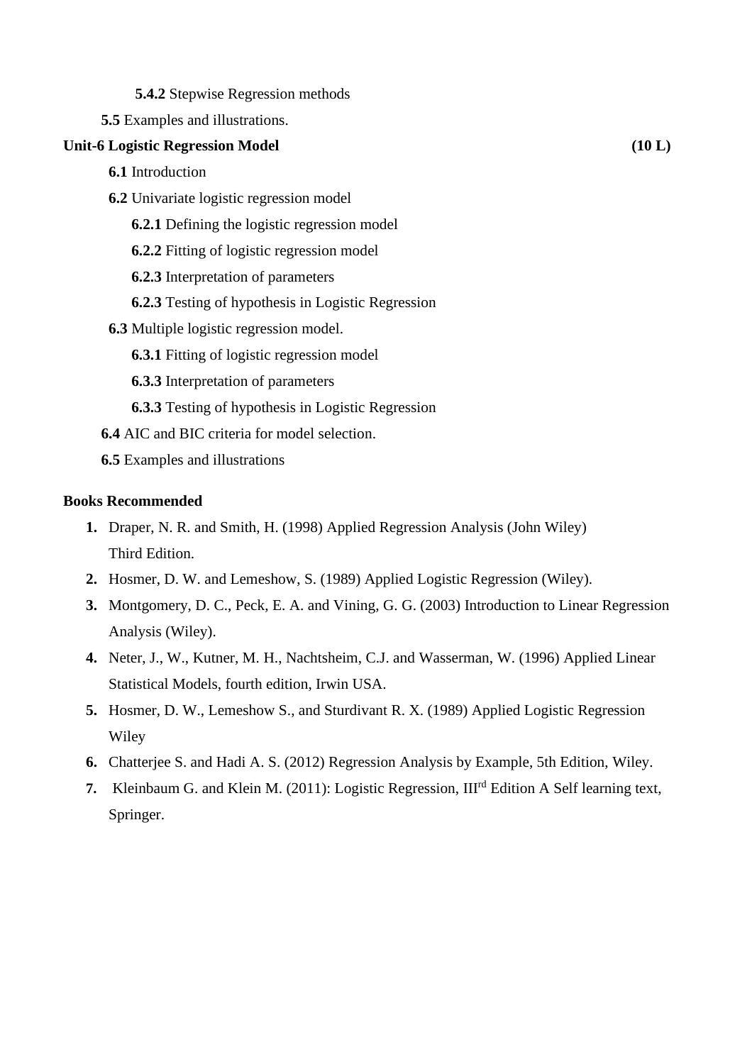**5.4.2** Stepwise Regression methods

**5.5** Examples and illustrations.

**Unit-6 Logistic Regression Model (10 L)**

**6.1** Introduction

**6.2** Univariate logistic regression model

**6.2.1** Defining the logistic regression model

**6.2.2** Fitting of logistic regression model

**6.2.3** Interpretation of parameters

**6.2.3** Testing of hypothesis in Logistic Regression

**6.3** Multiple logistic regression model.

**6.3.1** Fitting of logistic regression model

**6.3.3** Interpretation of parameters

**6.3.3** Testing of hypothesis in Logistic Regression

**6.4** AIC and BIC criteria for model selection.

**6.5** Examples and illustrations

**Books Recommended**

1. Draper, N. R. and Smith, H. (1998) Applied Regression Analysis (John Wiley) Third Edition.
2. Hosmer, D. W. and Lemeshow, S. (1989) Applied Logistic Regression (Wiley).
3. Montgomery, D. C., Peck, E. A. and Vining, G. G. (2003) Introduction to Linear Regression Analysis (Wiley).
4. Neter, J., W., Kutner, M. H., Nachtsheim, C.J. and Wasserman, W. (1996) Applied Linear Statistical Models, fourth edition, Irwin USA.
5. Hosmer, D. W., Lemeshow S., and Sturdivant R. X. (1989) Applied Logistic Regression Wiley
6. Chatterjee S. and Hadi A. S. (2012) Regression Analysis by Example, 5th Edition, Wiley.
7. Kleinbaum G. and Klein M. (2011): Logistic Regression, III$^{rd}$ Edition A Self learning text, Springer.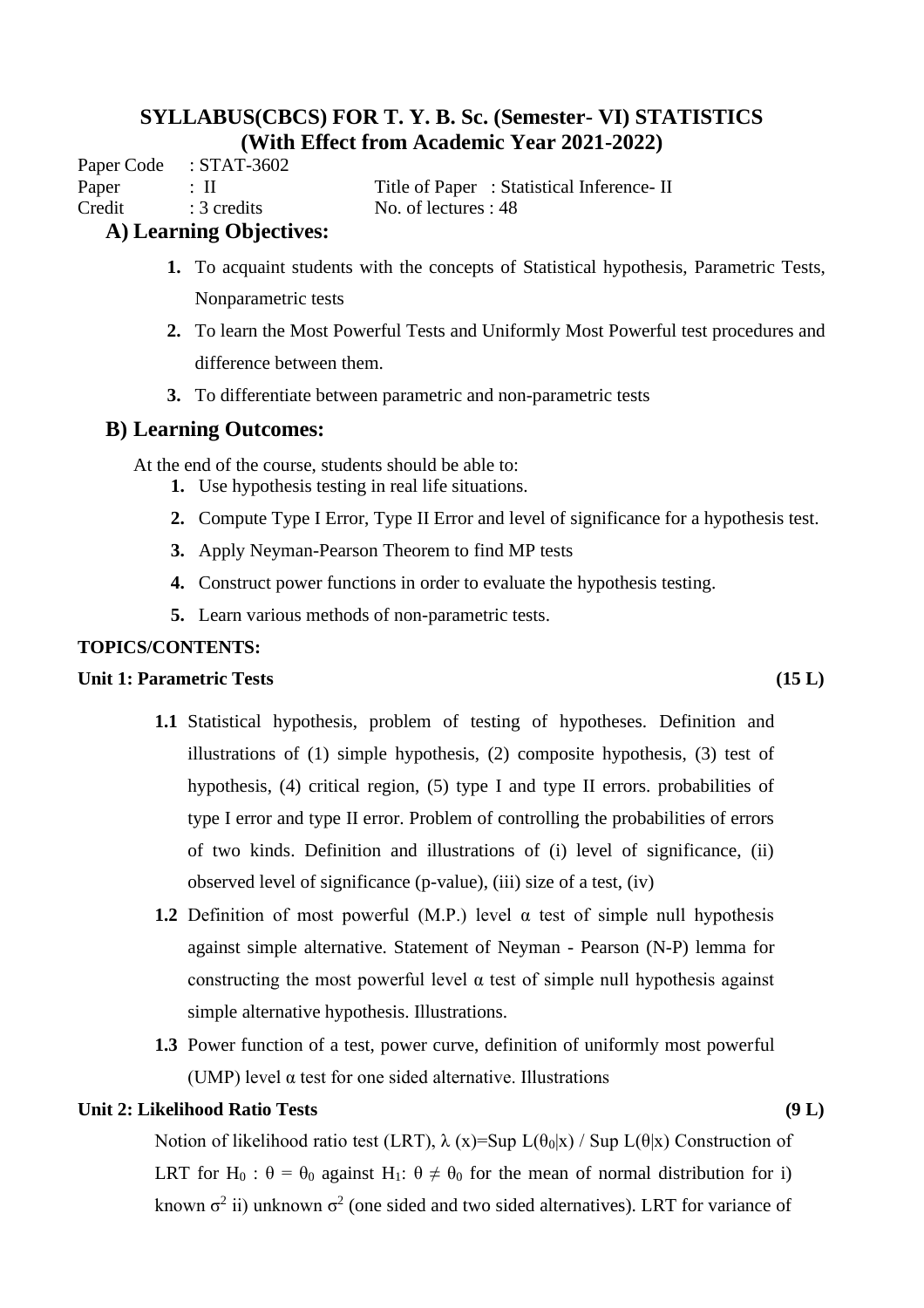# SYLLABUS(CBCS) FOR T. Y. B. Sc. (Semester- VI) STATISTICS
## (With Effect from Academic Year 2021-2022)

Paper Code : STAT-3602
Paper : II Title of Paper : Statistical Inference- II
Credit : 3 credits No. of lectures : 48

## A) Learning Objectives:

1. To acquaint students with the concepts of Statistical hypothesis, Parametric Tests, Nonparametric tests
2. To learn the Most Powerful Tests and Uniformly Most Powerful test procedures and difference between them.
3. To differentiate between parametric and non-parametric tests

## B) Learning Outcomes:

At the end of the course, students should be able to:

1. Use hypothesis testing in real life situations.
2. Compute Type I Error, Type II Error and level of significance for a hypothesis test.
3. Apply Neyman-Pearson Theorem to find MP tests
4. Construct power functions in order to evaluate the hypothesis testing.
5. Learn various methods of non-parametric tests.

**TOPICS/CONTENTS:**

**Unit 1: Parametric Tests (15 L)**

**1.1** Statistical hypothesis, problem of testing of hypotheses. Definition and illustrations of (1) simple hypothesis, (2) composite hypothesis, (3) test of hypothesis, (4) critical region, (5) type I and type II errors. probabilities of type I error and type II error. Problem of controlling the probabilities of errors of two kinds. Definition and illustrations of (i) level of significance, (ii) observed level of significance (p-value), (iii) size of a test, (iv)

**1.2** Definition of most powerful (M.P.) level $\alpha$ test of simple null hypothesis against simple alternative. Statement of Neyman - Pearson (N-P) lemma for constructing the most powerful level $\alpha$ test of simple null hypothesis against simple alternative hypothesis. Illustrations.

**1.3** Power function of a test, power curve, definition of uniformly most powerful (UMP) level $\alpha$ test for one sided alternative. Illustrations

**Unit 2: Likelihood Ratio Tests (9 L)**

Notion of likelihood ratio test (LRT), $\lambda(x)=\text{Sup } L(\theta_0|x) / \text{Sup } L(\theta|x)$ Construction of LRT for $H_0 : \theta = \theta_0$ against $H_1: \theta \neq \theta_0$ for the mean of normal distribution for i) known $\sigma^2$ ii) unknown $\sigma^2$ (one sided and two sided alternatives). LRT for variance of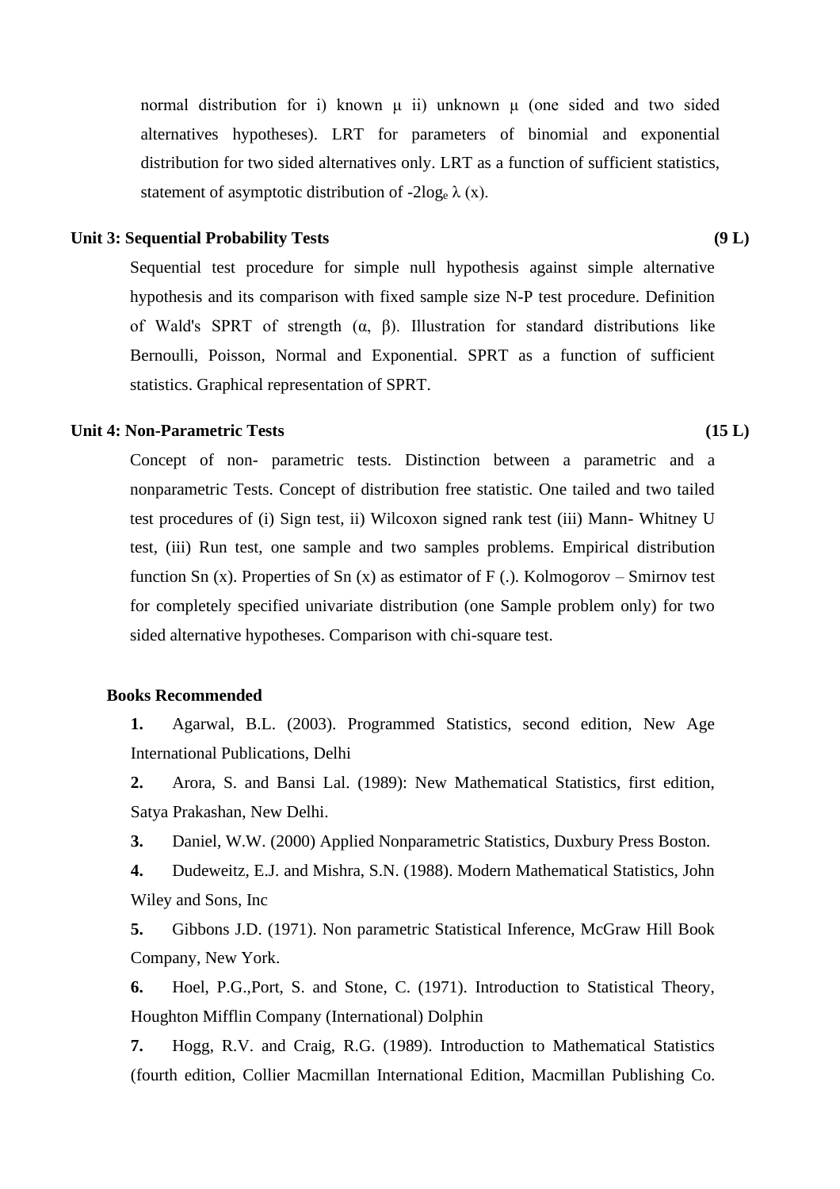normal distribution for i) known $\mu$ ii) unknown $\mu$ (one sided and two sided alternatives hypotheses). LRT for parameters of binomial and exponential distribution for two sided alternatives only. LRT as a function of sufficient statistics, statement of asymptotic distribution of $-2\log_e \lambda$ (x).

**Unit 3: Sequential Probability Tests (9 L)**

Sequential test procedure for simple null hypothesis against simple alternative hypothesis and its comparison with fixed sample size N-P test procedure. Definition of Wald's SPRT of strength ($\alpha$, $\beta$). Illustration for standard distributions like Bernoulli, Poisson, Normal and Exponential. SPRT as a function of sufficient statistics. Graphical representation of SPRT.

**Unit 4: Non-Parametric Tests (15 L)**

Concept of non- parametric tests. Distinction between a parametric and a nonparametric Tests. Concept of distribution free statistic. One tailed and two tailed test procedures of (i) Sign test, ii) Wilcoxon signed rank test (iii) Mann- Whitney U test, (iii) Run test, one sample and two samples problems. Empirical distribution function Sn (x). Properties of Sn (x) as estimator of F (.). Kolmogorov – Smirnov test for completely specified univariate distribution (one Sample problem only) for two sided alternative hypotheses. Comparison with chi-square test.

**Books Recommended**

**1.** Agarwal, B.L. (2003). Programmed Statistics, second edition, New Age International Publications, Delhi

**2.** Arora, S. and Bansi Lal. (1989): New Mathematical Statistics, first edition, Satya Prakashan, New Delhi.

**3.** Daniel, W.W. (2000) Applied Nonparametric Statistics, Duxbury Press Boston.

**4.** Dudeweitz, E.J. and Mishra, S.N. (1988). Modern Mathematical Statistics, John Wiley and Sons, Inc

**5.** Gibbons J.D. (1971). Non parametric Statistical Inference, McGraw Hill Book Company, New York.

**6.** Hoel, P.G.,Port, S. and Stone, C. (1971). Introduction to Statistical Theory, Houghton Mifflin Company (International) Dolphin

**7.** Hogg, R.V. and Craig, R.G. (1989). Introduction to Mathematical Statistics (fourth edition, Collier Macmillan International Edition, Macmillan Publishing Co.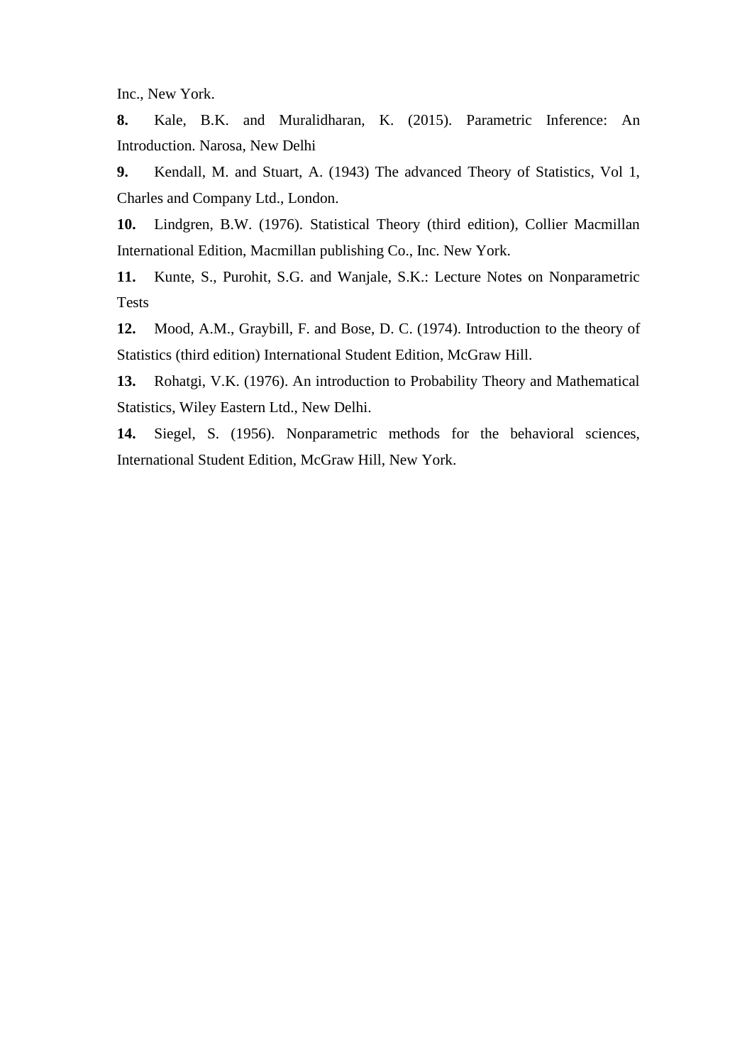Inc., New York.

**8.** Kale, B.K. and Muralidharan, K. (2015). Parametric Inference: An Introduction. Narosa, New Delhi

**9.** Kendall, M. and Stuart, A. (1943) The advanced Theory of Statistics, Vol 1, Charles and Company Ltd., London.

**10.** Lindgren, B.W. (1976). Statistical Theory (third edition), Collier Macmillan International Edition, Macmillan publishing Co., Inc. New York.

**11.** Kunte, S., Purohit, S.G. and Wanjale, S.K.: Lecture Notes on Nonparametric Tests

**12.** Mood, A.M., Graybill, F. and Bose, D. C. (1974). Introduction to the theory of Statistics (third edition) International Student Edition, McGraw Hill.

**13.** Rohatgi, V.K. (1976). An introduction to Probability Theory and Mathematical Statistics, Wiley Eastern Ltd., New Delhi.

**14.** Siegel, S. (1956). Nonparametric methods for the behavioral sciences, International Student Edition, McGraw Hill, New York.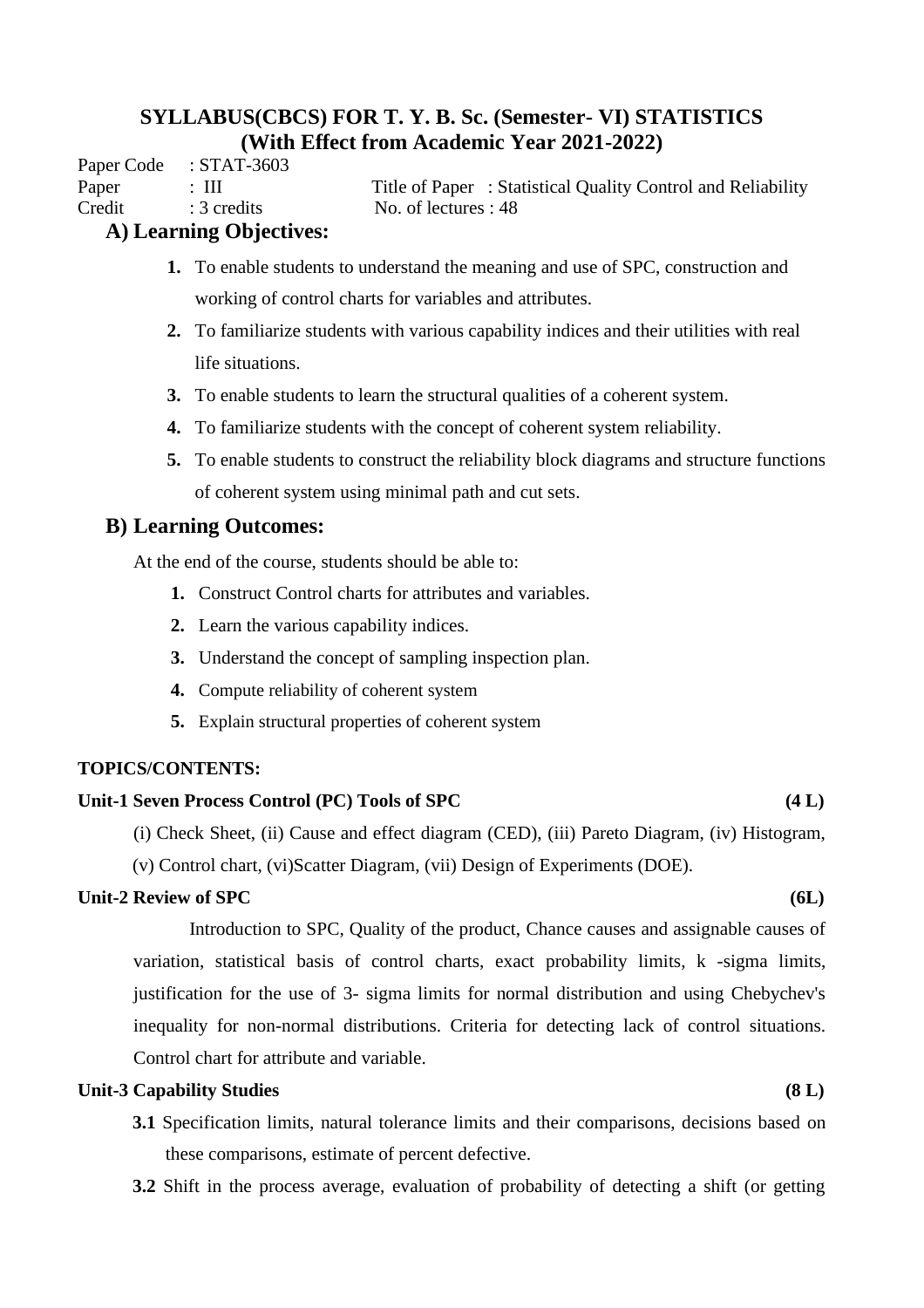# SYLLABUS(CBCS) FOR T. Y. B. Sc. (Semester- VI) STATISTICS
## (With Effect from Academic Year 2021-2022)

Paper Code : STAT-3603
Paper : III    Title of Paper : Statistical Quality Control and Reliability
Credit : 3 credits    No. of lectures : 48

### A) Learning Objectives:

1. To enable students to understand the meaning and use of SPC, construction and working of control charts for variables and attributes.
2. To familiarize students with various capability indices and their utilities with real life situations.
3. To enable students to learn the structural qualities of a coherent system.
4. To familiarize students with the concept of coherent system reliability.
5. To enable students to construct the reliability block diagrams and structure functions of coherent system using minimal path and cut sets.

### B) Learning Outcomes:

At the end of the course, students should be able to:

1. Construct Control charts for attributes and variables.
2. Learn the various capability indices.
3. Understand the concept of sampling inspection plan.
4. Compute reliability of coherent system
5. Explain structural properties of coherent system

**TOPICS/CONTENTS:**

**Unit-1 Seven Process Control (PC) Tools of SPC (4 L)**

(i) Check Sheet, (ii) Cause and effect diagram (CED), (iii) Pareto Diagram, (iv) Histogram, (v) Control chart, (vi)Scatter Diagram, (vii) Design of Experiments (DOE).

**Unit-2 Review of SPC (6L)**

Introduction to SPC, Quality of the product, Chance causes and assignable causes of variation, statistical basis of control charts, exact probability limits, k -sigma limits, justification for the use of 3- sigma limits for normal distribution and using Chebychev's inequality for non-normal distributions. Criteria for detecting lack of control situations. Control chart for attribute and variable.

**Unit-3 Capability Studies (8 L)**

**3.1** Specification limits, natural tolerance limits and their comparisons, decisions based on these comparisons, estimate of percent defective.

**3.2** Shift in the process average, evaluation of probability of detecting a shift (or getting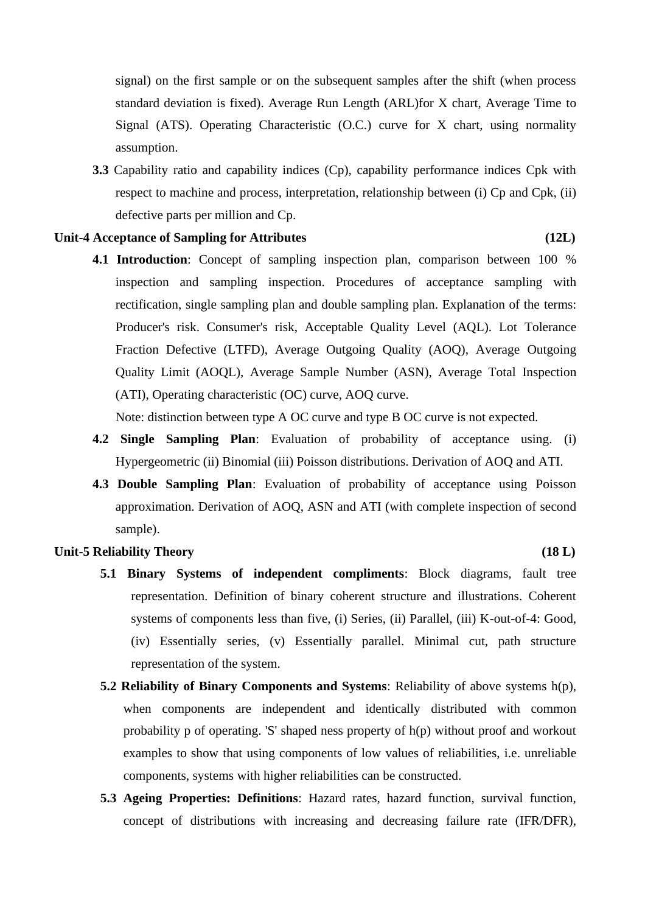signal) on the first sample or on the subsequent samples after the shift (when process standard deviation is fixed). Average Run Length (ARL)for X chart, Average Time to Signal (ATS). Operating Characteristic (O.C.) curve for X chart, using normality assumption.

**3.3** Capability ratio and capability indices (Cp), capability performance indices Cpk with respect to machine and process, interpretation, relationship between (i) Cp and Cpk, (ii) defective parts per million and Cp.

**Unit-4 Acceptance of Sampling for Attributes (12L)**

**4.1 Introduction**: Concept of sampling inspection plan, comparison between 100 % inspection and sampling inspection. Procedures of acceptance sampling with rectification, single sampling plan and double sampling plan. Explanation of the terms: Producer's risk. Consumer's risk, Acceptable Quality Level (AQL). Lot Tolerance Fraction Defective (LTFD), Average Outgoing Quality (AOQ), Average Outgoing Quality Limit (AOQL), Average Sample Number (ASN), Average Total Inspection (ATI), Operating characteristic (OC) curve, AOQ curve.

Note: distinction between type A OC curve and type B OC curve is not expected.

**4.2 Single Sampling Plan**: Evaluation of probability of acceptance using. (i) Hypergeometric (ii) Binomial (iii) Poisson distributions. Derivation of AOQ and ATI.

**4.3 Double Sampling Plan**: Evaluation of probability of acceptance using Poisson approximation. Derivation of AOQ, ASN and ATI (with complete inspection of second sample).

**Unit-5 Reliability Theory (18 L)**

**5.1 Binary Systems of independent compliments**: Block diagrams, fault tree representation. Definition of binary coherent structure and illustrations. Coherent systems of components less than five, (i) Series, (ii) Parallel, (iii) K-out-of-4: Good, (iv) Essentially series, (v) Essentially parallel. Minimal cut, path structure representation of the system.

**5.2 Reliability of Binary Components and Systems**: Reliability of above systems h(p), when components are independent and identically distributed with common probability p of operating. 'S' shaped ness property of h(p) without proof and workout examples to show that using components of low values of reliabilities, i.e. unreliable components, systems with higher reliabilities can be constructed.

**5.3 Ageing Properties: Definitions**: Hazard rates, hazard function, survival function, concept of distributions with increasing and decreasing failure rate (IFR/DFR),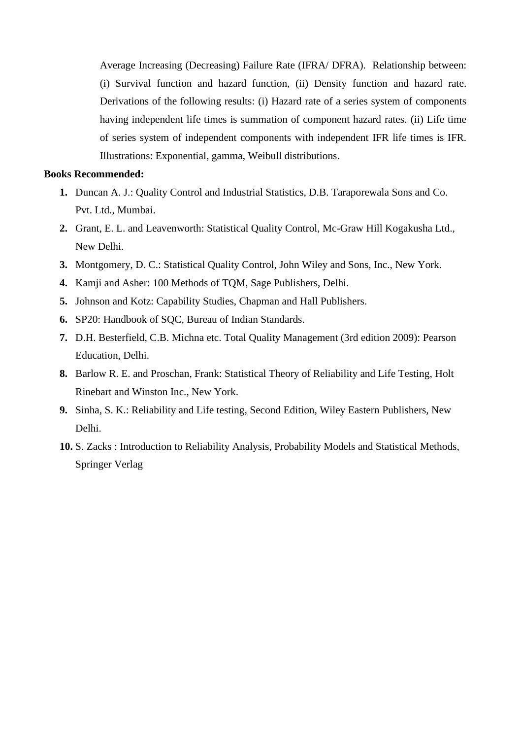Average Increasing (Decreasing) Failure Rate (IFRA/ DFRA). Relationship between: (i) Survival function and hazard function, (ii) Density function and hazard rate. Derivations of the following results: (i) Hazard rate of a series system of components having independent life times is summation of component hazard rates. (ii) Life time of series system of independent components with independent IFR life times is IFR. Illustrations: Exponential, gamma, Weibull distributions.

**Books Recommended:**

1. Duncan A. J.: Quality Control and Industrial Statistics, D.B. Taraporewala Sons and Co. Pvt. Ltd., Mumbai.
2. Grant, E. L. and Leavenworth: Statistical Quality Control, Mc-Graw Hill Kogakusha Ltd., New Delhi.
3. Montgomery, D. C.: Statistical Quality Control, John Wiley and Sons, Inc., New York.
4. Kamji and Asher: 100 Methods of TQM, Sage Publishers, Delhi.
5. Johnson and Kotz: Capability Studies, Chapman and Hall Publishers.
6. SP20: Handbook of SQC, Bureau of Indian Standards.
7. D.H. Besterfield, C.B. Michna etc. Total Quality Management (3rd edition 2009): Pearson Education, Delhi.
8. Barlow R. E. and Proschan, Frank: Statistical Theory of Reliability and Life Testing, Holt Rinebart and Winston Inc., New York.
9. Sinha, S. K.: Reliability and Life testing, Second Edition, Wiley Eastern Publishers, New Delhi.
10. S. Zacks : Introduction to Reliability Analysis, Probability Models and Statistical Methods, Springer Verlag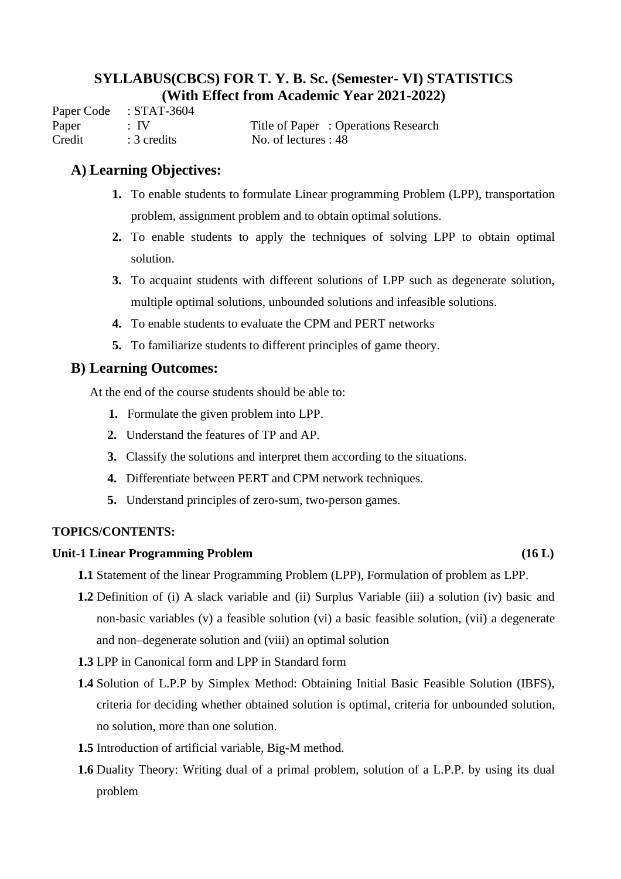# SYLLABUS(CBCS) FOR T. Y. B. Sc. (Semester- VI) STATISTICS
## (With Effect from Academic Year 2021-2022)

Paper Code : STAT-3604
Paper : IV        Title of Paper : Operations Research
Credit : 3 credits        No. of lectures : 48

## A) Learning Objectives:

1. To enable students to formulate Linear programming Problem (LPP), transportation problem, assignment problem and to obtain optimal solutions.
2. To enable students to apply the techniques of solving LPP to obtain optimal solution.
3. To acquaint students with different solutions of LPP such as degenerate solution, multiple optimal solutions, unbounded solutions and infeasible solutions.
4. To enable students to evaluate the CPM and PERT networks
5. To familiarize students to different principles of game theory.

## B) Learning Outcomes:

At the end of the course students should be able to:

1. Formulate the given problem into LPP.
2. Understand the features of TP and AP.
3. Classify the solutions and interpret them according to the situations.
4. Differentiate between PERT and CPM network techniques.
5. Understand principles of zero-sum, two-person games.

**TOPICS/CONTENTS:**

**Unit-1 Linear Programming Problem (16 L)**

**1.1** Statement of the linear Programming Problem (LPP), Formulation of problem as LPP.

**1.2** Definition of (i) A slack variable and (ii) Surplus Variable (iii) a solution (iv) basic and non-basic variables (v) a feasible solution (vi) a basic feasible solution, (vii) a degenerate and non–degenerate solution and (viii) an optimal solution

**1.3** LPP in Canonical form and LPP in Standard form

**1.4** Solution of L.P.P by Simplex Method: Obtaining Initial Basic Feasible Solution (IBFS), criteria for deciding whether obtained solution is optimal, criteria for unbounded solution, no solution, more than one solution.

**1.5** Introduction of artificial variable, Big-M method.

**1.6** Duality Theory: Writing dual of a primal problem, solution of a L.P.P. by using its dual problem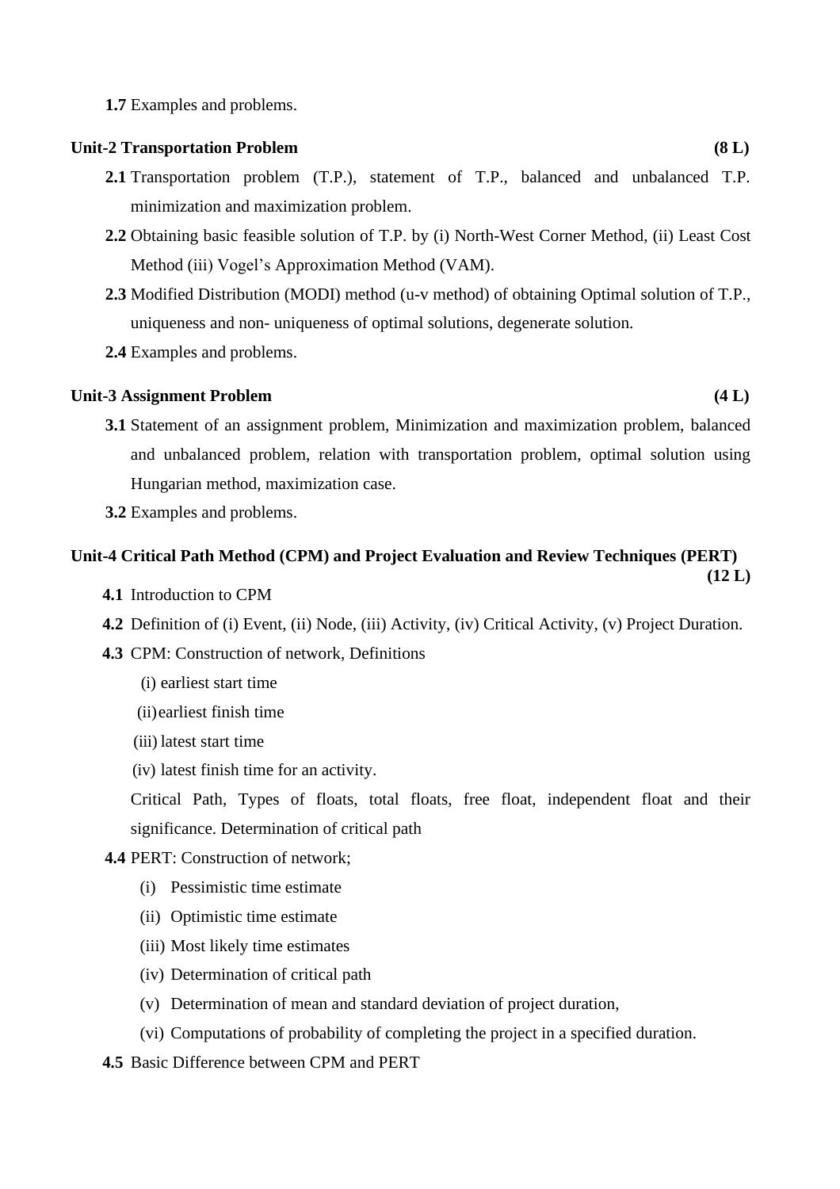**1.7** Examples and problems.

**Unit-2 Transportation Problem (8 L)**

**2.1** Transportation problem (T.P.), statement of T.P., balanced and unbalanced T.P. minimization and maximization problem.

**2.2** Obtaining basic feasible solution of T.P. by (i) North-West Corner Method, (ii) Least Cost Method (iii) Vogel's Approximation Method (VAM).

**2.3** Modified Distribution (MODI) method (u-v method) of obtaining Optimal solution of T.P., uniqueness and non- uniqueness of optimal solutions, degenerate solution.

**2.4** Examples and problems.

**Unit-3 Assignment Problem (4 L)**

**3.1** Statement of an assignment problem, Minimization and maximization problem, balanced and unbalanced problem, relation with transportation problem, optimal solution using Hungarian method, maximization case.

**3.2** Examples and problems.

**Unit-4 Critical Path Method (CPM) and Project Evaluation and Review Techniques (PERT) (12 L)**

**4.1** Introduction to CPM

**4.2** Definition of (i) Event, (ii) Node, (iii) Activity, (iv) Critical Activity, (v) Project Duration.

**4.3** CPM: Construction of network, Definitions

(i) earliest start time

(ii) earliest finish time

(iii) latest start time

(iv) latest finish time for an activity.

Critical Path, Types of floats, total floats, free float, independent float and their significance. Determination of critical path

**4.4** PERT: Construction of network;

(i) Pessimistic time estimate

(ii) Optimistic time estimate

(iii) Most likely time estimates

(iv) Determination of critical path

(v) Determination of mean and standard deviation of project duration,

(vi) Computations of probability of completing the project in a specified duration.

**4.5** Basic Difference between CPM and PERT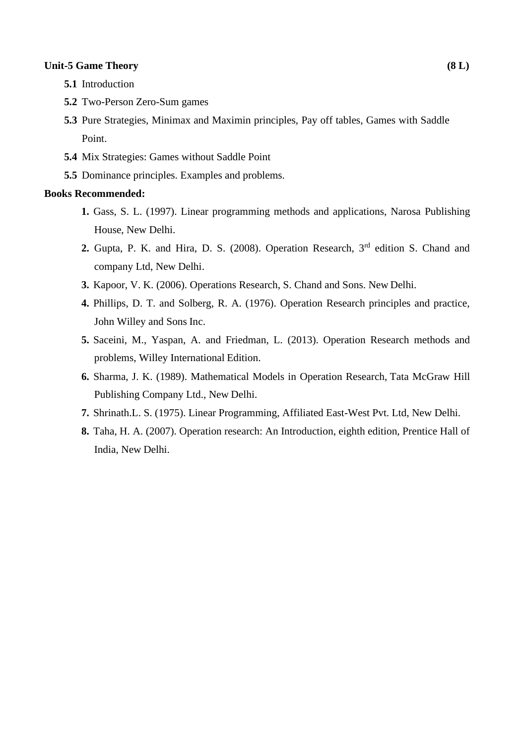**Unit-5 Game Theory (8 L)**

**5.1** Introduction

**5.2** Two-Person Zero-Sum games

**5.3** Pure Strategies, Minimax and Maximin principles, Pay off tables, Games with Saddle Point.

**5.4** Mix Strategies: Games without Saddle Point

**5.5** Dominance principles. Examples and problems.

**Books Recommended:**

1. Gass, S. L. (1997). Linear programming methods and applications, Narosa Publishing House, New Delhi.
2. Gupta, P. K. and Hira, D. S. (2008). Operation Research, 3rd edition S. Chand and company Ltd, New Delhi.
3. Kapoor, V. K. (2006). Operations Research, S. Chand and Sons. New Delhi.
4. Phillips, D. T. and Solberg, R. A. (1976). Operation Research principles and practice, John Willey and Sons Inc.
5. Saceini, M., Yaspan, A. and Friedman, L. (2013). Operation Research methods and problems, Willey International Edition.
6. Sharma, J. K. (1989). Mathematical Models in Operation Research, Tata McGraw Hill Publishing Company Ltd., New Delhi.
7. Shrinath.L. S. (1975). Linear Programming, Affiliated East-West Pvt. Ltd, New Delhi.
8. Taha, H. A. (2007). Operation research: An Introduction, eighth edition, Prentice Hall of India, New Delhi.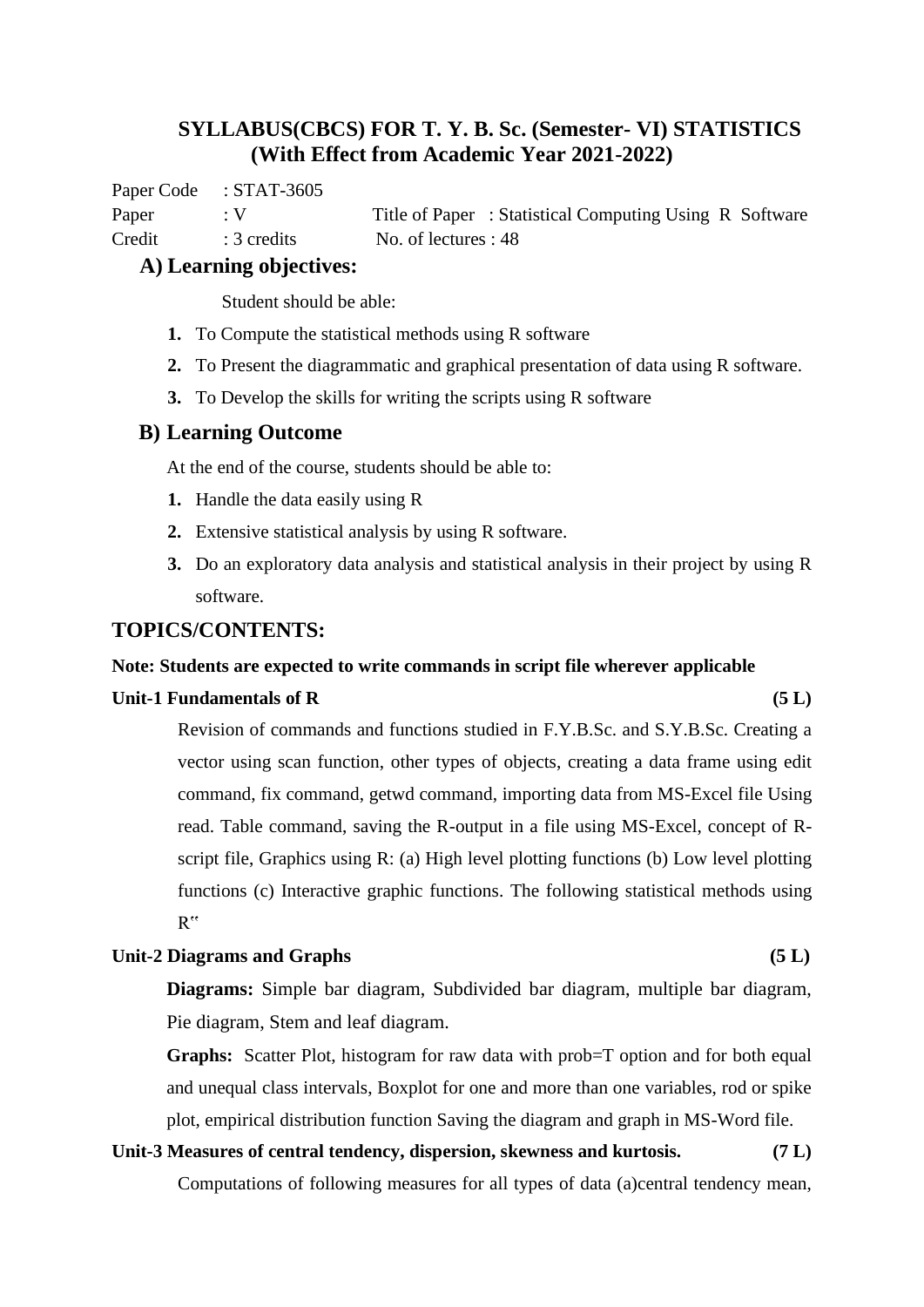# SYLLABUS(CBCS) FOR T. Y. B. Sc. (Semester- VI) STATISTICS
## (With Effect from Academic Year 2021-2022)

Paper Code : STAT-3605
Paper : V Title of Paper : Statistical Computing Using R Software
Credit : 3 credits No. of lectures : 48

### A) Learning objectives:

Student should be able:

1. To Compute the statistical methods using R software
2. To Present the diagrammatic and graphical presentation of data using R software.
3. To Develop the skills for writing the scripts using R software

### B) Learning Outcome

At the end of the course, students should be able to:

1. Handle the data easily using R
2. Extensive statistical analysis by using R software.
3. Do an exploratory data analysis and statistical analysis in their project by using R software.

## TOPICS/CONTENTS:

**Note: Students are expected to write commands in script file wherever applicable**

**Unit-1 Fundamentals of R (5 L)**

Revision of commands and functions studied in F.Y.B.Sc. and S.Y.B.Sc. Creating a vector using scan function, other types of objects, creating a data frame using edit command, fix command, getwd command, importing data from MS-Excel file Using read. Table command, saving the R-output in a file using MS-Excel, concept of R-script file, Graphics using R: (a) High level plotting functions (b) Low level plotting functions (c) Interactive graphic functions. The following statistical methods using R"

**Unit-2 Diagrams and Graphs (5 L)**

**Diagrams:** Simple bar diagram, Subdivided bar diagram, multiple bar diagram, Pie diagram, Stem and leaf diagram.

**Graphs:** Scatter Plot, histogram for raw data with prob=T option and for both equal and unequal class intervals, Boxplot for one and more than one variables, rod or spike plot, empirical distribution function Saving the diagram and graph in MS-Word file.

**Unit-3 Measures of central tendency, dispersion, skewness and kurtosis. (7 L)**

Computations of following measures for all types of data (a)central tendency mean,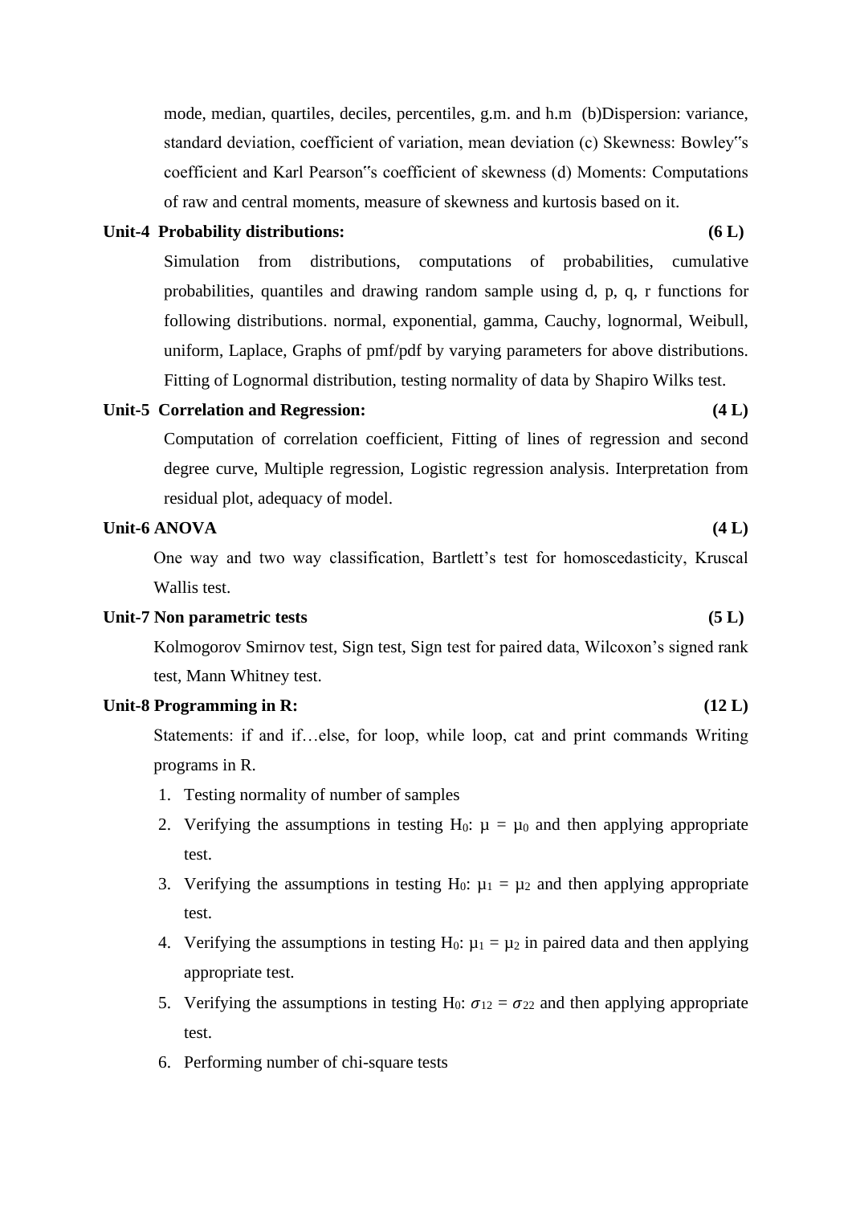mode, median, quartiles, deciles, percentiles, g.m. and h.m (b)Dispersion: variance, standard deviation, coefficient of variation, mean deviation (c) Skewness: Bowley‟s coefficient and Karl Pearson‟s coefficient of skewness (d) Moments: Computations of raw and central moments, measure of skewness and kurtosis based on it.

**Unit-4 Probability distributions: (6 L)**

Simulation from distributions, computations of probabilities, cumulative probabilities, quantiles and drawing random sample using d, p, q, r functions for following distributions. normal, exponential, gamma, Cauchy, lognormal, Weibull, uniform, Laplace, Graphs of pmf/pdf by varying parameters for above distributions. Fitting of Lognormal distribution, testing normality of data by Shapiro Wilks test.

**Unit-5 Correlation and Regression: (4 L)**

Computation of correlation coefficient, Fitting of lines of regression and second degree curve, Multiple regression, Logistic regression analysis. Interpretation from residual plot, adequacy of model.

**Unit-6 ANOVA (4 L)**

One way and two way classification, Bartlett's test for homoscedasticity, Kruscal Wallis test.

**Unit-7 Non parametric tests (5 L)**

Kolmogorov Smirnov test, Sign test, Sign test for paired data, Wilcoxon's signed rank test, Mann Whitney test.

**Unit-8 Programming in R: (12 L)**

Statements: if and if…else, for loop, while loop, cat and print commands Writing programs in R.

1. Testing normality of number of samples
2. Verifying the assumptions in testing $H_0$: $\mu = \mu_0$ and then applying appropriate test.
3. Verifying the assumptions in testing $H_0$: $\mu_1 = \mu_2$ and then applying appropriate test.
4. Verifying the assumptions in testing $H_0$: $\mu_1 = \mu_2$ in paired data and then applying appropriate test.
5. Verifying the assumptions in testing $H_0$: $\sigma_1^2 = \sigma_2^2$ and then applying appropriate test.
6. Performing number of chi-square tests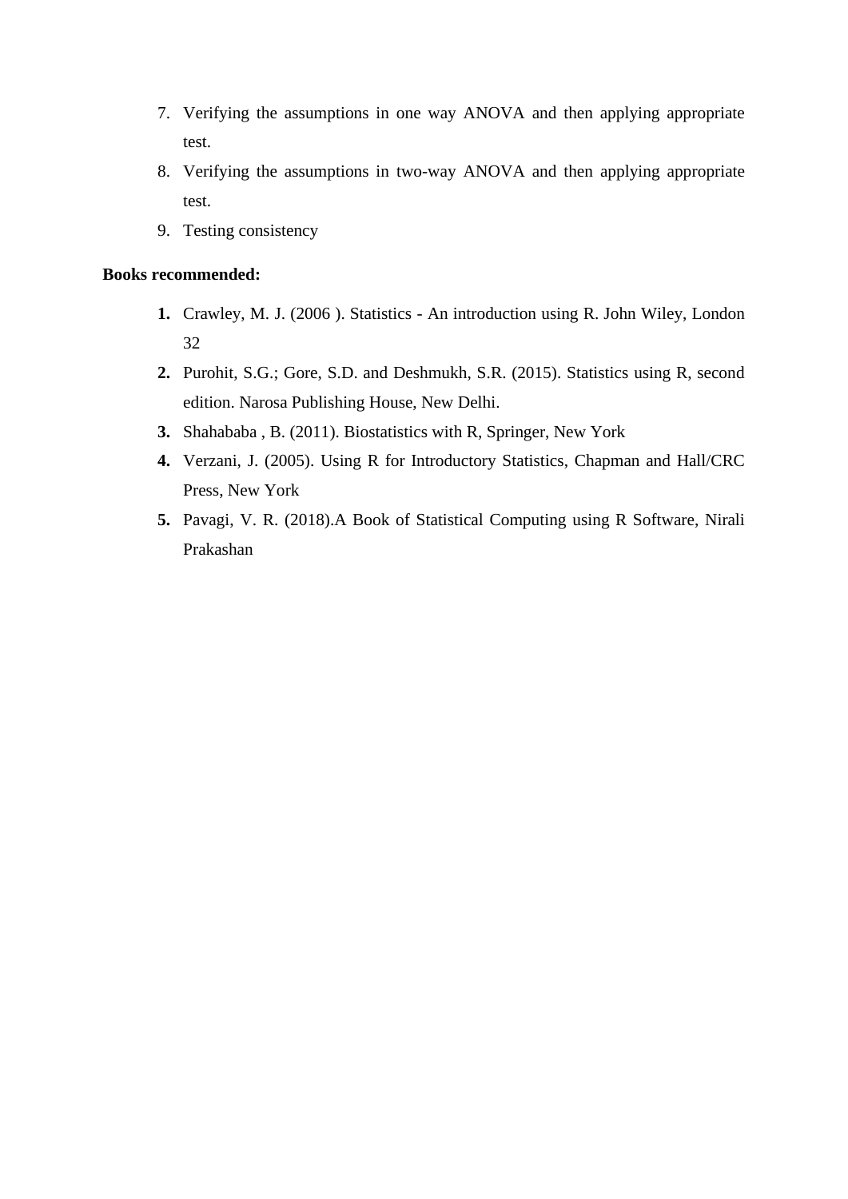7. Verifying the assumptions in one way ANOVA and then applying appropriate test.
8. Verifying the assumptions in two-way ANOVA and then applying appropriate test.
9. Testing consistency

**Books recommended:**

1. Crawley, M. J. (2006 ). Statistics - An introduction using R. John Wiley, London 32
2. Purohit, S.G.; Gore, S.D. and Deshmukh, S.R. (2015). Statistics using R, second edition. Narosa Publishing House, New Delhi.
3. Shahababa , B. (2011). Biostatistics with R, Springer, New York
4. Verzani, J. (2005). Using R for Introductory Statistics, Chapman and Hall/CRC Press, New York
5. Pavagi, V. R. (2018).A Book of Statistical Computing using R Software, Nirali Prakashan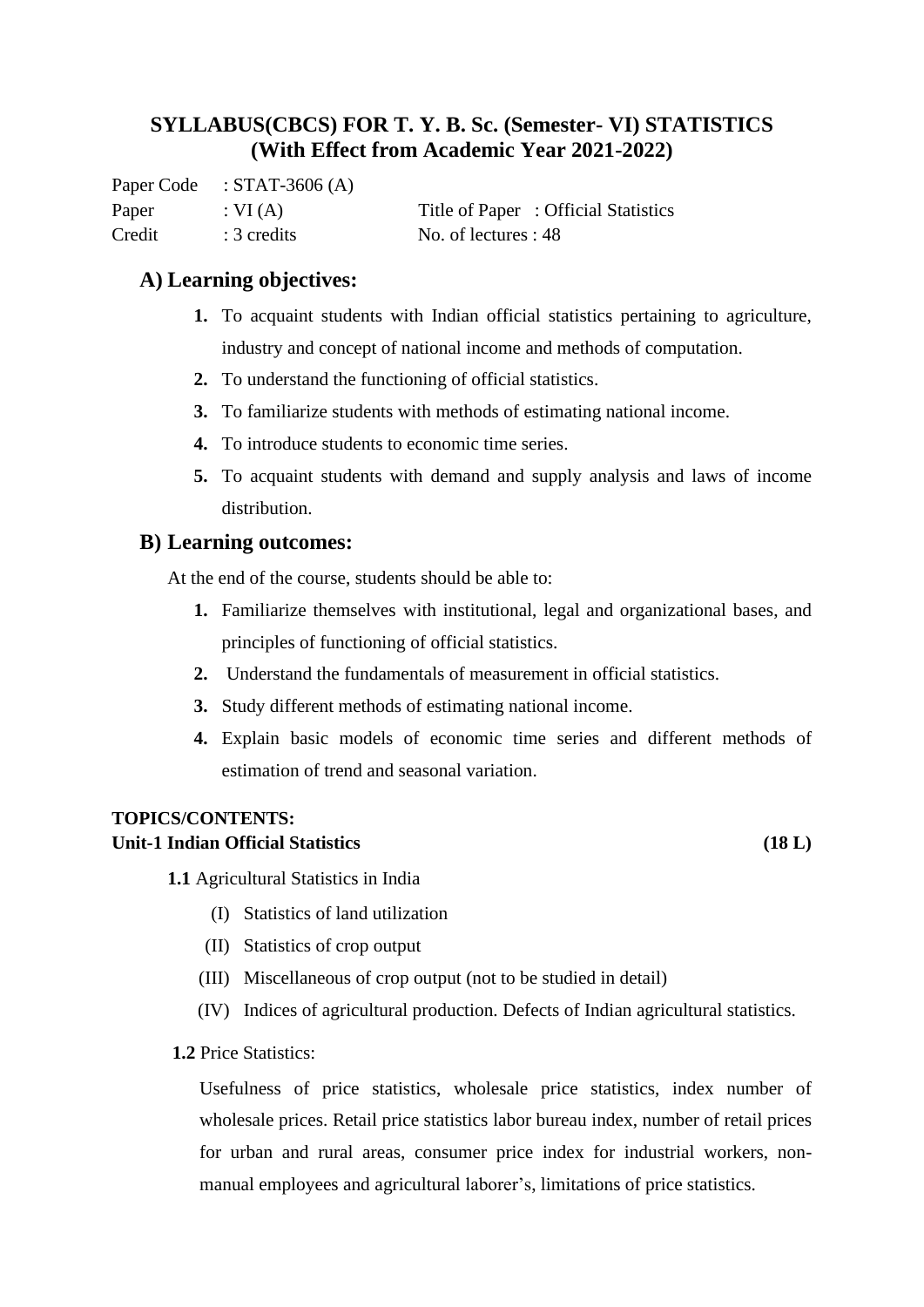# SYLLABUS(CBCS) FOR T. Y. B. Sc. (Semester- VI) STATISTICS
## (With Effect from Academic Year 2021-2022)

Paper Code : STAT-3606 (A)

Paper : VI (A) Title of Paper : Official Statistics

Credit : 3 credits No. of lectures : 48

## A) Learning objectives:

1. To acquaint students with Indian official statistics pertaining to agriculture, industry and concept of national income and methods of computation.
2. To understand the functioning of official statistics.
3. To familiarize students with methods of estimating national income.
4. To introduce students to economic time series.
5. To acquaint students with demand and supply analysis and laws of income distribution.

## B) Learning outcomes:

At the end of the course, students should be able to:

1. Familiarize themselves with institutional, legal and organizational bases, and principles of functioning of official statistics.
2. Understand the fundamentals of measurement in official statistics.
3. Study different methods of estimating national income.
4. Explain basic models of economic time series and different methods of estimation of trend and seasonal variation.

**TOPICS/CONTENTS:**

**Unit-1 Indian Official Statistics (18 L)**

**1.1** Agricultural Statistics in India

(I) Statistics of land utilization

(II) Statistics of crop output

(III) Miscellaneous of crop output (not to be studied in detail)

(IV) Indices of agricultural production. Defects of Indian agricultural statistics.

**1.2** Price Statistics:

Usefulness of price statistics, wholesale price statistics, index number of wholesale prices. Retail price statistics labor bureau index, number of retail prices for urban and rural areas, consumer price index for industrial workers, non-manual employees and agricultural laborer's, limitations of price statistics.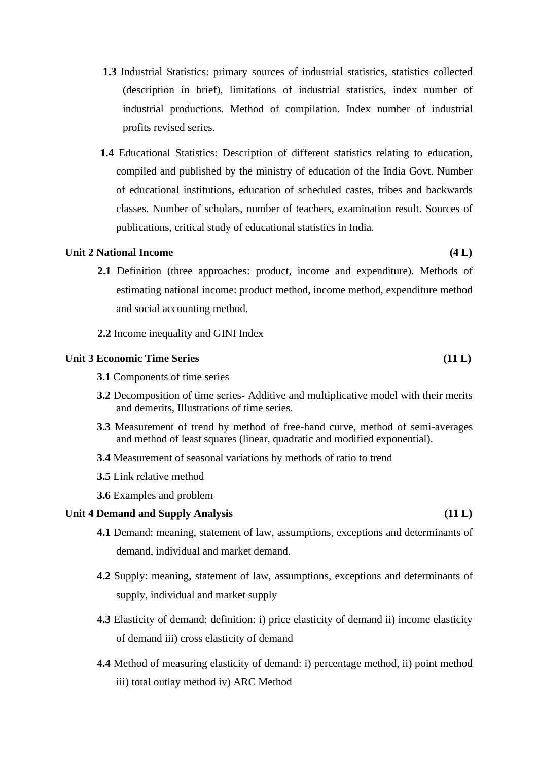**1.3** Industrial Statistics: primary sources of industrial statistics, statistics collected (description in brief), limitations of industrial statistics, index number of industrial productions. Method of compilation. Index number of industrial profits revised series.

**1.4** Educational Statistics: Description of different statistics relating to education, compiled and published by the ministry of education of the India Govt. Number of educational institutions, education of scheduled castes, tribes and backwards classes. Number of scholars, number of teachers, examination result. Sources of publications, critical study of educational statistics in India.

**Unit 2 National Income (4 L)**

**2.1** Definition (three approaches: product, income and expenditure). Methods of estimating national income: product method, income method, expenditure method and social accounting method.

**2.2** Income inequality and GINI Index

**Unit 3 Economic Time Series (11 L)**

**3.1** Components of time series

**3.2** Decomposition of time series- Additive and multiplicative model with their merits and demerits, Illustrations of time series.

**3.3** Measurement of trend by method of free-hand curve, method of semi-averages and method of least squares (linear, quadratic and modified exponential).

**3.4** Measurement of seasonal variations by methods of ratio to trend

**3.5** Link relative method

**3.6** Examples and problem

**Unit 4 Demand and Supply Analysis (11 L)**

**4.1** Demand: meaning, statement of law, assumptions, exceptions and determinants of demand, individual and market demand.

**4.2** Supply: meaning, statement of law, assumptions, exceptions and determinants of supply, individual and market supply

**4.3** Elasticity of demand: definition: i) price elasticity of demand ii) income elasticity of demand iii) cross elasticity of demand

**4.4** Method of measuring elasticity of demand: i) percentage method, ii) point method iii) total outlay method iv) ARC Method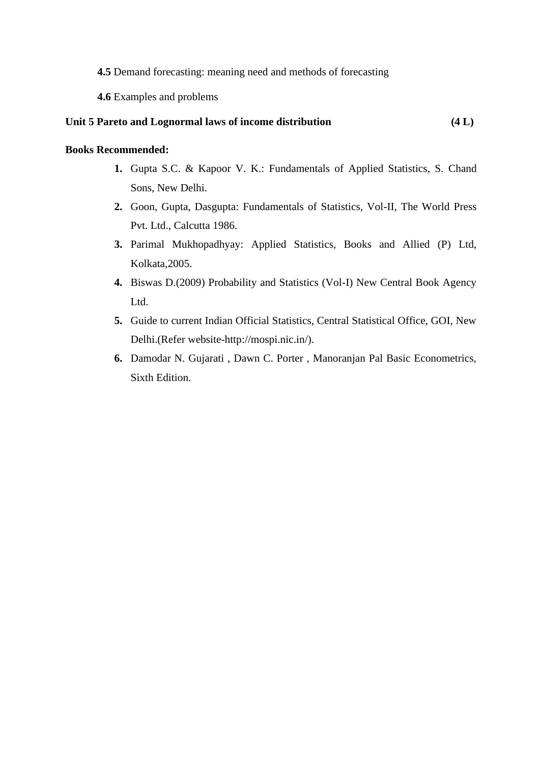**4.5** Demand forecasting: meaning need and methods of forecasting

**4.6** Examples and problems

**Unit 5 Pareto and Lognormal laws of income distribution (4 L)**

**Books Recommended:**

1. Gupta S.C. & Kapoor V. K.: Fundamentals of Applied Statistics, S. Chand Sons, New Delhi.
2. Goon, Gupta, Dasgupta: Fundamentals of Statistics, Vol-II, The World Press Pvt. Ltd., Calcutta 1986.
3. Parimal Mukhopadhyay: Applied Statistics, Books and Allied (P) Ltd, Kolkata,2005.
4. Biswas D.(2009) Probability and Statistics (Vol-I) New Central Book Agency Ltd.
5. Guide to current Indian Official Statistics, Central Statistical Office, GOI, New Delhi.(Refer website-http://mospi.nic.in/).
6. Damodar N. Gujarati , Dawn C. Porter , Manoranjan Pal Basic Econometrics, Sixth Edition.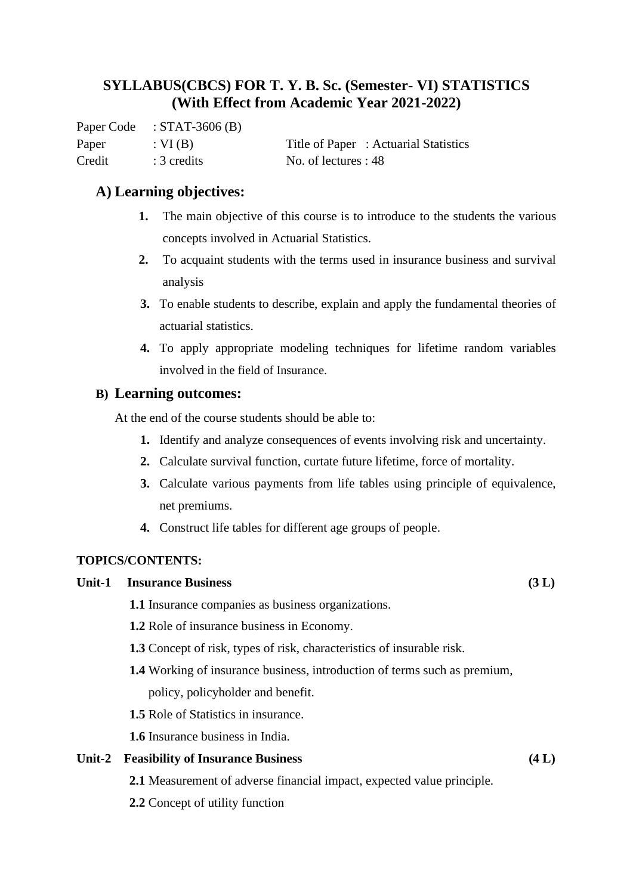# SYLLABUS(CBCS) FOR T. Y. B. Sc. (Semester- VI) STATISTICS (With Effect from Academic Year 2021-2022)

Paper Code : STAT-3606 (B)

Paper : VI (B) Title of Paper : Actuarial Statistics

Credit : 3 credits No. of lectures : 48

## A) Learning objectives:

1. The main objective of this course is to introduce to the students the various concepts involved in Actuarial Statistics.
2. To acquaint students with the terms used in insurance business and survival analysis
3. To enable students to describe, explain and apply the fundamental theories of actuarial statistics.
4. To apply appropriate modeling techniques for lifetime random variables involved in the field of Insurance.

## B) Learning outcomes:

At the end of the course students should be able to:

1. Identify and analyze consequences of events involving risk and uncertainty.
2. Calculate survival function, curtate future lifetime, force of mortality.
3. Calculate various payments from life tables using principle of equivalence, net premiums.
4. Construct life tables for different age groups of people.

**TOPICS/CONTENTS:**

**Unit-1 Insurance Business (3 L)**

**1.1** Insurance companies as business organizations.

**1.2** Role of insurance business in Economy.

**1.3** Concept of risk, types of risk, characteristics of insurable risk.

**1.4** Working of insurance business, introduction of terms such as premium, policy, policyholder and benefit.

**1.5** Role of Statistics in insurance.

**1.6** Insurance business in India.

**Unit-2 Feasibility of Insurance Business (4 L)**

**2.1** Measurement of adverse financial impact, expected value principle.

**2.2** Concept of utility function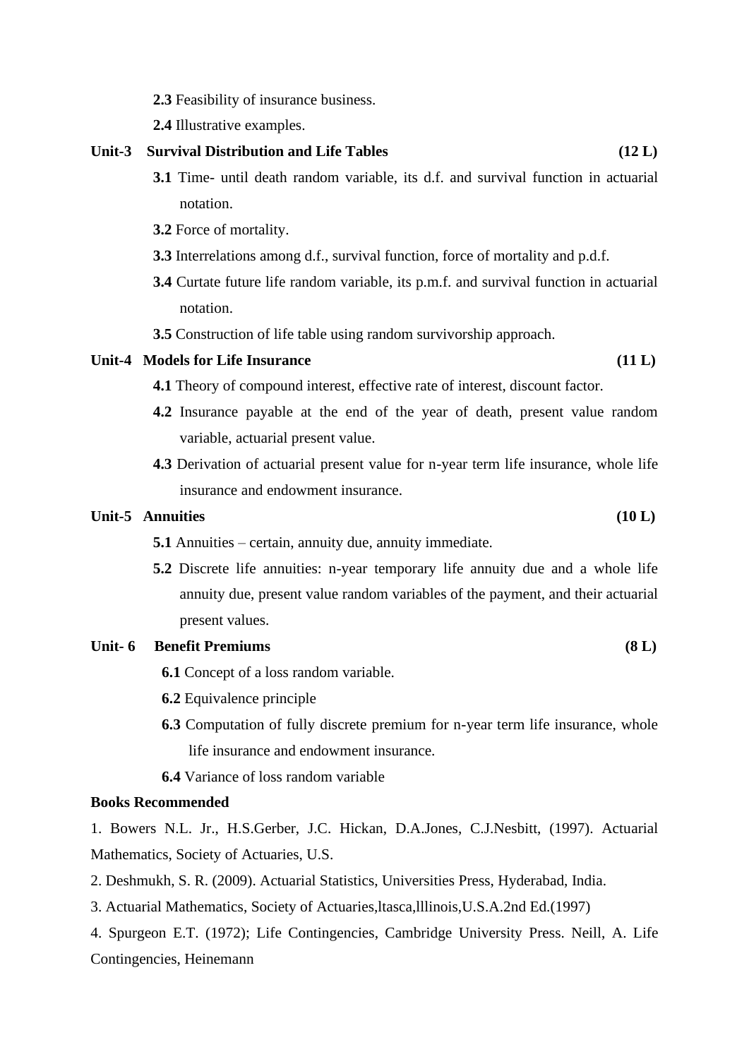**2.3** Feasibility of insurance business.

**2.4** Illustrative examples.

**Unit-3 Survival Distribution and Life Tables (12 L)**

**3.1** Time- until death random variable, its d.f. and survival function in actuarial notation.

**3.2** Force of mortality.

**3.3** Interrelations among d.f., survival function, force of mortality and p.d.f.

**3.4** Curtate future life random variable, its p.m.f. and survival function in actuarial notation.

**3.5** Construction of life table using random survivorship approach.

**Unit-4 Models for Life Insurance (11 L)**

**4.1** Theory of compound interest, effective rate of interest, discount factor.

**4.2** Insurance payable at the end of the year of death, present value random variable, actuarial present value.

**4.3** Derivation of actuarial present value for n-year term life insurance, whole life insurance and endowment insurance.

**Unit-5 Annuities (10 L)**

**5.1** Annuities – certain, annuity due, annuity immediate.

**5.2** Discrete life annuities: n-year temporary life annuity due and a whole life annuity due, present value random variables of the payment, and their actuarial present values.

**Unit- 6 Benefit Premiums (8 L)**

**6.1** Concept of a loss random variable.

**6.2** Equivalence principle

**6.3** Computation of fully discrete premium for n-year term life insurance, whole life insurance and endowment insurance.

**6.4** Variance of loss random variable

**Books Recommended**

1. Bowers N.L. Jr., H.S.Gerber, J.C. Hickan, D.A.Jones, C.J.Nesbitt, (1997). Actuarial Mathematics, Society of Actuaries, U.S.

2. Deshmukh, S. R. (2009). Actuarial Statistics, Universities Press, Hyderabad, India.

3. Actuarial Mathematics, Society of Actuaries,ltasca,lllinois,U.S.A.2nd Ed.(1997)

4. Spurgeon E.T. (1972); Life Contingencies, Cambridge University Press. Neill, A. Life Contingencies, Heinemann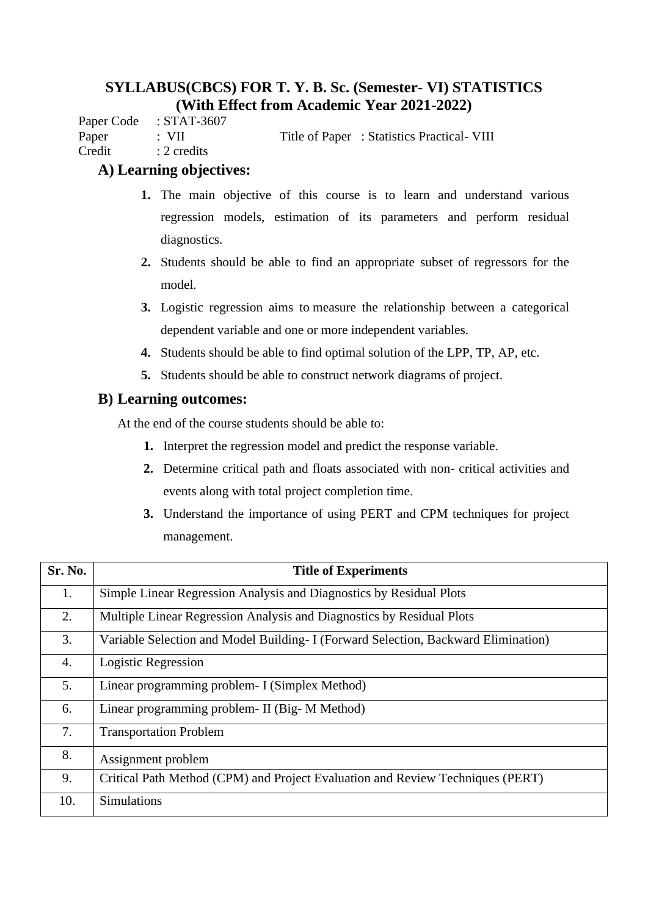# SYLLABUS(CBCS) FOR T. Y. B. Sc. (Semester- VI) STATISTICS
## (With Effect from Academic Year 2021-2022)

Paper Code : STAT-3607
Paper : VII Title of Paper : Statistics Practical- VIII
Credit : 2 credits

### A) Learning objectives:

1. The main objective of this course is to learn and understand various regression models, estimation of its parameters and perform residual diagnostics.
2. Students should be able to find an appropriate subset of regressors for the model.
3. Logistic regression aims to measure the relationship between a categorical dependent variable and one or more independent variables.
4. Students should be able to find optimal solution of the LPP, TP, AP, etc.
5. Students should be able to construct network diagrams of project.

### B) Learning outcomes:

At the end of the course students should be able to:

1. Interpret the regression model and predict the response variable.
2. Determine critical path and floats associated with non- critical activities and events along with total project completion time.
3. Understand the importance of using PERT and CPM techniques for project management.

| Sr. No. | Title of Experiments |
|---|---|
| 1. | Simple Linear Regression Analysis and Diagnostics by Residual Plots |
| 2. | Multiple Linear Regression Analysis and Diagnostics by Residual Plots |
| 3. | Variable Selection and Model Building- I (Forward Selection, Backward Elimination) |
| 4. | Logistic Regression |
| 5. | Linear programming problem- I (Simplex Method) |
| 6. | Linear programming problem- II (Big- M Method) |
| 7. | Transportation Problem |
| 8. | Assignment problem |
| 9. | Critical Path Method (CPM) and Project Evaluation and Review Techniques (PERT) |
| 10. | Simulations |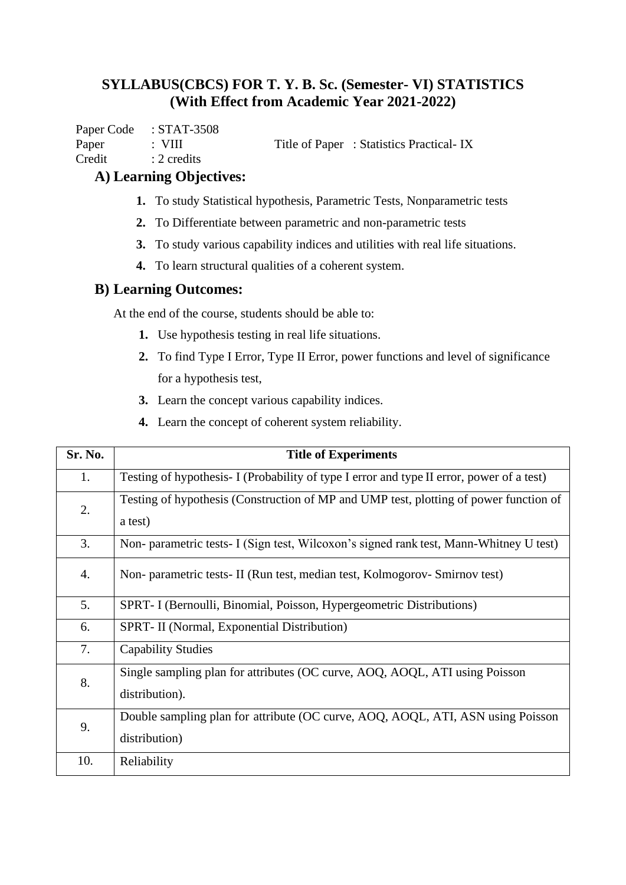## SYLLABUS(CBCS) FOR T. Y. B. Sc. (Semester- VI) STATISTICS
## (With Effect from Academic Year 2021-2022)

Paper Code : STAT-3508
Paper : VIII Title of Paper : Statistics Practical- IX
Credit : 2 credits

### A) Learning Objectives:

1. To study Statistical hypothesis, Parametric Tests, Nonparametric tests
2. To Differentiate between parametric and non-parametric tests
3. To study various capability indices and utilities with real life situations.
4. To learn structural qualities of a coherent system.

### B) Learning Outcomes:

At the end of the course, students should be able to:

1. Use hypothesis testing in real life situations.
2. To find Type I Error, Type II Error, power functions and level of significance for a hypothesis test,
3. Learn the concept various capability indices.
4. Learn the concept of coherent system reliability.

| Sr. No. | Title of Experiments |
|---|---|
| 1. | Testing of hypothesis- I (Probability of type I error and type II error, power of a test) |
| 2. | Testing of hypothesis (Construction of MP and UMP test, plotting of power function of a test) |
| 3. | Non- parametric tests- I (Sign test, Wilcoxon's signed rank test, Mann-Whitney U test) |
| 4. | Non- parametric tests- II (Run test, median test, Kolmogorov- Smirnov test) |
| 5. | SPRT- I (Bernoulli, Binomial, Poisson, Hypergeometric Distributions) |
| 6. | SPRT- II (Normal, Exponential Distribution) |
| 7. | Capability Studies |
| 8. | Single sampling plan for attributes (OC curve, AOQ, AOQL, ATI using Poisson distribution). |
| 9. | Double sampling plan for attribute (OC curve, AOQ, AOQL, ATI, ASN using Poisson distribution) |
| 10. | Reliability |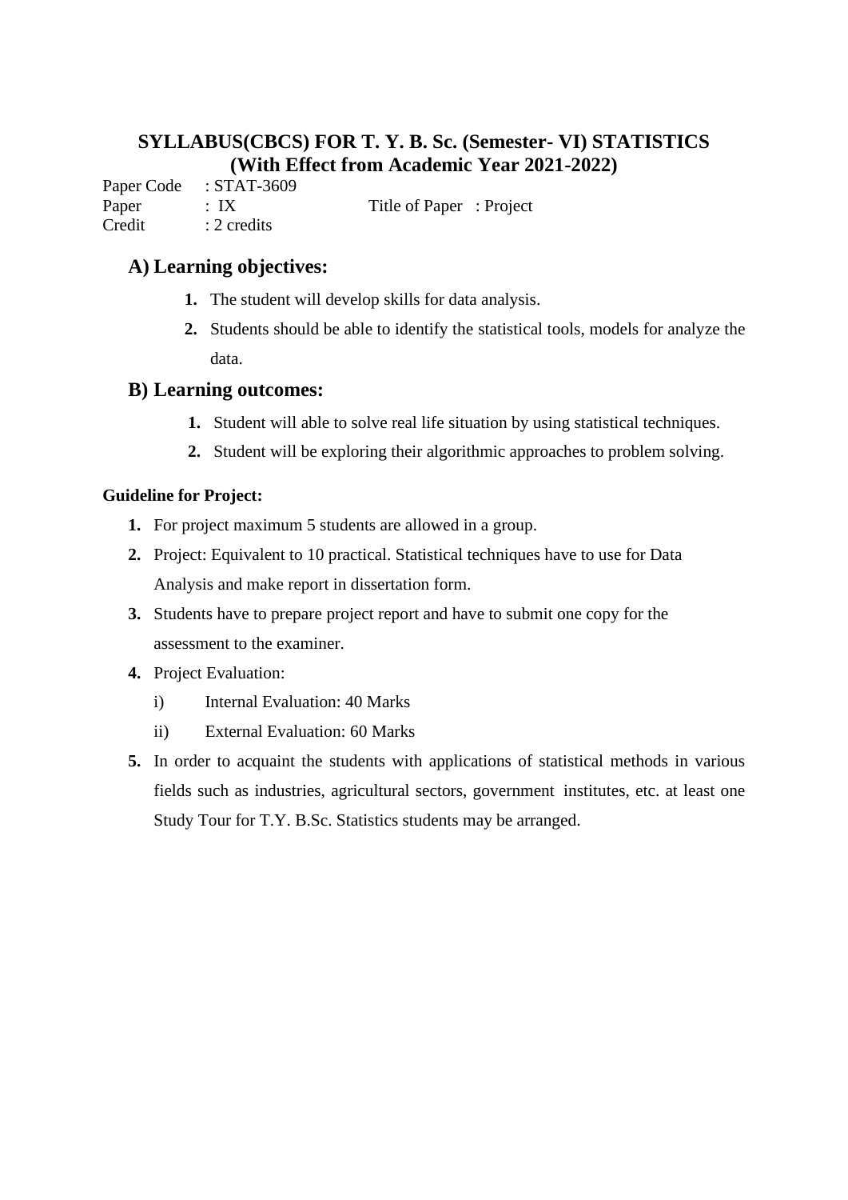## SYLLABUS(CBCS) FOR T. Y. B. Sc. (Semester- VI) STATISTICS
## (With Effect from Academic Year 2021-2022)

Paper Code : STAT-3609
Paper : IX Title of Paper : Project
Credit : 2 credits

### A) Learning objectives:

1. The student will develop skills for data analysis.
2. Students should be able to identify the statistical tools, models for analyze the data.

### B) Learning outcomes:

1. Student will able to solve real life situation by using statistical techniques.
2. Student will be exploring their algorithmic approaches to problem solving.

**Guideline for Project:**

1. For project maximum 5 students are allowed in a group.
2. Project: Equivalent to 10 practical. Statistical techniques have to use for Data Analysis and make report in dissertation form.
3. Students have to prepare project report and have to submit one copy for the assessment to the examiner.
4. Project Evaluation:
   i) Internal Evaluation: 40 Marks
   ii) External Evaluation: 60 Marks
5. In order to acquaint the students with applications of statistical methods in various fields such as industries, agricultural sectors, government institutes, etc. at least one Study Tour for T.Y. B.Sc. Statistics students may be arranged.